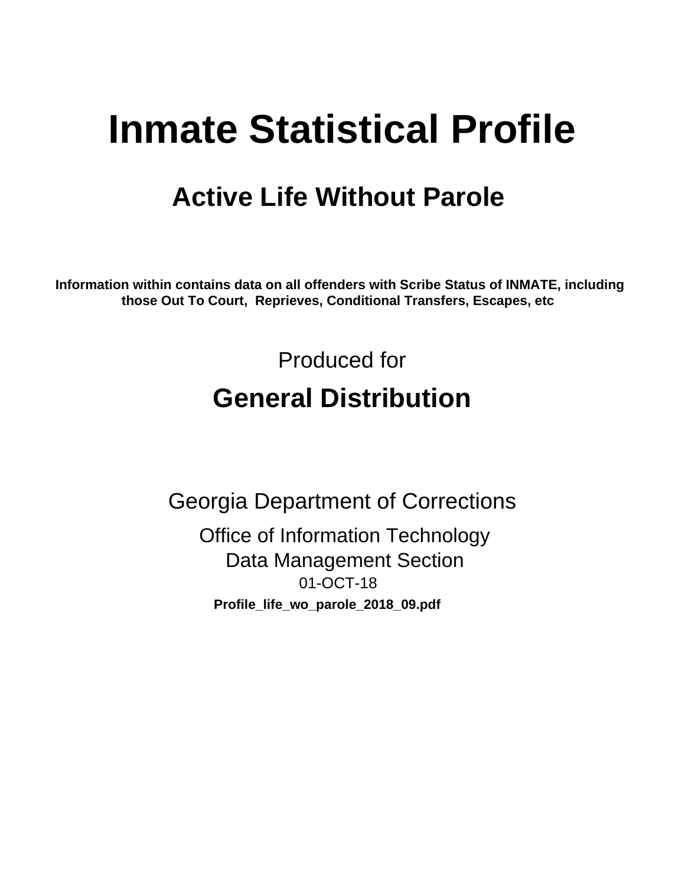# Inmate Statistical Profile

## Active Life Without Parole

**Information within contains data on all offenders with Scribe Status of INMATE, including those Out To Court, Reprieves, Conditional Transfers, Escapes, etc**

Produced for

## General Distribution

Georgia Department of Corrections

Office of Information Technology
Data Management Section
01-OCT-18

**Profile_life_wo_parole_2018_09.pdf**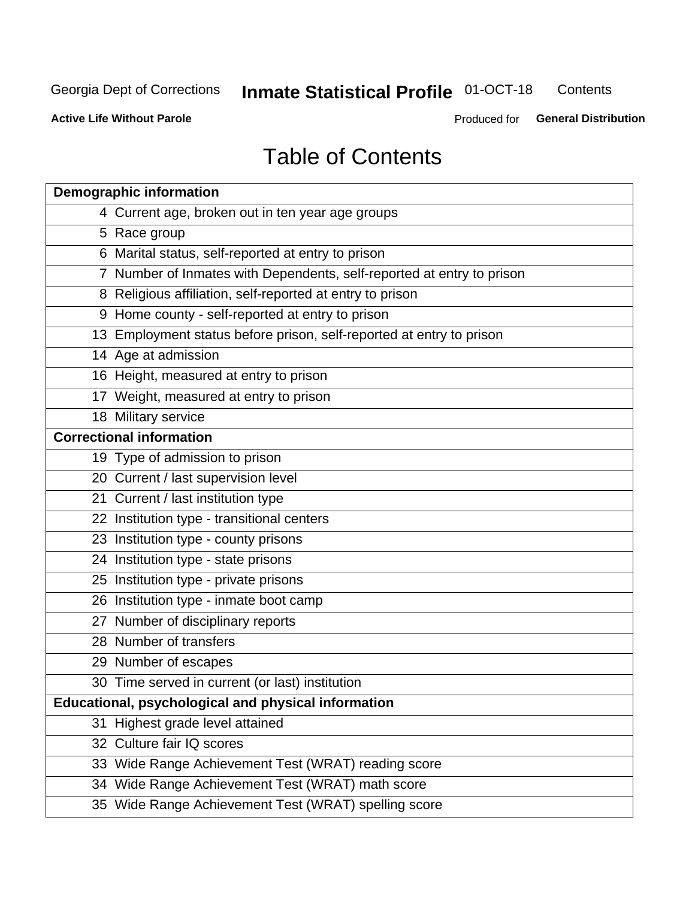Georgia Dept of Corrections **Inmate Statistical Profile** 01-OCT-18 Contents

**Active Life Without Parole** Produced for **General Distribution**

# Table of Contents

| **Demographic information** | |
|---|---|
| 4 | Current age, broken out in ten year age groups |
| 5 | Race group |
| 6 | Marital status, self-reported at entry to prison |
| 7 | Number of Inmates with Dependents, self-reported at entry to prison |
| 8 | Religious affiliation, self-reported at entry to prison |
| 9 | Home county - self-reported at entry to prison |
| 13 | Employment status before prison, self-reported at entry to prison |
| 14 | Age at admission |
| 16 | Height, measured at entry to prison |
| 17 | Weight, measured at entry to prison |
| 18 | Military service |
| **Correctional information** | |
| 19 | Type of admission to prison |
| 20 | Current / last supervision level |
| 21 | Current / last institution type |
| 22 | Institution type - transitional centers |
| 23 | Institution type - county prisons |
| 24 | Institution type - state prisons |
| 25 | Institution type - private prisons |
| 26 | Institution type - inmate boot camp |
| 27 | Number of disciplinary reports |
| 28 | Number of transfers |
| 29 | Number of escapes |
| 30 | Time served in current (or last) institution |
| **Educational, psychological and physical information** | |
| 31 | Highest grade level attained |
| 32 | Culture fair IQ scores |
| 33 | Wide Range Achievement Test (WRAT) reading score |
| 34 | Wide Range Achievement Test (WRAT) math score |
| 35 | Wide Range Achievement Test (WRAT) spelling score |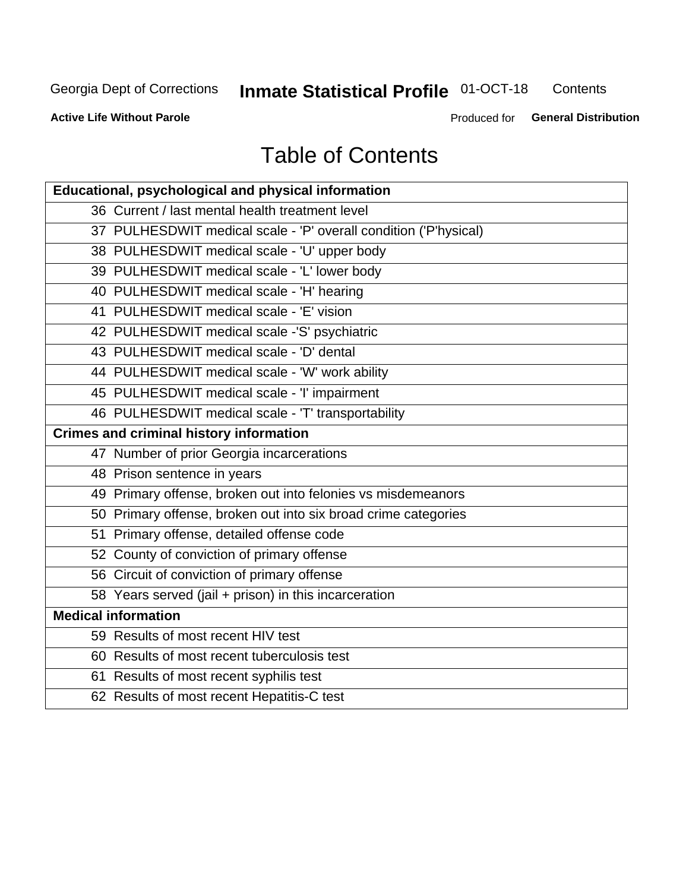# Table of Contents

| Educational, psychological and physical information | |
|---|---|
| 36 | Current / last mental health treatment level |
| 37 | PULHESDWIT medical scale - 'P' overall condition ('P'hysical) |
| 38 | PULHESDWIT medical scale - 'U' upper body |
| 39 | PULHESDWIT medical scale - 'L' lower body |
| 40 | PULHESDWIT medical scale - 'H' hearing |
| 41 | PULHESDWIT medical scale - 'E' vision |
| 42 | PULHESDWIT medical scale -'S' psychiatric |
| 43 | PULHESDWIT medical scale - 'D' dental |
| 44 | PULHESDWIT medical scale - 'W' work ability |
| 45 | PULHESDWIT medical scale - 'I' impairment |
| 46 | PULHESDWIT medical scale - 'T' transportability |
| **Crimes and criminal history information** | |
| 47 | Number of prior Georgia incarcerations |
| 48 | Prison sentence in years |
| 49 | Primary offense, broken out into felonies vs misdemeanors |
| 50 | Primary offense, broken out into six broad crime categories |
| 51 | Primary offense, detailed offense code |
| 52 | County of conviction of primary offense |
| 56 | Circuit of conviction of primary offense |
| 58 | Years served (jail + prison) in this incarceration |
| **Medical information** | |
| 59 | Results of most recent HIV test |
| 60 | Results of most recent tuberculosis test |
| 61 | Results of most recent syphilis test |
| 62 | Results of most recent Hepatitis-C test |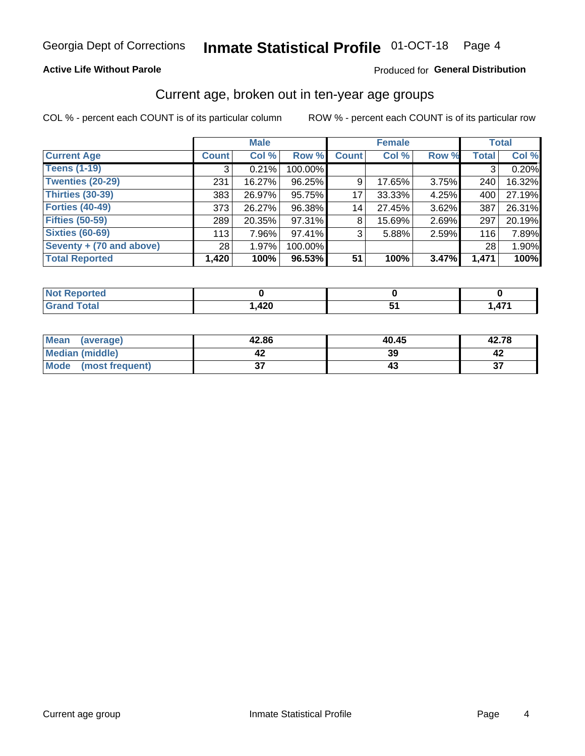Georgia Dept of Corrections **Inmate Statistical Profile** 01-OCT-18

**Active Life Without Parole**

Produced for **General Distribution**

## Current age, broken out in ten-year age groups

COL % - percent each COUNT is of its particular column

ROW % - percent each COUNT is of its particular row

| | Male | | | Female | | | Total | |
|---|---|---|---|---|---|---|---|---|
| **Current Age** | **Count** | **Col %** | **Row %** | **Count** | **Col %** | **Row %** | **Total** | **Col %** |
| **Teens (1-19)** | 3 | 0.21% | 100.00% | | | | 3 | 0.20% |
| **Twenties (20-29)** | 231 | 16.27% | 96.25% | 9 | 17.65% | 3.75% | 240 | 16.32% |
| **Thirties (30-39)** | 383 | 26.97% | 95.75% | 17 | 33.33% | 4.25% | 400 | 27.19% |
| **Forties (40-49)** | 373 | 26.27% | 96.38% | 14 | 27.45% | 3.62% | 387 | 26.31% |
| **Fifties (50-59)** | 289 | 20.35% | 97.31% | 8 | 15.69% | 2.69% | 297 | 20.19% |
| **Sixties (60-69)** | 113 | 7.96% | 97.41% | 3 | 5.88% | 2.59% | 116 | 7.89% |
| **Seventy + (70 and above)** | 28 | 1.97% | 100.00% | | | | 28 | 1.90% |
| **Total Reported** | **1,420** | **100%** | **96.53%** | **51** | **100%** | **3.47%** | **1,471** | **100%** |

| | Male | Female | Total |
|---|---|---|---|
| **Not Reported** | **0** | **0** | **0** |
| **Grand Total** | **1,420** | **51** | **1,471** |

| | Male | Female | Total |
|---|---|---|---|
| **Mean (average)** | **42.86** | **40.45** | **42.78** |
| **Median (middle)** | **42** | **39** | **42** |
| **Mode (most frequent)** | **37** | **43** | **37** |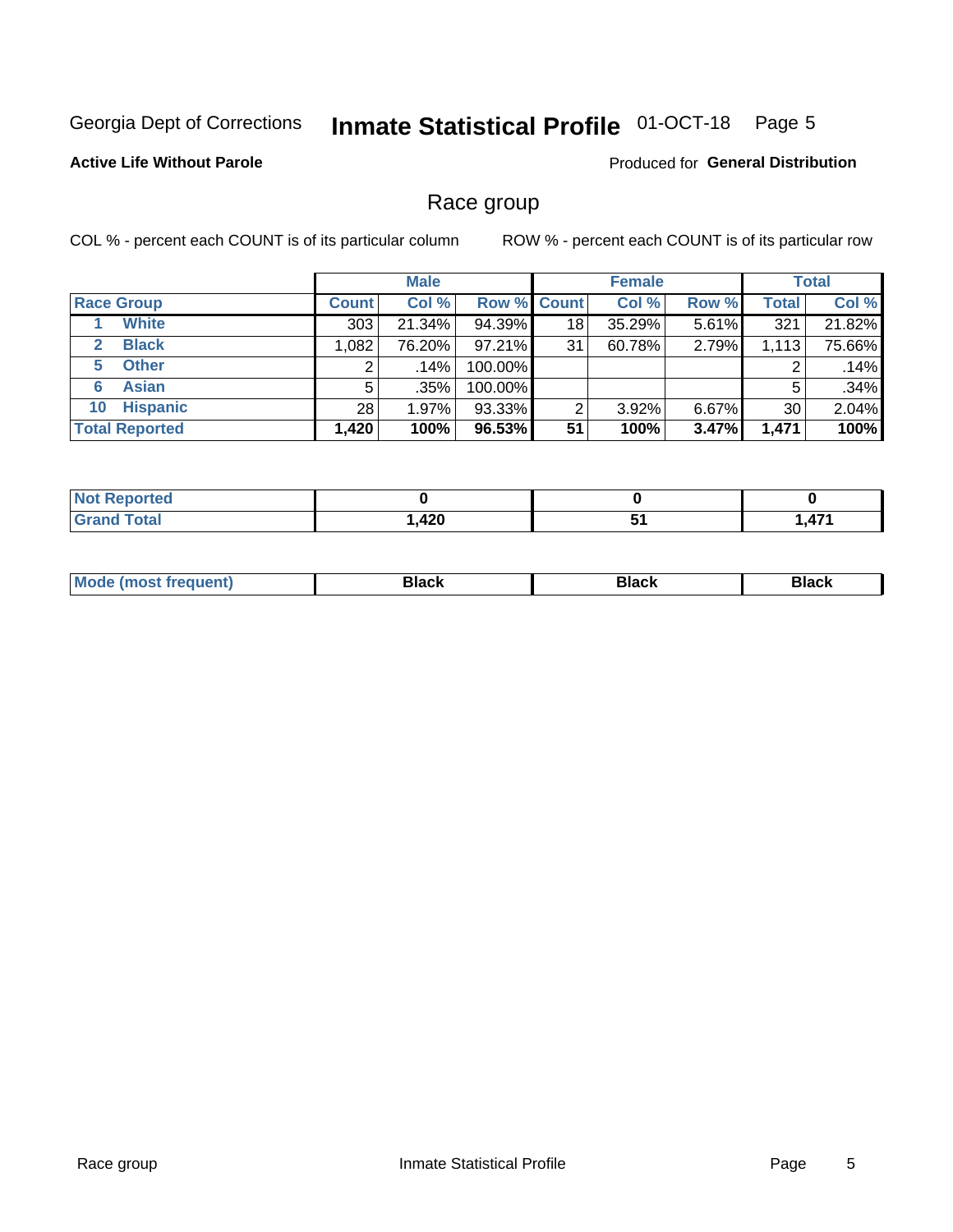Georgia Dept of Corrections **Inmate Statistical Profile** 01-OCT-18

**Active Life Without Parole**

Produced for **General Distribution**

## Race group

COL % - percent each COUNT is of its particular column     ROW % - percent each COUNT is of its particular row

| | Male | | | Female | | | Total | |
|---|---|---|---|---|---|---|---|---|
| **Race Group** | **Count** | **Col %** | **Row %** | **Count** | **Col %** | **Row %** | **Total** | **Col %** |
| 1 White | 303 | 21.34% | 94.39% | 18 | 35.29% | 5.61% | 321 | 21.82% |
| 2 Black | 1,082 | 76.20% | 97.21% | 31 | 60.78% | 2.79% | 1,113 | 75.66% |
| 5 Other | 2 | .14% | 100.00% | | | | 2 | .14% |
| 6 Asian | 5 | .35% | 100.00% | | | | 5 | .34% |
| 10 Hispanic | 28 | 1.97% | 93.33% | 2 | 3.92% | 6.67% | 30 | 2.04% |
| **Total Reported** | **1,420** | **100%** | **96.53%** | **51** | **100%** | **3.47%** | **1,471** | **100%** |

| | Male | Female | Total |
|---|---|---|---|
| Not Reported | **0** | **0** | **0** |
| Grand Total | **1,420** | **51** | **1,471** |

| | Male | Female | Total |
|---|---|---|---|
| Mode (most frequent) | **Black** | **Black** | **Black** |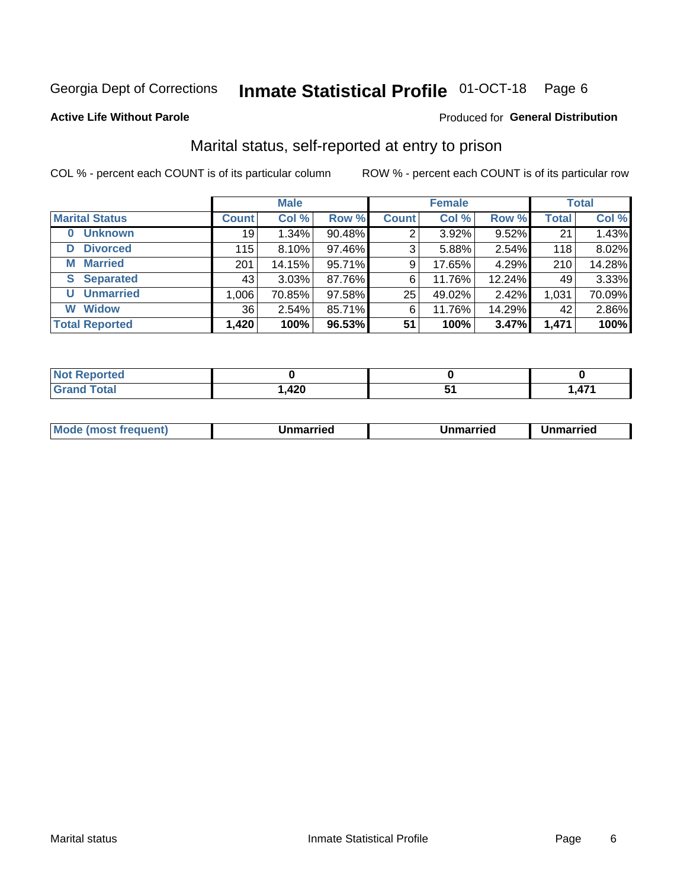Georgia Dept of Corrections **Inmate Statistical Profile** 01-OCT-18

**Active Life Without Parole**

Produced for **General Distribution**

## Marital status, self-reported at entry to prison

COL % - percent each COUNT is of its particular column ROW % - percent each COUNT is of its particular row

| | Male | | | Female | | | Total | |
|---|---|---|---|---|---|---|---|---|
| **Marital Status** | **Count** | **Col %** | **Row %** | **Count** | **Col %** | **Row %** | **Total** | **Col %** |
| **0 Unknown** | 19 | 1.34% | 90.48% | 2 | 3.92% | 9.52% | 21 | 1.43% |
| **D Divorced** | 115 | 8.10% | 97.46% | 3 | 5.88% | 2.54% | 118 | 8.02% |
| **M Married** | 201 | 14.15% | 95.71% | 9 | 17.65% | 4.29% | 210 | 14.28% |
| **S Separated** | 43 | 3.03% | 87.76% | 6 | 11.76% | 12.24% | 49 | 3.33% |
| **U Unmarried** | 1,006 | 70.85% | 97.58% | 25 | 49.02% | 2.42% | 1,031 | 70.09% |
| **W Widow** | 36 | 2.54% | 85.71% | 6 | 11.76% | 14.29% | 42 | 2.86% |
| **Total Reported** | **1,420** | **100%** | **96.53%** | **51** | **100%** | **3.47%** | **1,471** | **100%** |

| | Male | Female | Total |
|---|---|---|---|
| **Not Reported** | **0** | **0** | **0** |
| **Grand Total** | **1,420** | **51** | **1,471** |

| | Male | Female | Total |
|---|---|---|---|
| **Mode (most frequent)** | **Unmarried** | **Unmarried** | **Unmarried** |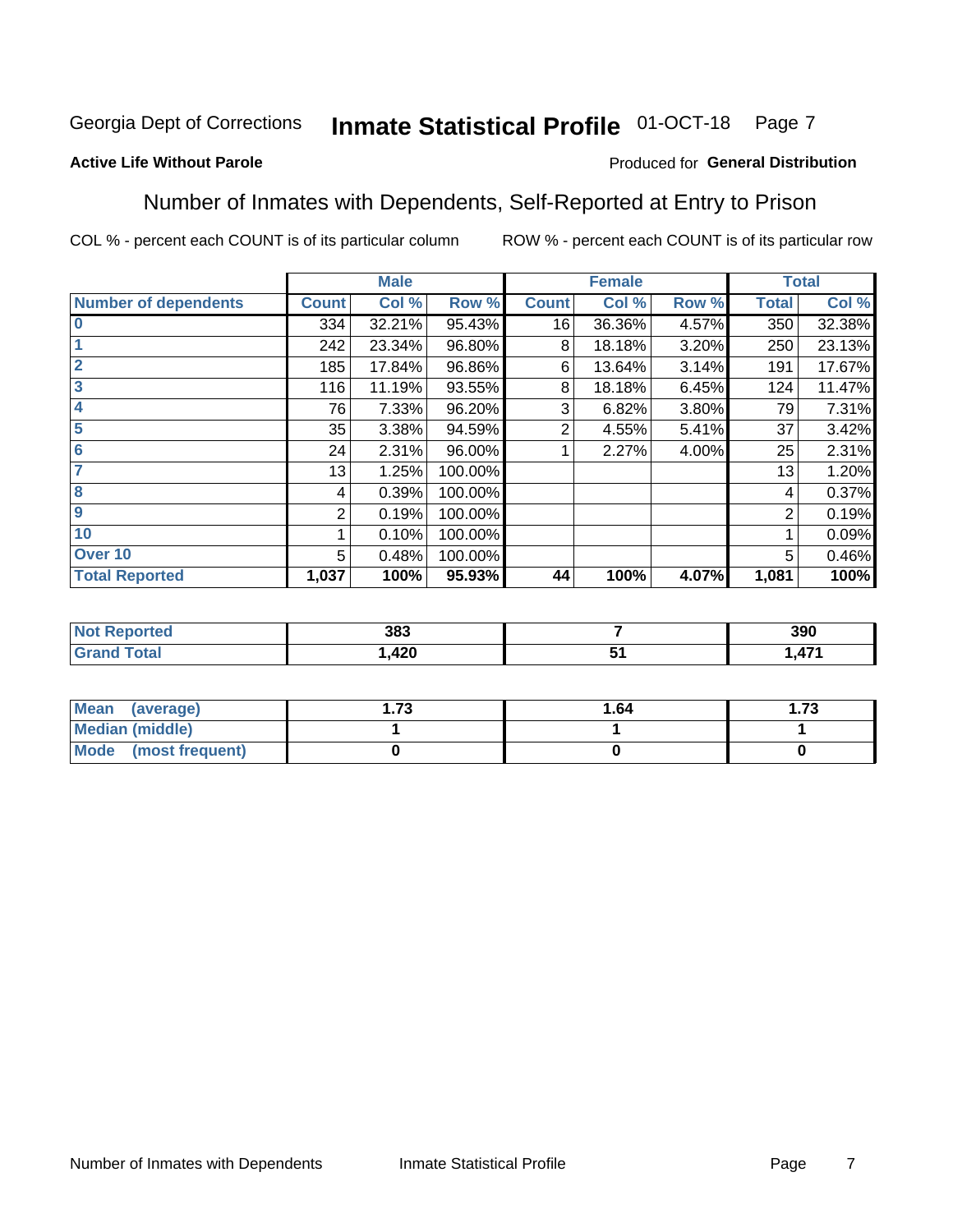Georgia Dept of Corrections **Inmate Statistical Profile** 01-OCT-18 Page 7

**Active Life Without Parole**

Produced for **General Distribution**

## Number of Inmates with Dependents, Self-Reported at Entry to Prison

COL % - percent each COUNT is of its particular column ROW % - percent each COUNT is of its particular row

| | Male | | | Female | | | Total | |
|---|---|---|---|---|---|---|---|---|
| **Number of dependents** | **Count** | **Col %** | **Row %** | **Count** | **Col %** | **Row %** | **Total** | **Col %** |
| **0** | 334 | 32.21% | 95.43% | 16 | 36.36% | 4.57% | 350 | 32.38% |
| **1** | 242 | 23.34% | 96.80% | 8 | 18.18% | 3.20% | 250 | 23.13% |
| **2** | 185 | 17.84% | 96.86% | 6 | 13.64% | 3.14% | 191 | 17.67% |
| **3** | 116 | 11.19% | 93.55% | 8 | 18.18% | 6.45% | 124 | 11.47% |
| **4** | 76 | 7.33% | 96.20% | 3 | 6.82% | 3.80% | 79 | 7.31% |
| **5** | 35 | 3.38% | 94.59% | 2 | 4.55% | 5.41% | 37 | 3.42% |
| **6** | 24 | 2.31% | 96.00% | 1 | 2.27% | 4.00% | 25 | 2.31% |
| **7** | 13 | 1.25% | 100.00% | | | | 13 | 1.20% |
| **8** | 4 | 0.39% | 100.00% | | | | 4 | 0.37% |
| **9** | 2 | 0.19% | 100.00% | | | | 2 | 0.19% |
| **10** | 1 | 0.10% | 100.00% | | | | 1 | 0.09% |
| **Over 10** | 5 | 0.48% | 100.00% | | | | 5 | 0.46% |
| **Total Reported** | **1,037** | **100%** | **95.93%** | **44** | **100%** | **4.07%** | **1,081** | **100%** |

| | Male | Female | Total |
|---|---|---|---|
| **Not Reported** | **383** | **7** | **390** |
| **Grand Total** | **1,420** | **51** | **1,471** |

| | Male | Female | Total |
|---|---|---|---|
| **Mean (average)** | **1.73** | **1.64** | **1.73** |
| **Median (middle)** | **1** | **1** | **1** |
| **Mode (most frequent)** | **0** | **0** | **0** |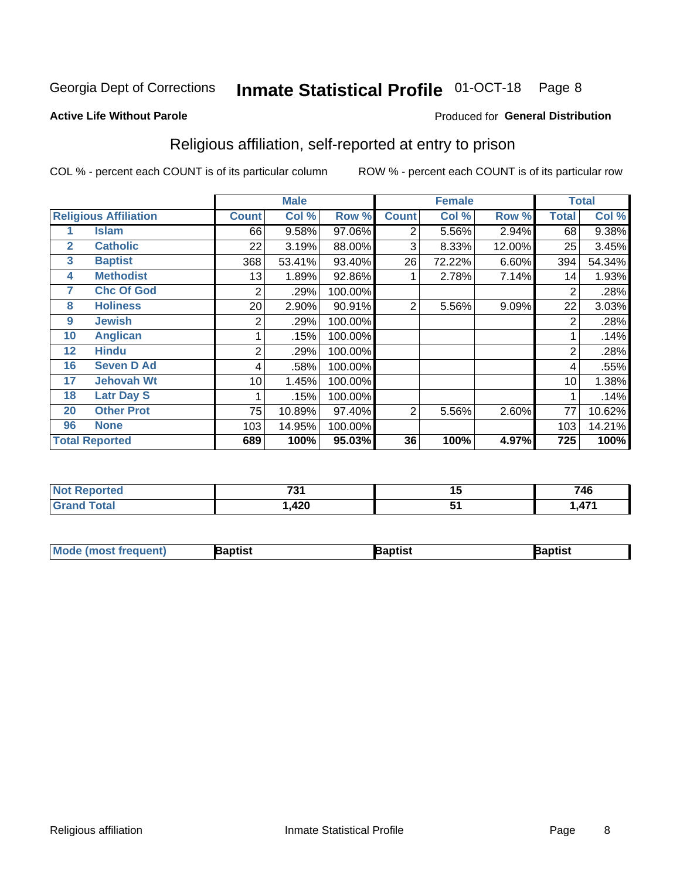Georgia Dept of Corrections **Inmate Statistical Profile** 01-OCT-18

**Active Life Without Parole**

Produced for **General Distribution**

## Religious affiliation, self-reported at entry to prison

COL % - percent each COUNT is of its particular column

ROW % - percent each COUNT is of its particular row

| Religious Affiliation | | Male | | | Female | | | Total | |
|---|---|---|---|---|---|---|---|---|---|
| | | Count | Col % | Row % | Count | Col % | Row % | Total | Col % |
| 1 | Islam | 66 | 9.58% | 97.06% | 2 | 5.56% | 2.94% | 68 | 9.38% |
| 2 | Catholic | 22 | 3.19% | 88.00% | 3 | 8.33% | 12.00% | 25 | 3.45% |
| 3 | Baptist | 368 | 53.41% | 93.40% | 26 | 72.22% | 6.60% | 394 | 54.34% |
| 4 | Methodist | 13 | 1.89% | 92.86% | 1 | 2.78% | 7.14% | 14 | 1.93% |
| 7 | Chc Of God | 2 | .29% | 100.00% | | | | 2 | .28% |
| 8 | Holiness | 20 | 2.90% | 90.91% | 2 | 5.56% | 9.09% | 22 | 3.03% |
| 9 | Jewish | 2 | .29% | 100.00% | | | | 2 | .28% |
| 10 | Anglican | 1 | .15% | 100.00% | | | | 1 | .14% |
| 12 | Hindu | 2 | .29% | 100.00% | | | | 2 | .28% |
| 16 | Seven D Ad | 4 | .58% | 100.00% | | | | 4 | .55% |
| 17 | Jehovah Wt | 10 | 1.45% | 100.00% | | | | 10 | 1.38% |
| 18 | Latr Day S | 1 | .15% | 100.00% | | | | 1 | .14% |
| 20 | Other Prot | 75 | 10.89% | 97.40% | 2 | 5.56% | 2.60% | 77 | 10.62% |
| 96 | None | 103 | 14.95% | 100.00% | | | | 103 | 14.21% |
| **Total Reported** | | **689** | **100%** | **95.03%** | **36** | **100%** | **4.97%** | **725** | **100%** |

| | Male | Female | Total |
|---|---|---|---|
| Not Reported | 731 | 15 | 746 |
| Grand Total | 1,420 | 51 | 1,471 |

| | Male | Female | Total |
|---|---|---|---|
| Mode (most frequent) | Baptist | Baptist | Baptist |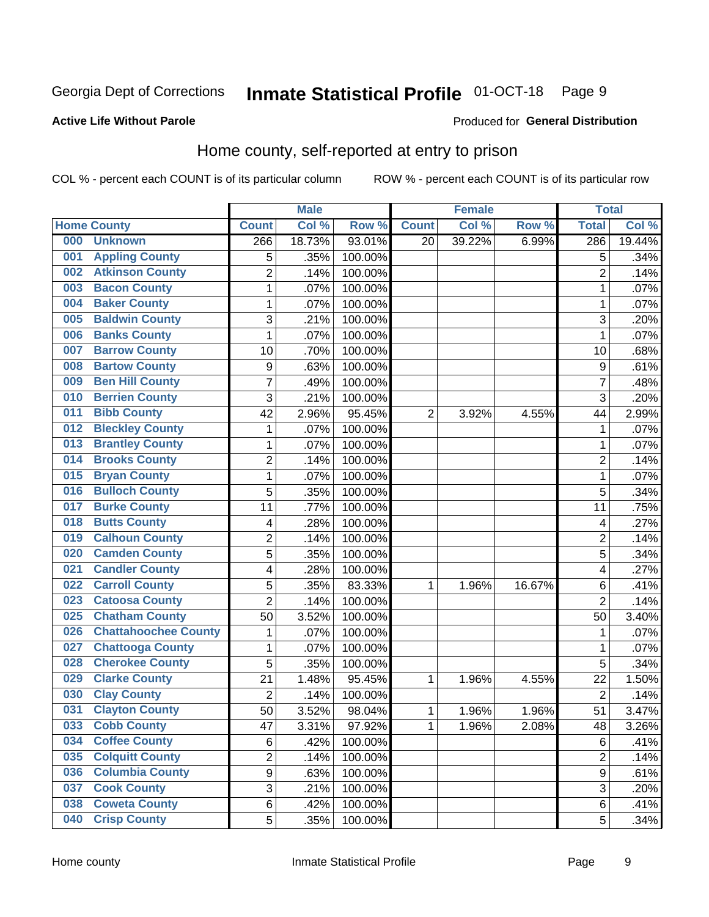Georgia Dept of Corrections **Inmate Statistical Profile** 01-OCT-18

**Active Life Without Parole**

Produced for **General Distribution**

## Home county, self-reported at entry to prison

COL % - percent each COUNT is of its particular column

ROW % - percent each COUNT is of its particular row

| Home County | | Male | | | Female | | | Total | |
|---|---|---|---|---|---|---|---|---|---|
| | | Count | Col % | Row % | Count | Col % | Row % | Total | Col % |
| 000 | Unknown | 266 | 18.73% | 93.01% | 20 | 39.22% | 6.99% | 286 | 19.44% |
| 001 | Appling County | 5 | .35% | 100.00% | | | | 5 | .34% |
| 002 | Atkinson County | 2 | .14% | 100.00% | | | | 2 | .14% |
| 003 | Bacon County | 1 | .07% | 100.00% | | | | 1 | .07% |
| 004 | Baker County | 1 | .07% | 100.00% | | | | 1 | .07% |
| 005 | Baldwin County | 3 | .21% | 100.00% | | | | 3 | .20% |
| 006 | Banks County | 1 | .07% | 100.00% | | | | 1 | .07% |
| 007 | Barrow County | 10 | .70% | 100.00% | | | | 10 | .68% |
| 008 | Bartow County | 9 | .63% | 100.00% | | | | 9 | .61% |
| 009 | Ben Hill County | 7 | .49% | 100.00% | | | | 7 | .48% |
| 010 | Berrien County | 3 | .21% | 100.00% | | | | 3 | .20% |
| 011 | Bibb County | 42 | 2.96% | 95.45% | 2 | 3.92% | 4.55% | 44 | 2.99% |
| 012 | Bleckley County | 1 | .07% | 100.00% | | | | 1 | .07% |
| 013 | Brantley County | 1 | .07% | 100.00% | | | | 1 | .07% |
| 014 | Brooks County | 2 | .14% | 100.00% | | | | 2 | .14% |
| 015 | Bryan County | 1 | .07% | 100.00% | | | | 1 | .07% |
| 016 | Bulloch County | 5 | .35% | 100.00% | | | | 5 | .34% |
| 017 | Burke County | 11 | .77% | 100.00% | | | | 11 | .75% |
| 018 | Butts County | 4 | .28% | 100.00% | | | | 4 | .27% |
| 019 | Calhoun County | 2 | .14% | 100.00% | | | | 2 | .14% |
| 020 | Camden County | 5 | .35% | 100.00% | | | | 5 | .34% |
| 021 | Candler County | 4 | .28% | 100.00% | | | | 4 | .27% |
| 022 | Carroll County | 5 | .35% | 83.33% | 1 | 1.96% | 16.67% | 6 | .41% |
| 023 | Catoosa County | 2 | .14% | 100.00% | | | | 2 | .14% |
| 025 | Chatham County | 50 | 3.52% | 100.00% | | | | 50 | 3.40% |
| 026 | Chattahoochee County | 1 | .07% | 100.00% | | | | 1 | .07% |
| 027 | Chattooga County | 1 | .07% | 100.00% | | | | 1 | .07% |
| 028 | Cherokee County | 5 | .35% | 100.00% | | | | 5 | .34% |
| 029 | Clarke County | 21 | 1.48% | 95.45% | 1 | 1.96% | 4.55% | 22 | 1.50% |
| 030 | Clay County | 2 | .14% | 100.00% | | | | 2 | .14% |
| 031 | Clayton County | 50 | 3.52% | 98.04% | 1 | 1.96% | 1.96% | 51 | 3.47% |
| 033 | Cobb County | 47 | 3.31% | 97.92% | 1 | 1.96% | 2.08% | 48 | 3.26% |
| 034 | Coffee County | 6 | .42% | 100.00% | | | | 6 | .41% |
| 035 | Colquitt County | 2 | .14% | 100.00% | | | | 2 | .14% |
| 036 | Columbia County | 9 | .63% | 100.00% | | | | 9 | .61% |
| 037 | Cook County | 3 | .21% | 100.00% | | | | 3 | .20% |
| 038 | Coweta County | 6 | .42% | 100.00% | | | | 6 | .41% |
| 040 | Crisp County | 5 | .35% | 100.00% | | | | 5 | .34% |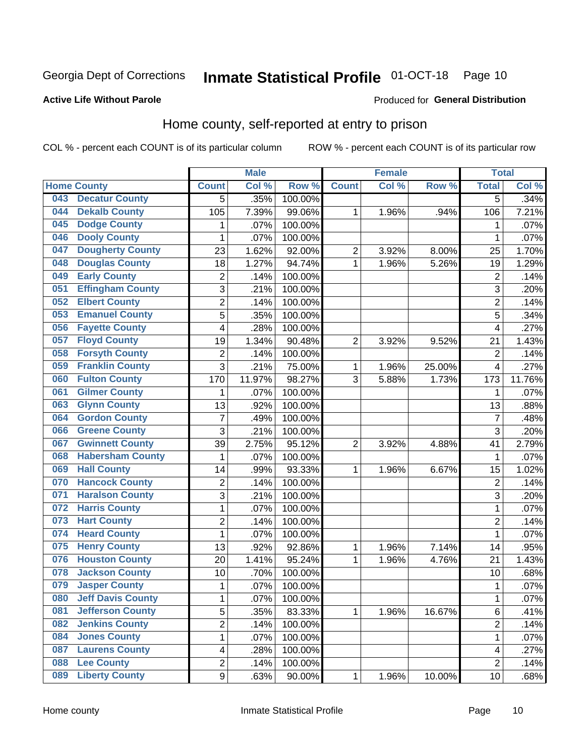Georgia Dept of Corrections **Inmate Statistical Profile** 01-OCT-18 Page 10

**Active Life Without Parole**

Produced for **General Distribution**

## Home county, self-reported at entry to prison

COL % - percent each COUNT is of its particular column ROW % - percent each COUNT is of its particular row

| Home County | | Male | | | Female | | | Total | |
|---|---|---|---|---|---|---|---|---|---|
| | | Count | Col % | Row % | Count | Col % | Row % | Total | Col % |
| 043 | Decatur County | 5 | .35% | 100.00% | | | | 5 | .34% |
| 044 | Dekalb County | 105 | 7.39% | 99.06% | 1 | 1.96% | .94% | 106 | 7.21% |
| 045 | Dodge County | 1 | .07% | 100.00% | | | | 1 | .07% |
| 046 | Dooly County | 1 | .07% | 100.00% | | | | 1 | .07% |
| 047 | Dougherty County | 23 | 1.62% | 92.00% | 2 | 3.92% | 8.00% | 25 | 1.70% |
| 048 | Douglas County | 18 | 1.27% | 94.74% | 1 | 1.96% | 5.26% | 19 | 1.29% |
| 049 | Early County | 2 | .14% | 100.00% | | | | 2 | .14% |
| 051 | Effingham County | 3 | .21% | 100.00% | | | | 3 | .20% |
| 052 | Elbert County | 2 | .14% | 100.00% | | | | 2 | .14% |
| 053 | Emanuel County | 5 | .35% | 100.00% | | | | 5 | .34% |
| 056 | Fayette County | 4 | .28% | 100.00% | | | | 4 | .27% |
| 057 | Floyd County | 19 | 1.34% | 90.48% | 2 | 3.92% | 9.52% | 21 | 1.43% |
| 058 | Forsyth County | 2 | .14% | 100.00% | | | | 2 | .14% |
| 059 | Franklin County | 3 | .21% | 75.00% | 1 | 1.96% | 25.00% | 4 | .27% |
| 060 | Fulton County | 170 | 11.97% | 98.27% | 3 | 5.88% | 1.73% | 173 | 11.76% |
| 061 | Gilmer County | 1 | .07% | 100.00% | | | | 1 | .07% |
| 063 | Glynn County | 13 | .92% | 100.00% | | | | 13 | .88% |
| 064 | Gordon County | 7 | .49% | 100.00% | | | | 7 | .48% |
| 066 | Greene County | 3 | .21% | 100.00% | | | | 3 | .20% |
| 067 | Gwinnett County | 39 | 2.75% | 95.12% | 2 | 3.92% | 4.88% | 41 | 2.79% |
| 068 | Habersham County | 1 | .07% | 100.00% | | | | 1 | .07% |
| 069 | Hall County | 14 | .99% | 93.33% | 1 | 1.96% | 6.67% | 15 | 1.02% |
| 070 | Hancock County | 2 | .14% | 100.00% | | | | 2 | .14% |
| 071 | Haralson County | 3 | .21% | 100.00% | | | | 3 | .20% |
| 072 | Harris County | 1 | .07% | 100.00% | | | | 1 | .07% |
| 073 | Hart County | 2 | .14% | 100.00% | | | | 2 | .14% |
| 074 | Heard County | 1 | .07% | 100.00% | | | | 1 | .07% |
| 075 | Henry County | 13 | .92% | 92.86% | 1 | 1.96% | 7.14% | 14 | .95% |
| 076 | Houston County | 20 | 1.41% | 95.24% | 1 | 1.96% | 4.76% | 21 | 1.43% |
| 078 | Jackson County | 10 | .70% | 100.00% | | | | 10 | .68% |
| 079 | Jasper County | 1 | .07% | 100.00% | | | | 1 | .07% |
| 080 | Jeff Davis County | 1 | .07% | 100.00% | | | | 1 | .07% |
| 081 | Jefferson County | 5 | .35% | 83.33% | 1 | 1.96% | 16.67% | 6 | .41% |
| 082 | Jenkins County | 2 | .14% | 100.00% | | | | 2 | .14% |
| 084 | Jones County | 1 | .07% | 100.00% | | | | 1 | .07% |
| 087 | Laurens County | 4 | .28% | 100.00% | | | | 4 | .27% |
| 088 | Lee County | 2 | .14% | 100.00% | | | | 2 | .14% |
| 089 | Liberty County | 9 | .63% | 90.00% | 1 | 1.96% | 10.00% | 10 | .68% |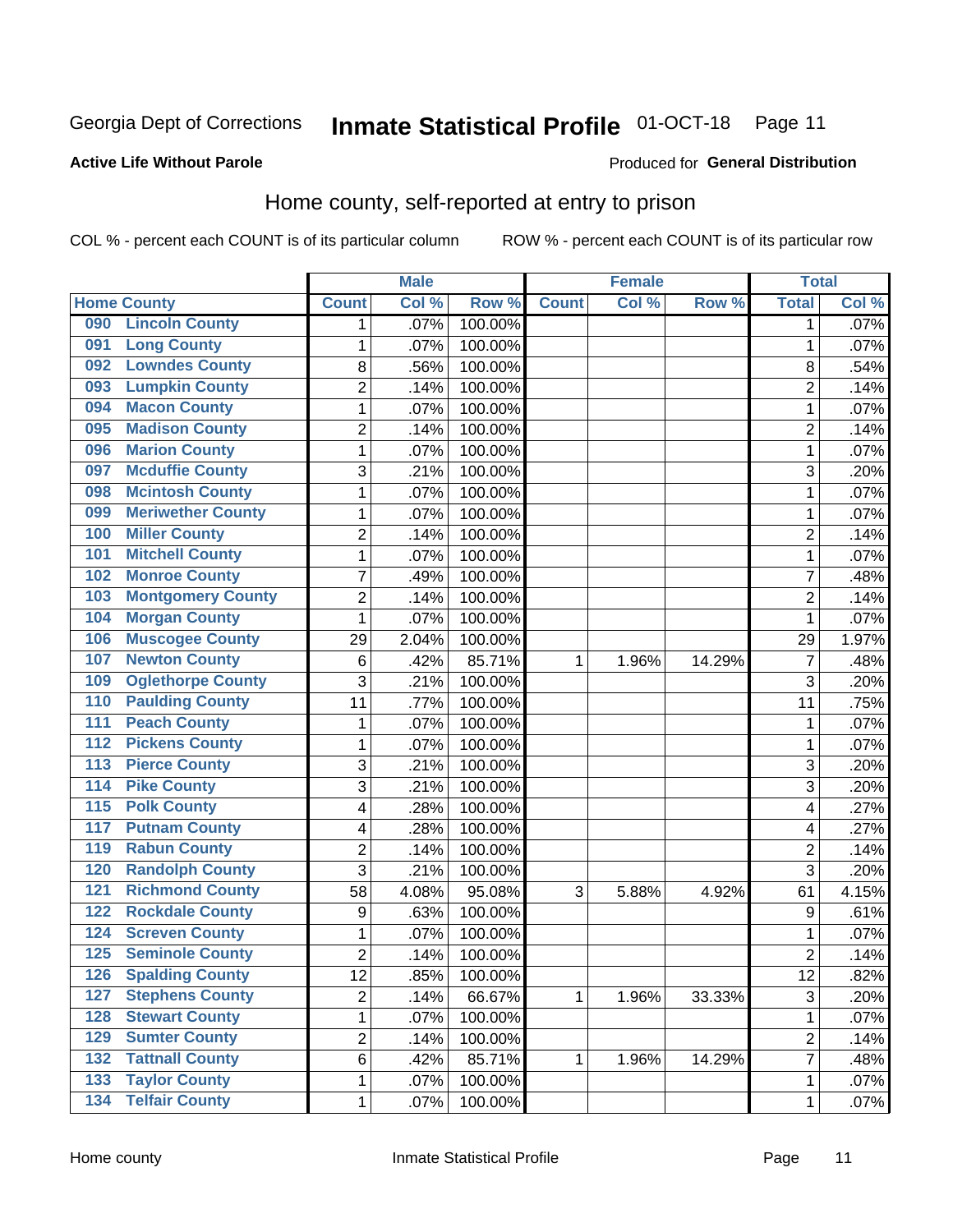Georgia Dept of Corrections **Inmate Statistical Profile** 01-OCT-18

**Active Life Without Parole**

Produced for **General Distribution**

## Home county, self-reported at entry to prison

COL % - percent each COUNT is of its particular column ROW % - percent each COUNT is of its particular row

| Home County | | Male | | | Female | | | Total | |
|---|---|---|---|---|---|---|---|---|---|
| | | Count | Col % | Row % | Count | Col % | Row % | Total | Col % |
| 090 | Lincoln County | 1 | .07% | 100.00% | | | | 1 | .07% |
| 091 | Long County | 1 | .07% | 100.00% | | | | 1 | .07% |
| 092 | Lowndes County | 8 | .56% | 100.00% | | | | 8 | .54% |
| 093 | Lumpkin County | 2 | .14% | 100.00% | | | | 2 | .14% |
| 094 | Macon County | 1 | .07% | 100.00% | | | | 1 | .07% |
| 095 | Madison County | 2 | .14% | 100.00% | | | | 2 | .14% |
| 096 | Marion County | 1 | .07% | 100.00% | | | | 1 | .07% |
| 097 | Mcduffie County | 3 | .21% | 100.00% | | | | 3 | .20% |
| 098 | Mcintosh County | 1 | .07% | 100.00% | | | | 1 | .07% |
| 099 | Meriwether County | 1 | .07% | 100.00% | | | | 1 | .07% |
| 100 | Miller County | 2 | .14% | 100.00% | | | | 2 | .14% |
| 101 | Mitchell County | 1 | .07% | 100.00% | | | | 1 | .07% |
| 102 | Monroe County | 7 | .49% | 100.00% | | | | 7 | .48% |
| 103 | Montgomery County | 2 | .14% | 100.00% | | | | 2 | .14% |
| 104 | Morgan County | 1 | .07% | 100.00% | | | | 1 | .07% |
| 106 | Muscogee County | 29 | 2.04% | 100.00% | | | | 29 | 1.97% |
| 107 | Newton County | 6 | .42% | 85.71% | 1 | 1.96% | 14.29% | 7 | .48% |
| 109 | Oglethorpe County | 3 | .21% | 100.00% | | | | 3 | .20% |
| 110 | Paulding County | 11 | .77% | 100.00% | | | | 11 | .75% |
| 111 | Peach County | 1 | .07% | 100.00% | | | | 1 | .07% |
| 112 | Pickens County | 1 | .07% | 100.00% | | | | 1 | .07% |
| 113 | Pierce County | 3 | .21% | 100.00% | | | | 3 | .20% |
| 114 | Pike County | 3 | .21% | 100.00% | | | | 3 | .20% |
| 115 | Polk County | 4 | .28% | 100.00% | | | | 4 | .27% |
| 117 | Putnam County | 4 | .28% | 100.00% | | | | 4 | .27% |
| 119 | Rabun County | 2 | .14% | 100.00% | | | | 2 | .14% |
| 120 | Randolph County | 3 | .21% | 100.00% | | | | 3 | .20% |
| 121 | Richmond County | 58 | 4.08% | 95.08% | 3 | 5.88% | 4.92% | 61 | 4.15% |
| 122 | Rockdale County | 9 | .63% | 100.00% | | | | 9 | .61% |
| 124 | Screven County | 1 | .07% | 100.00% | | | | 1 | .07% |
| 125 | Seminole County | 2 | .14% | 100.00% | | | | 2 | .14% |
| 126 | Spalding County | 12 | .85% | 100.00% | | | | 12 | .82% |
| 127 | Stephens County | 2 | .14% | 66.67% | 1 | 1.96% | 33.33% | 3 | .20% |
| 128 | Stewart County | 1 | .07% | 100.00% | | | | 1 | .07% |
| 129 | Sumter County | 2 | .14% | 100.00% | | | | 2 | .14% |
| 132 | Tattnall County | 6 | .42% | 85.71% | 1 | 1.96% | 14.29% | 7 | .48% |
| 133 | Taylor County | 1 | .07% | 100.00% | | | | 1 | .07% |
| 134 | Telfair County | 1 | .07% | 100.00% | | | | 1 | .07% |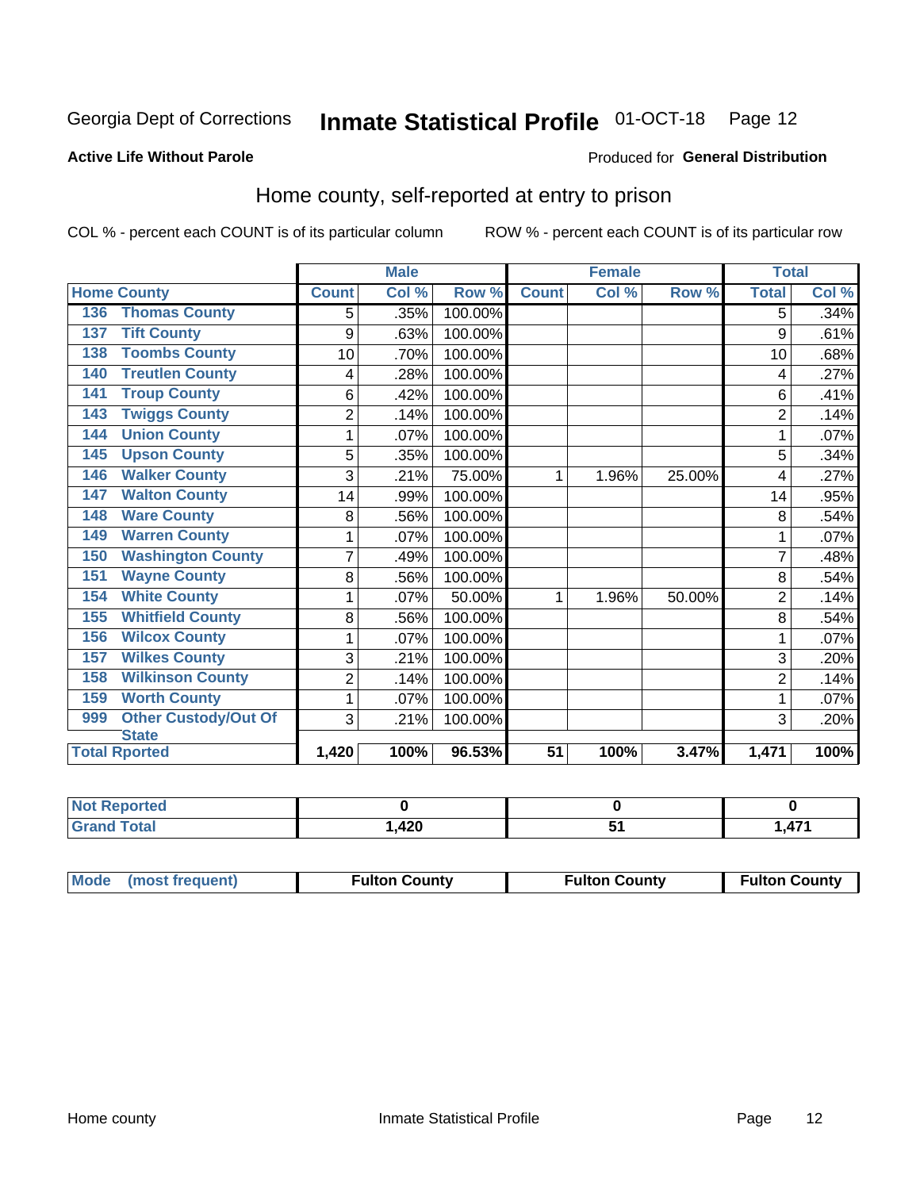Georgia Dept of Corrections **Inmate Statistical Profile** 01-OCT-18

**Active Life Without Parole**

Produced for **General Distribution**

## Home county, self-reported at entry to prison

COL % - percent each COUNT is of its particular column ROW % - percent each COUNT is of its particular row

| Home County | | Male | | | Female | | | Total | |
|---|---|---|---|---|---|---|---|---|---|
| | | Count | Col % | Row % | Count | Col % | Row % | Total | Col % |
| 136 | Thomas County | 5 | .35% | 100.00% | | | | 5 | .34% |
| 137 | Tift County | 9 | .63% | 100.00% | | | | 9 | .61% |
| 138 | Toombs County | 10 | .70% | 100.00% | | | | 10 | .68% |
| 140 | Treutlen County | 4 | .28% | 100.00% | | | | 4 | .27% |
| 141 | Troup County | 6 | .42% | 100.00% | | | | 6 | .41% |
| 143 | Twiggs County | 2 | .14% | 100.00% | | | | 2 | .14% |
| 144 | Union County | 1 | .07% | 100.00% | | | | 1 | .07% |
| 145 | Upson County | 5 | .35% | 100.00% | | | | 5 | .34% |
| 146 | Walker County | 3 | .21% | 75.00% | 1 | 1.96% | 25.00% | 4 | .27% |
| 147 | Walton County | 14 | .99% | 100.00% | | | | 14 | .95% |
| 148 | Ware County | 8 | .56% | 100.00% | | | | 8 | .54% |
| 149 | Warren County | 1 | .07% | 100.00% | | | | 1 | .07% |
| 150 | Washington County | 7 | .49% | 100.00% | | | | 7 | .48% |
| 151 | Wayne County | 8 | .56% | 100.00% | | | | 8 | .54% |
| 154 | White County | 1 | .07% | 50.00% | 1 | 1.96% | 50.00% | 2 | .14% |
| 155 | Whitfield County | 8 | .56% | 100.00% | | | | 8 | .54% |
| 156 | Wilcox County | 1 | .07% | 100.00% | | | | 1 | .07% |
| 157 | Wilkes County | 3 | .21% | 100.00% | | | | 3 | .20% |
| 158 | Wilkinson County | 2 | .14% | 100.00% | | | | 2 | .14% |
| 159 | Worth County | 1 | .07% | 100.00% | | | | 1 | .07% |
| 999 | Other Custody/Out Of State | 3 | .21% | 100.00% | | | | 3 | .20% |
| Total Rported | | 1,420 | 100% | 96.53% | 51 | 100% | 3.47% | 1,471 | 100% |

| | Male | Female | Total |
|---|---|---|---|
| Not Reported | 0 | 0 | 0 |
| Grand Total | 1,420 | 51 | 1,471 |

| | Male | Female | Total |
|---|---|---|---|
| Mode (most frequent) | Fulton County | Fulton County | Fulton County |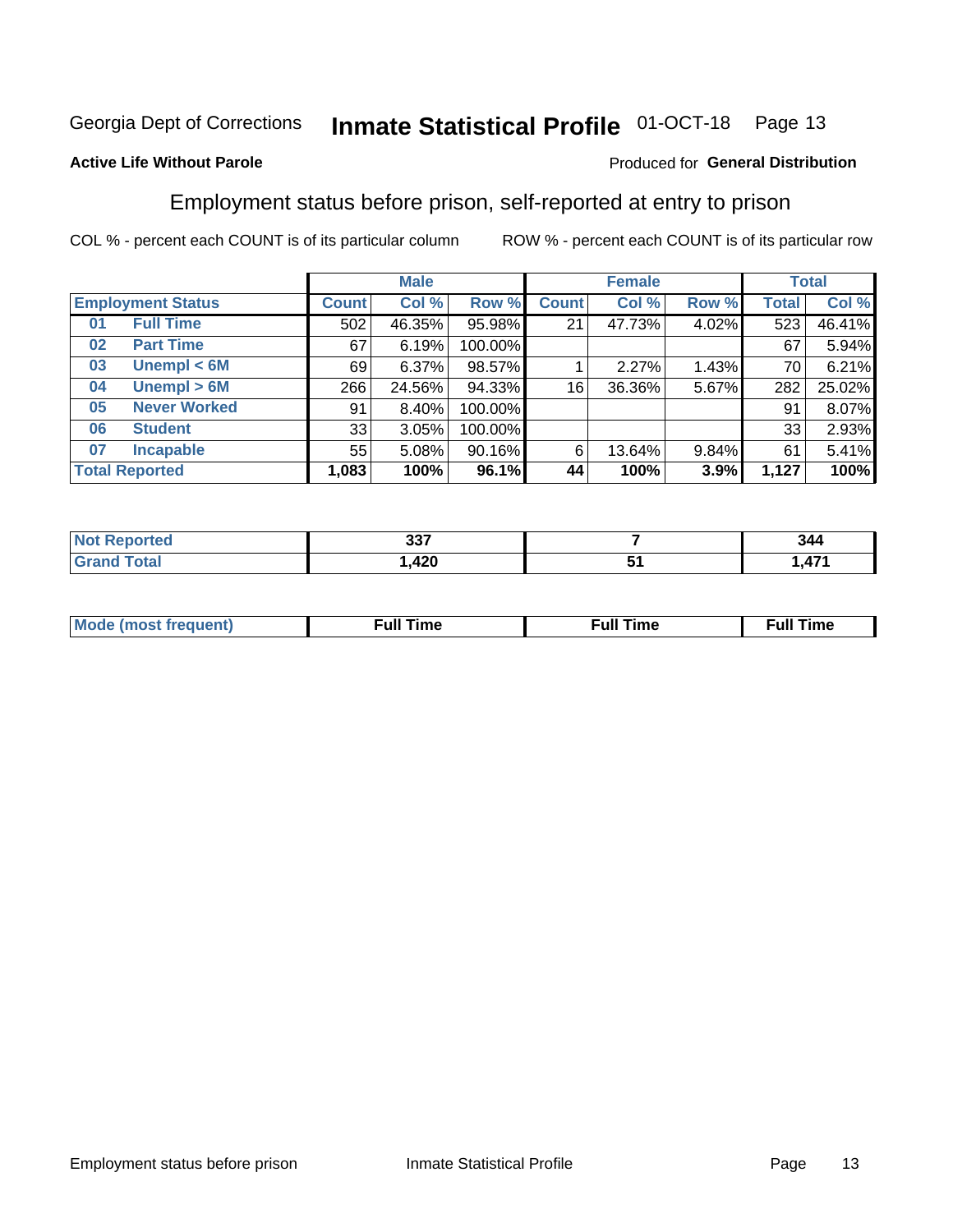Georgia Dept of Corrections **Inmate Statistical Profile** 01-OCT-18

**Active Life Without Parole**

Produced for **General Distribution**

## Employment status before prison, self-reported at entry to prison

COL % - percent each COUNT is of its particular column ROW % - percent each COUNT is of its particular row

| Employment Status | | Male | | | Female | | | Total | |
|---|---|---|---|---|---|---|---|---|---|
| | | Count | Col % | Row % | Count | Col % | Row % | Total | Col % |
| 01 | Full Time | 502 | 46.35% | 95.98% | 21 | 47.73% | 4.02% | 523 | 46.41% |
| 02 | Part Time | 67 | 6.19% | 100.00% | | | | 67 | 5.94% |
| 03 | Unempl < 6M | 69 | 6.37% | 98.57% | 1 | 2.27% | 1.43% | 70 | 6.21% |
| 04 | Unempl > 6M | 266 | 24.56% | 94.33% | 16 | 36.36% | 5.67% | 282 | 25.02% |
| 05 | Never Worked | 91 | 8.40% | 100.00% | | | | 91 | 8.07% |
| 06 | Student | 33 | 3.05% | 100.00% | | | | 33 | 2.93% |
| 07 | Incapable | 55 | 5.08% | 90.16% | 6 | 13.64% | 9.84% | 61 | 5.41% |
| **Total Reported** | | **1,083** | **100%** | **96.1%** | **44** | **100%** | **3.9%** | **1,127** | **100%** |

| | Male | Female | Total |
|---|---|---|---|
| Not Reported | 337 | 7 | 344 |
| Grand Total | 1,420 | 51 | 1,471 |

| | Male | Female | Total |
|---|---|---|---|
| Mode (most frequent) | Full Time | Full Time | Full Time |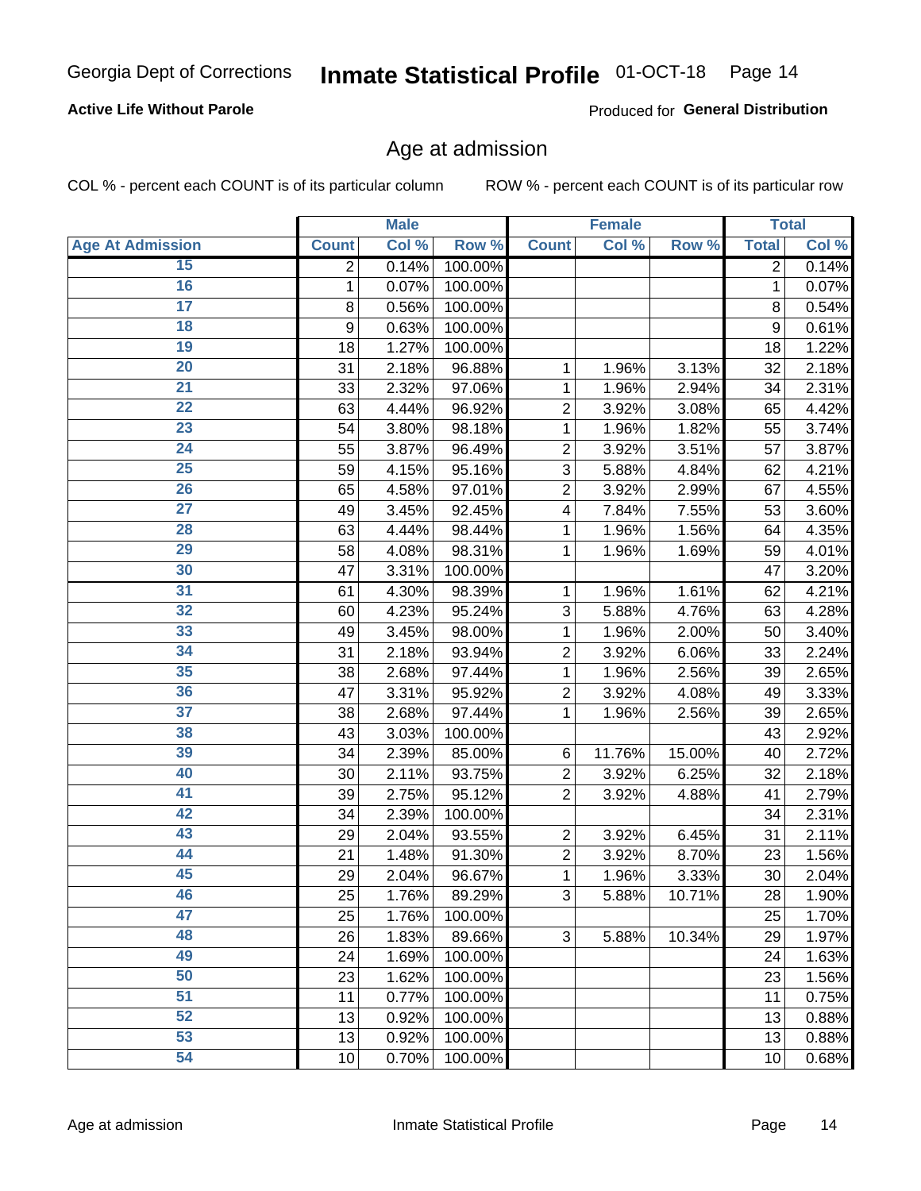**Active Life Without Parole**

Produced for **General Distribution**

## Age at admission

COL % - percent each COUNT is of its particular column

ROW % - percent each COUNT is of its particular row

| | Male | | | Female | | | Total | |
|---|---|---|---|---|---|---|---|---|
| **Age At Admission** | **Count** | **Col %** | **Row %** | **Count** | **Col %** | **Row %** | **Total** | **Col %** |
| 15 | 2 | 0.14% | 100.00% | | | | 2 | 0.14% |
| 16 | 1 | 0.07% | 100.00% | | | | 1 | 0.07% |
| 17 | 8 | 0.56% | 100.00% | | | | 8 | 0.54% |
| 18 | 9 | 0.63% | 100.00% | | | | 9 | 0.61% |
| 19 | 18 | 1.27% | 100.00% | | | | 18 | 1.22% |
| 20 | 31 | 2.18% | 96.88% | 1 | 1.96% | 3.13% | 32 | 2.18% |
| 21 | 33 | 2.32% | 97.06% | 1 | 1.96% | 2.94% | 34 | 2.31% |
| 22 | 63 | 4.44% | 96.92% | 2 | 3.92% | 3.08% | 65 | 4.42% |
| 23 | 54 | 3.80% | 98.18% | 1 | 1.96% | 1.82% | 55 | 3.74% |
| 24 | 55 | 3.87% | 96.49% | 2 | 3.92% | 3.51% | 57 | 3.87% |
| 25 | 59 | 4.15% | 95.16% | 3 | 5.88% | 4.84% | 62 | 4.21% |
| 26 | 65 | 4.58% | 97.01% | 2 | 3.92% | 2.99% | 67 | 4.55% |
| 27 | 49 | 3.45% | 92.45% | 4 | 7.84% | 7.55% | 53 | 3.60% |
| 28 | 63 | 4.44% | 98.44% | 1 | 1.96% | 1.56% | 64 | 4.35% |
| 29 | 58 | 4.08% | 98.31% | 1 | 1.96% | 1.69% | 59 | 4.01% |
| 30 | 47 | 3.31% | 100.00% | | | | 47 | 3.20% |
| 31 | 61 | 4.30% | 98.39% | 1 | 1.96% | 1.61% | 62 | 4.21% |
| 32 | 60 | 4.23% | 95.24% | 3 | 5.88% | 4.76% | 63 | 4.28% |
| 33 | 49 | 3.45% | 98.00% | 1 | 1.96% | 2.00% | 50 | 3.40% |
| 34 | 31 | 2.18% | 93.94% | 2 | 3.92% | 6.06% | 33 | 2.24% |
| 35 | 38 | 2.68% | 97.44% | 1 | 1.96% | 2.56% | 39 | 2.65% |
| 36 | 47 | 3.31% | 95.92% | 2 | 3.92% | 4.08% | 49 | 3.33% |
| 37 | 38 | 2.68% | 97.44% | 1 | 1.96% | 2.56% | 39 | 2.65% |
| 38 | 43 | 3.03% | 100.00% | | | | 43 | 2.92% |
| 39 | 34 | 2.39% | 85.00% | 6 | 11.76% | 15.00% | 40 | 2.72% |
| 40 | 30 | 2.11% | 93.75% | 2 | 3.92% | 6.25% | 32 | 2.18% |
| 41 | 39 | 2.75% | 95.12% | 2 | 3.92% | 4.88% | 41 | 2.79% |
| 42 | 34 | 2.39% | 100.00% | | | | 34 | 2.31% |
| 43 | 29 | 2.04% | 93.55% | 2 | 3.92% | 6.45% | 31 | 2.11% |
| 44 | 21 | 1.48% | 91.30% | 2 | 3.92% | 8.70% | 23 | 1.56% |
| 45 | 29 | 2.04% | 96.67% | 1 | 1.96% | 3.33% | 30 | 2.04% |
| 46 | 25 | 1.76% | 89.29% | 3 | 5.88% | 10.71% | 28 | 1.90% |
| 47 | 25 | 1.76% | 100.00% | | | | 25 | 1.70% |
| 48 | 26 | 1.83% | 89.66% | 3 | 5.88% | 10.34% | 29 | 1.97% |
| 49 | 24 | 1.69% | 100.00% | | | | 24 | 1.63% |
| 50 | 23 | 1.62% | 100.00% | | | | 23 | 1.56% |
| 51 | 11 | 0.77% | 100.00% | | | | 11 | 0.75% |
| 52 | 13 | 0.92% | 100.00% | | | | 13 | 0.88% |
| 53 | 13 | 0.92% | 100.00% | | | | 13 | 0.88% |
| 54 | 10 | 0.70% | 100.00% | | | | 10 | 0.68% |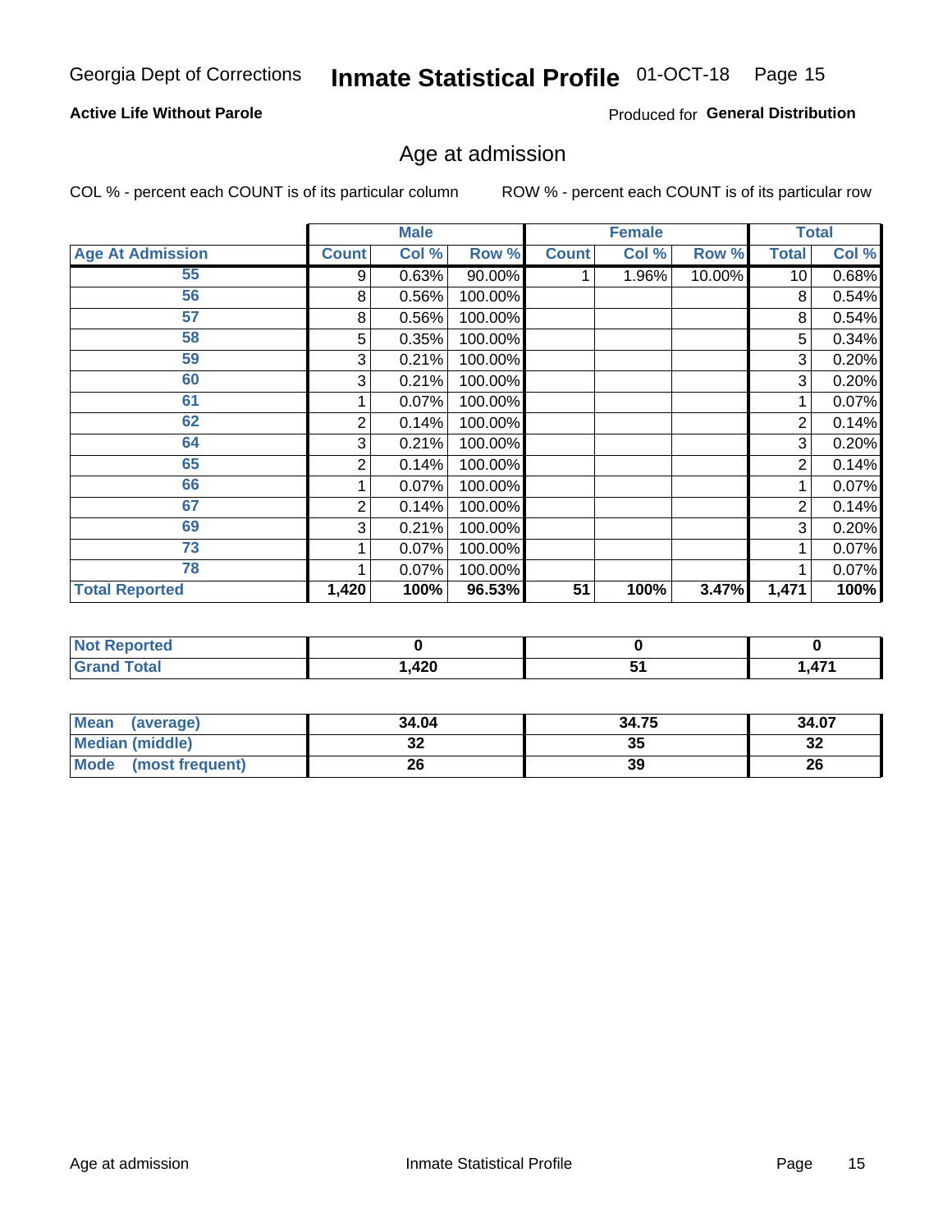Georgia Dept of Corrections **Inmate Statistical Profile** 01-OCT-18

**Active Life Without Parole**

Produced for **General Distribution**

## Age at admission

COL % - percent each COUNT is of its particular column ROW % - percent each COUNT is of its particular row

| | Male | | | Female | | | Total | |
|---|---|---|---|---|---|---|---|---|
| **Age At Admission** | **Count** | **Col %** | **Row %** | **Count** | **Col %** | **Row %** | **Total** | **Col %** |
| 55 | 9 | 0.63% | 90.00% | 1 | 1.96% | 10.00% | 10 | 0.68% |
| 56 | 8 | 0.56% | 100.00% | | | | 8 | 0.54% |
| 57 | 8 | 0.56% | 100.00% | | | | 8 | 0.54% |
| 58 | 5 | 0.35% | 100.00% | | | | 5 | 0.34% |
| 59 | 3 | 0.21% | 100.00% | | | | 3 | 0.20% |
| 60 | 3 | 0.21% | 100.00% | | | | 3 | 0.20% |
| 61 | 1 | 0.07% | 100.00% | | | | 1 | 0.07% |
| 62 | 2 | 0.14% | 100.00% | | | | 2 | 0.14% |
| 64 | 3 | 0.21% | 100.00% | | | | 3 | 0.20% |
| 65 | 2 | 0.14% | 100.00% | | | | 2 | 0.14% |
| 66 | 1 | 0.07% | 100.00% | | | | 1 | 0.07% |
| 67 | 2 | 0.14% | 100.00% | | | | 2 | 0.14% |
| 69 | 3 | 0.21% | 100.00% | | | | 3 | 0.20% |
| 73 | 1 | 0.07% | 100.00% | | | | 1 | 0.07% |
| 78 | 1 | 0.07% | 100.00% | | | | 1 | 0.07% |
| **Total Reported** | **1,420** | **100%** | **96.53%** | **51** | **100%** | **3.47%** | **1,471** | **100%** |

| | Male | Female | Total |
|---|---|---|---|
| **Not Reported** | **0** | **0** | **0** |
| **Grand Total** | **1,420** | **51** | **1,471** |

| | Male | Female | Total |
|---|---|---|---|
| **Mean (average)** | **34.04** | **34.75** | **34.07** |
| **Median (middle)** | **32** | **35** | **32** |
| **Mode (most frequent)** | **26** | **39** | **26** |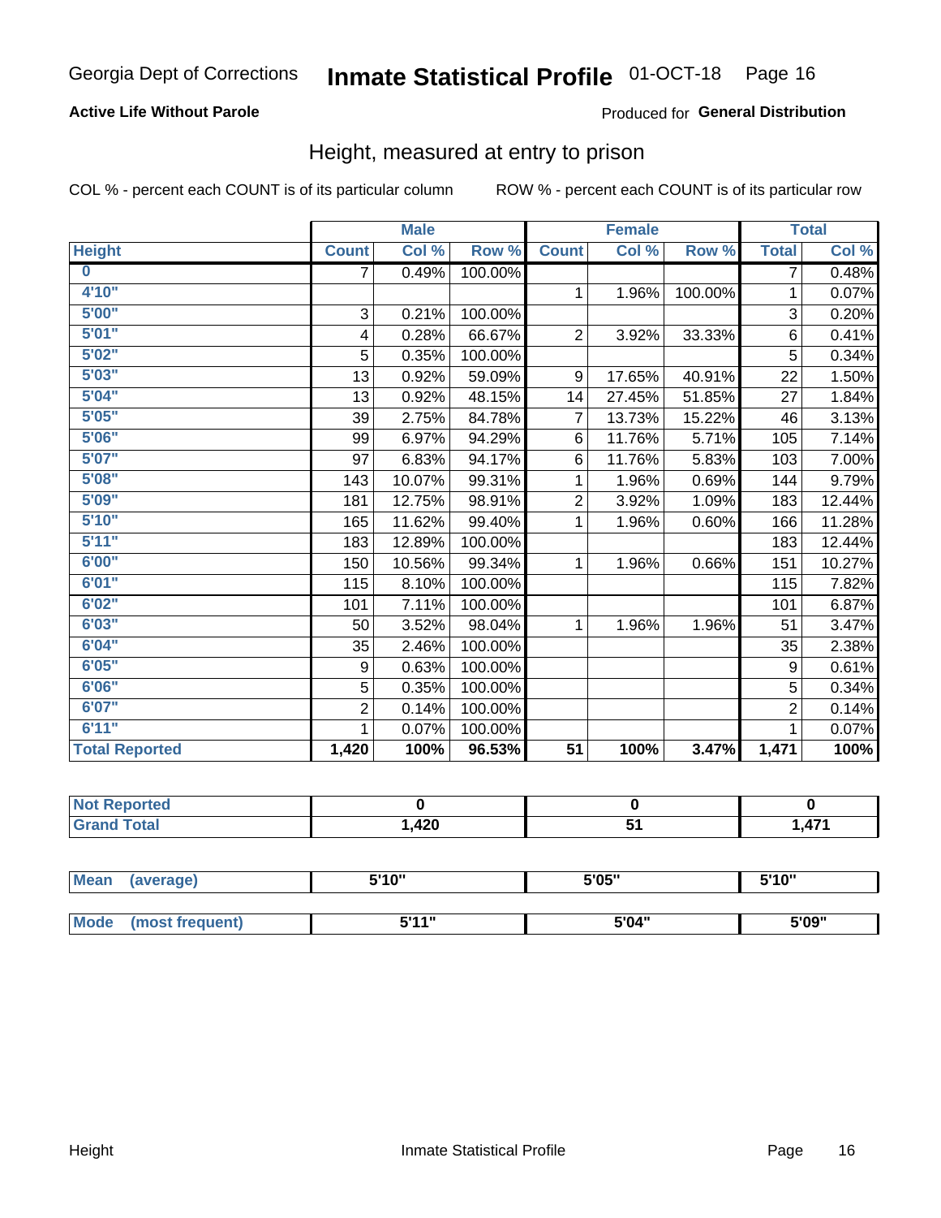Georgia Dept of Corrections **Inmate Statistical Profile** 01-OCT-18 Page 16

**Active Life Without Parole**

Produced for **General Distribution**

## Height, measured at entry to prison

COL % - percent each COUNT is of its particular column

ROW % - percent each COUNT is of its particular row

| | Male | | | Female | | | Total | |
|---|---|---|---|---|---|---|---|---|
| **Height** | **Count** | **Col %** | **Row %** | **Count** | **Col %** | **Row %** | **Total** | **Col %** |
| **0** | 7 | 0.49% | 100.00% | | | | 7 | 0.48% |
| **4'10"** | | | | 1 | 1.96% | 100.00% | 1 | 0.07% |
| **5'00"** | 3 | 0.21% | 100.00% | | | | 3 | 0.20% |
| **5'01"** | 4 | 0.28% | 66.67% | 2 | 3.92% | 33.33% | 6 | 0.41% |
| **5'02"** | 5 | 0.35% | 100.00% | | | | 5 | 0.34% |
| **5'03"** | 13 | 0.92% | 59.09% | 9 | 17.65% | 40.91% | 22 | 1.50% |
| **5'04"** | 13 | 0.92% | 48.15% | 14 | 27.45% | 51.85% | 27 | 1.84% |
| **5'05"** | 39 | 2.75% | 84.78% | 7 | 13.73% | 15.22% | 46 | 3.13% |
| **5'06"** | 99 | 6.97% | 94.29% | 6 | 11.76% | 5.71% | 105 | 7.14% |
| **5'07"** | 97 | 6.83% | 94.17% | 6 | 11.76% | 5.83% | 103 | 7.00% |
| **5'08"** | 143 | 10.07% | 99.31% | 1 | 1.96% | 0.69% | 144 | 9.79% |
| **5'09"** | 181 | 12.75% | 98.91% | 2 | 3.92% | 1.09% | 183 | 12.44% |
| **5'10"** | 165 | 11.62% | 99.40% | 1 | 1.96% | 0.60% | 166 | 11.28% |
| **5'11"** | 183 | 12.89% | 100.00% | | | | 183 | 12.44% |
| **6'00"** | 150 | 10.56% | 99.34% | 1 | 1.96% | 0.66% | 151 | 10.27% |
| **6'01"** | 115 | 8.10% | 100.00% | | | | 115 | 7.82% |
| **6'02"** | 101 | 7.11% | 100.00% | | | | 101 | 6.87% |
| **6'03"** | 50 | 3.52% | 98.04% | 1 | 1.96% | 1.96% | 51 | 3.47% |
| **6'04"** | 35 | 2.46% | 100.00% | | | | 35 | 2.38% |
| **6'05"** | 9 | 0.63% | 100.00% | | | | 9 | 0.61% |
| **6'06"** | 5 | 0.35% | 100.00% | | | | 5 | 0.34% |
| **6'07"** | 2 | 0.14% | 100.00% | | | | 2 | 0.14% |
| **6'11"** | 1 | 0.07% | 100.00% | | | | 1 | 0.07% |
| **Total Reported** | **1,420** | **100%** | **96.53%** | **51** | **100%** | **3.47%** | **1,471** | **100%** |

| | Male | Female | Total |
|---|---|---|---|
| **Not Reported** | **0** | **0** | **0** |
| **Grand Total** | **1,420** | **51** | **1,471** |

| | Male | Female | Total |
|---|---|---|---|
| **Mean (average)** | **5'10"** | **5'05"** | **5'10"** |
| **Mode (most frequent)** | **5'11"** | **5'04"** | **5'09"** |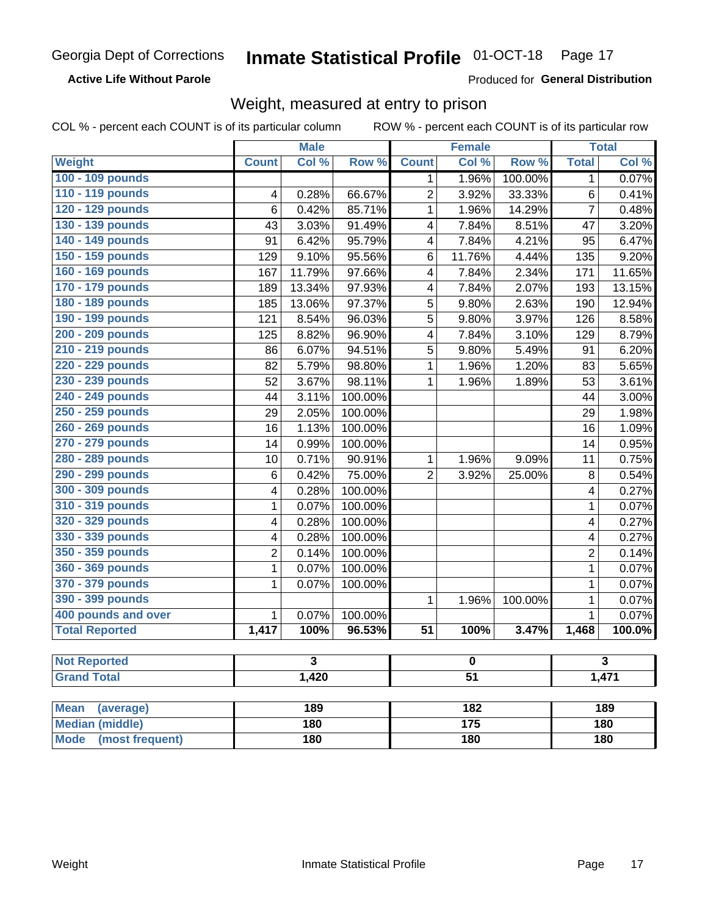Georgia Dept of Corrections **Inmate Statistical Profile** 01-OCT-18

**Active Life Without Parole**

Produced for **General Distribution**

## Weight, measured at entry to prison

COL % - percent each COUNT is of its particular column    ROW % - percent each COUNT is of its particular row

| | Male | | | Female | | | Total | |
|---|---|---|---|---|---|---|---|---|
| **Weight** | **Count** | **Col %** | **Row %** | **Count** | **Col %** | **Row %** | **Total** | **Col %** |
| **100 - 109 pounds** | | | | 1 | 1.96% | 100.00% | 1 | 0.07% |
| **110 - 119 pounds** | 4 | 0.28% | 66.67% | 2 | 3.92% | 33.33% | 6 | 0.41% |
| **120 - 129 pounds** | 6 | 0.42% | 85.71% | 1 | 1.96% | 14.29% | 7 | 0.48% |
| **130 - 139 pounds** | 43 | 3.03% | 91.49% | 4 | 7.84% | 8.51% | 47 | 3.20% |
| **140 - 149 pounds** | 91 | 6.42% | 95.79% | 4 | 7.84% | 4.21% | 95 | 6.47% |
| **150 - 159 pounds** | 129 | 9.10% | 95.56% | 6 | 11.76% | 4.44% | 135 | 9.20% |
| **160 - 169 pounds** | 167 | 11.79% | 97.66% | 4 | 7.84% | 2.34% | 171 | 11.65% |
| **170 - 179 pounds** | 189 | 13.34% | 97.93% | 4 | 7.84% | 2.07% | 193 | 13.15% |
| **180 - 189 pounds** | 185 | 13.06% | 97.37% | 5 | 9.80% | 2.63% | 190 | 12.94% |
| **190 - 199 pounds** | 121 | 8.54% | 96.03% | 5 | 9.80% | 3.97% | 126 | 8.58% |
| **200 - 209 pounds** | 125 | 8.82% | 96.90% | 4 | 7.84% | 3.10% | 129 | 8.79% |
| **210 - 219 pounds** | 86 | 6.07% | 94.51% | 5 | 9.80% | 5.49% | 91 | 6.20% |
| **220 - 229 pounds** | 82 | 5.79% | 98.80% | 1 | 1.96% | 1.20% | 83 | 5.65% |
| **230 - 239 pounds** | 52 | 3.67% | 98.11% | 1 | 1.96% | 1.89% | 53 | 3.61% |
| **240 - 249 pounds** | 44 | 3.11% | 100.00% | | | | 44 | 3.00% |
| **250 - 259 pounds** | 29 | 2.05% | 100.00% | | | | 29 | 1.98% |
| **260 - 269 pounds** | 16 | 1.13% | 100.00% | | | | 16 | 1.09% |
| **270 - 279 pounds** | 14 | 0.99% | 100.00% | | | | 14 | 0.95% |
| **280 - 289 pounds** | 10 | 0.71% | 90.91% | 1 | 1.96% | 9.09% | 11 | 0.75% |
| **290 - 299 pounds** | 6 | 0.42% | 75.00% | 2 | 3.92% | 25.00% | 8 | 0.54% |
| **300 - 309 pounds** | 4 | 0.28% | 100.00% | | | | 4 | 0.27% |
| **310 - 319 pounds** | 1 | 0.07% | 100.00% | | | | 1 | 0.07% |
| **320 - 329 pounds** | 4 | 0.28% | 100.00% | | | | 4 | 0.27% |
| **330 - 339 pounds** | 4 | 0.28% | 100.00% | | | | 4 | 0.27% |
| **350 - 359 pounds** | 2 | 0.14% | 100.00% | | | | 2 | 0.14% |
| **360 - 369 pounds** | 1 | 0.07% | 100.00% | | | | 1 | 0.07% |
| **370 - 379 pounds** | 1 | 0.07% | 100.00% | | | | 1 | 0.07% |
| **390 - 399 pounds** | | | | 1 | 1.96% | 100.00% | 1 | 0.07% |
| **400 pounds and over** | 1 | 0.07% | 100.00% | | | | 1 | 0.07% |
| **Total Reported** | **1,417** | **100%** | **96.53%** | **51** | **100%** | **3.47%** | **1,468** | **100.0%** |

| | Male | Female | Total |
|---|---|---|---|
| **Not Reported** | **3** | **0** | **3** |
| **Grand Total** | **1,420** | **51** | **1,471** |

| | Male | Female | Total |
|---|---|---|---|
| **Mean (average)** | **189** | **182** | **189** |
| **Median (middle)** | **180** | **175** | **180** |
| **Mode (most frequent)** | **180** | **180** | **180** |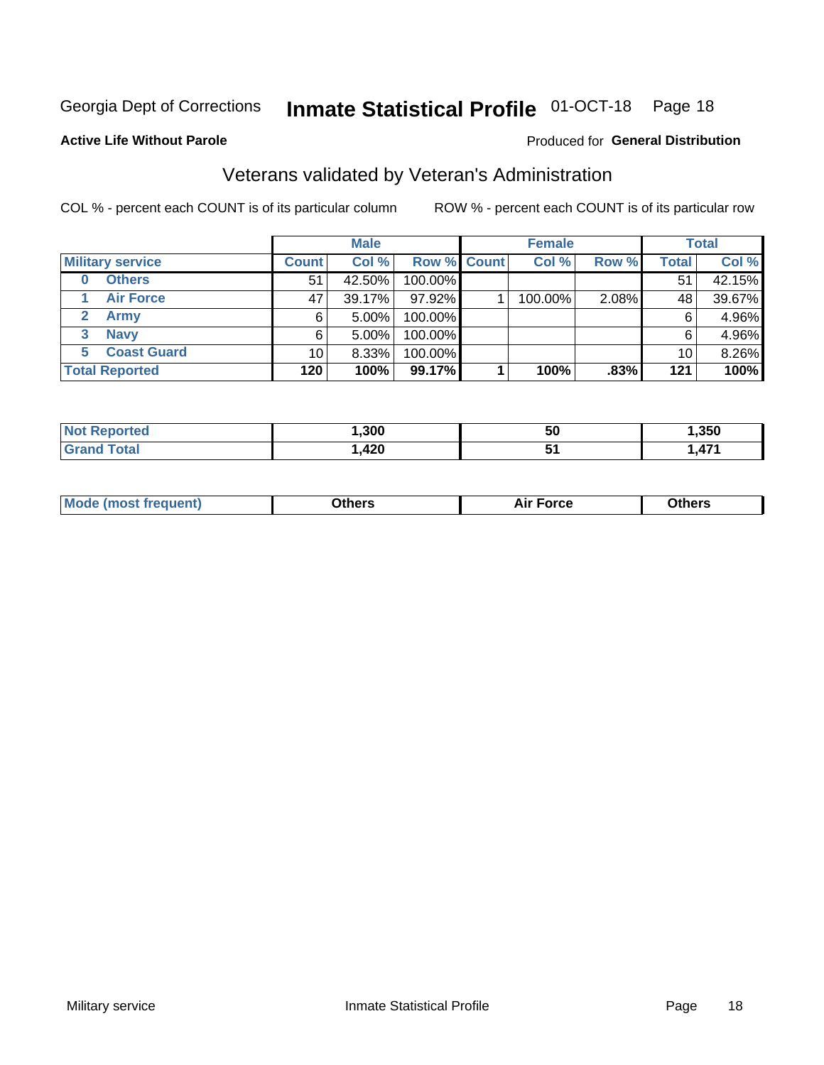Georgia Dept of Corrections **Inmate Statistical Profile** 01-OCT-18

**Active Life Without Parole**

Produced for **General Distribution**

## Veterans validated by Veteran's Administration

COL % - percent each COUNT is of its particular column ROW % - percent each COUNT is of its particular row

| | | Male | | | Female | | | Total | |
|---|---|---|---|---|---|---|---|---|---|
| **Military service** | | **Count** | **Col %** | **Row %** | **Count** | **Col %** | **Row %** | **Total** | **Col %** |
| **0** | **Others** | 51 | 42.50% | 100.00% | | | | 51 | 42.15% |
| **1** | **Air Force** | 47 | 39.17% | 97.92% | 1 | 100.00% | 2.08% | 48 | 39.67% |
| **2** | **Army** | 6 | 5.00% | 100.00% | | | | 6 | 4.96% |
| **3** | **Navy** | 6 | 5.00% | 100.00% | | | | 6 | 4.96% |
| **5** | **Coast Guard** | 10 | 8.33% | 100.00% | | | | 10 | 8.26% |
| **Total Reported** | | **120** | **100%** | **99.17%** | **1** | **100%** | **.83%** | **121** | **100%** |

| | Male | Female | Total |
|---|---|---|---|
| **Not Reported** | **1,300** | **50** | **1,350** |
| **Grand Total** | **1,420** | **51** | **1,471** |

| | Male | Female | Total |
|---|---|---|---|
| **Mode (most frequent)** | **Others** | **Air Force** | **Others** |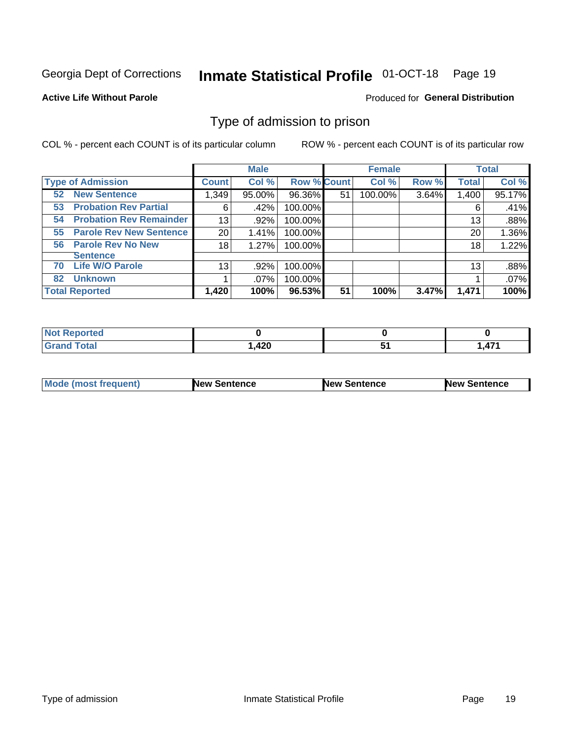Georgia Dept of Corrections **Inmate Statistical Profile** 01-OCT-18

**Active Life Without Parole**

Produced for **General Distribution**

## Type of admission to prison

COL % - percent each COUNT is of its particular column

ROW % - percent each COUNT is of its particular row

| | Male | | | Female | | | Total | |
|---|---|---|---|---|---|---|---|---|
| **Type of Admission** | **Count** | **Col %** | **Row %** | **Count** | **Col %** | **Row %** | **Total** | **Col %** |
| **52 New Sentence** | 1,349 | 95.00% | 96.36% | 51 | 100.00% | 3.64% | 1,400 | 95.17% |
| **53 Probation Rev Partial** | 6 | .42% | 100.00% | | | | 6 | .41% |
| **54 Probation Rev Remainder** | 13 | .92% | 100.00% | | | | 13 | .88% |
| **55 Parole Rev New Sentence** | 20 | 1.41% | 100.00% | | | | 20 | 1.36% |
| **56 Parole Rev No New Sentence** | 18 | 1.27% | 100.00% | | | | 18 | 1.22% |
| **70 Life W/O Parole** | 13 | .92% | 100.00% | | | | 13 | .88% |
| **82 Unknown** | 1 | .07% | 100.00% | | | | 1 | .07% |
| **Total Reported** | **1,420** | **100%** | **96.53%** | **51** | **100%** | **3.47%** | **1,471** | **100%** |

| | Male | Female | Total |
|---|---|---|---|
| **Not Reported** | **0** | **0** | **0** |
| **Grand Total** | **1,420** | **51** | **1,471** |

| | Male | Female | Total |
|---|---|---|---|
| **Mode (most frequent)** | **New Sentence** | **New Sentence** | **New Sentence** |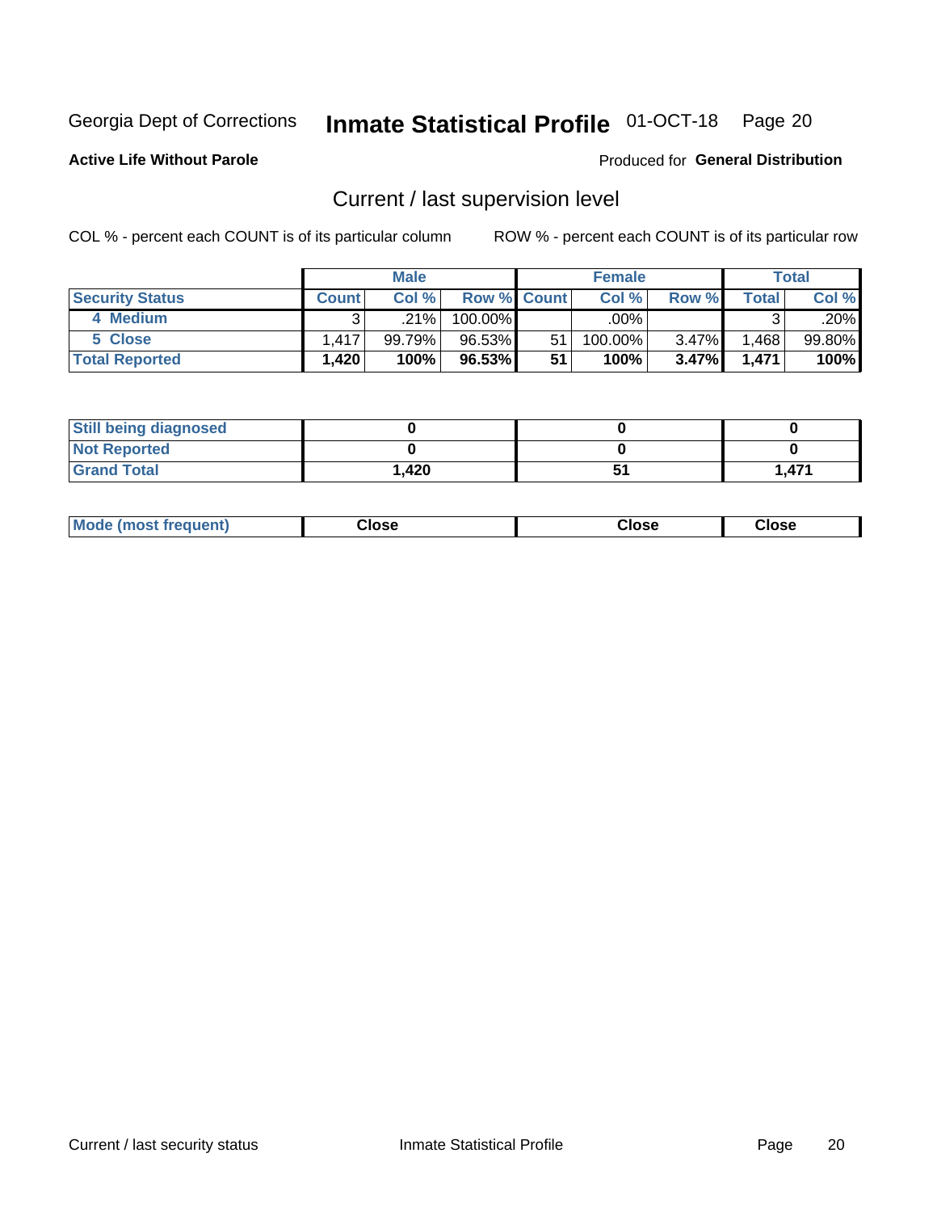Georgia Dept of Corrections **Inmate Statistical Profile** 01-OCT-18 Page 20

**Active Life Without Parole**

Produced for **General Distribution**

## Current / last supervision level

COL % - percent each COUNT is of its particular column ROW % - percent each COUNT is of its particular row

| | Male | | | Female | | | Total | |
|---|---|---|---|---|---|---|---|---|
| Security Status | Count | Col % | Row % | Count | Col % | Row % | Total | Col % |
| 4 Medium | 3 | .21% | 100.00% | | .00% | | 3 | .20% |
| 5 Close | 1,417 | 99.79% | 96.53% | 51 | 100.00% | 3.47% | 1,468 | 99.80% |
| **Total Reported** | **1,420** | **100%** | **96.53%** | **51** | **100%** | **3.47%** | **1,471** | **100%** |

| | Male | Female | Total |
|---|---|---|---|
| Still being diagnosed | 0 | 0 | 0 |
| Not Reported | 0 | 0 | 0 |
| Grand Total | 1,420 | 51 | 1,471 |

| | Male | Female | Total |
|---|---|---|---|
| Mode (most frequent) | Close | Close | Close |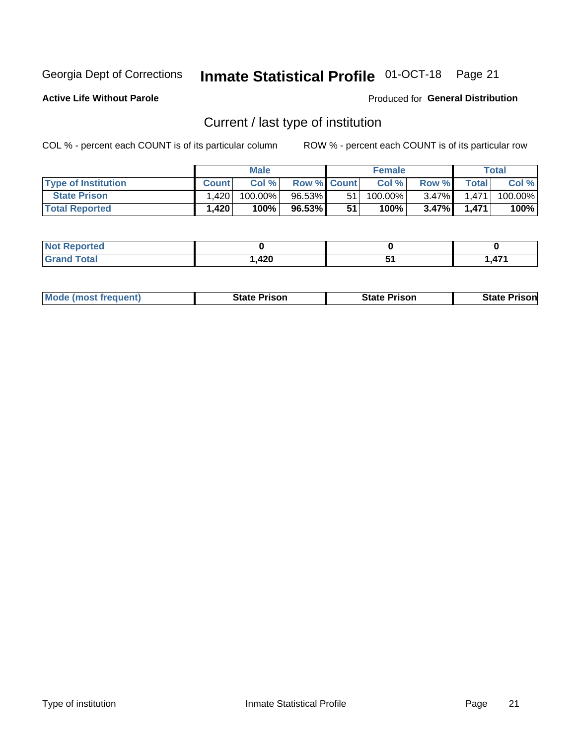Georgia Dept of Corrections **Inmate Statistical Profile** 01-OCT-18

**Active Life Without Parole**

Produced for **General Distribution**

## Current / last type of institution

COL % - percent each COUNT is of its particular column ROW % - percent each COUNT is of its particular row

| | Male | | | Female | | | Total | |
|---|---|---|---|---|---|---|---|---|
| **Type of Institution** | **Count** | **Col %** | **Row %** | **Count** | **Col %** | **Row %** | **Total** | **Col %** |
| **State Prison** | 1,420 | 100.00% | 96.53% | 51 | 100.00% | 3.47% | 1,471 | 100.00% |
| **Total Reported** | **1,420** | **100%** | **96.53%** | **51** | **100%** | **3.47%** | **1,471** | **100%** |

| | Male | Female | Total |
|---|---|---|---|
| **Not Reported** | **0** | **0** | **0** |
| **Grand Total** | **1,420** | **51** | **1,471** |

| | Male | Female | Total |
|---|---|---|---|
| **Mode (most frequent)** | **State Prison** | **State Prison** | **State Prison** |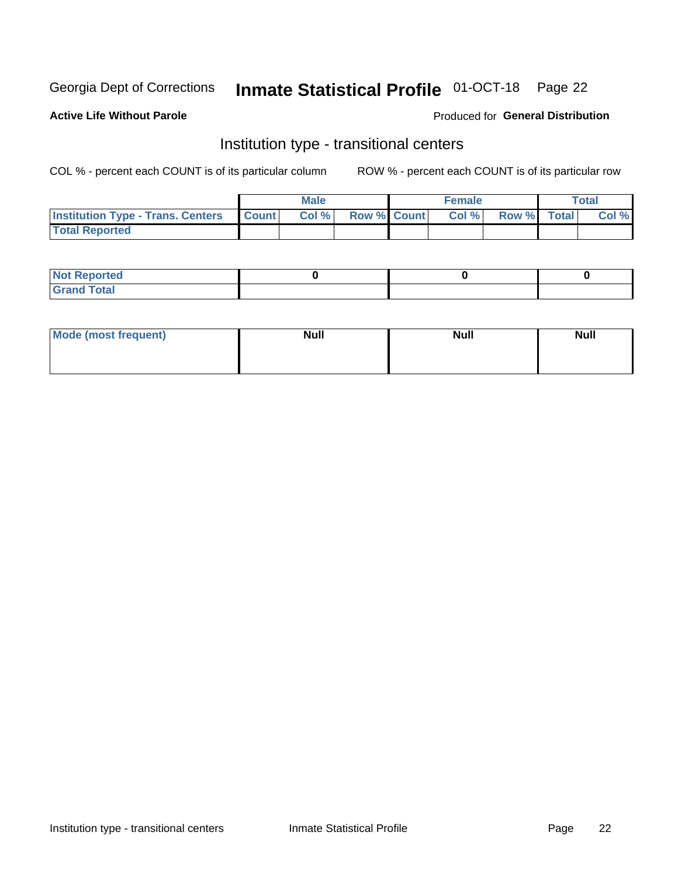Georgia Dept of Corrections **Inmate Statistical Profile** 01-OCT-18

**Active Life Without Parole**

Produced for **General Distribution**

## Institution type - transitional centers

COL % - percent each COUNT is of its particular column

ROW % - percent each COUNT is of its particular row

| | Male | | | Female | | | Total | |
|---|---|---|---|---|---|---|---|---|
| **Institution Type - Trans. Centers** | **Count** | **Col %** | **Row %** | **Count** | **Col %** | **Row %** | **Total** | **Col %** |
| **Total Reported** | | | | | | | | |

| | Male | Female | Total |
|---|---|---|---|
| **Not Reported** | 0 | 0 | 0 |
| **Grand Total** | | | |

| | Male | Female | Total |
|---|---|---|---|
| **Mode (most frequent)** | **Null** | **Null** | **Null** |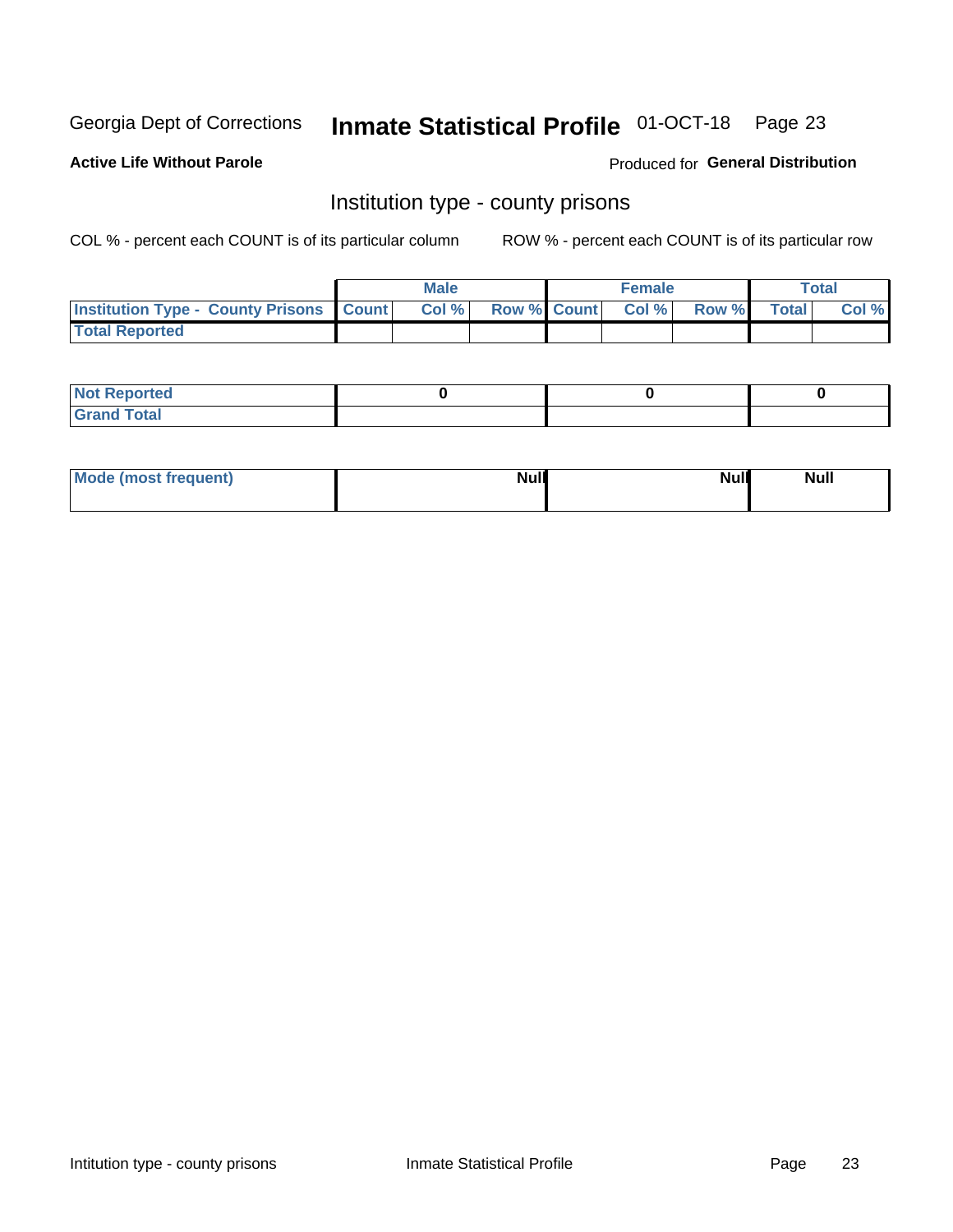Georgia Dept of Corrections **Inmate Statistical Profile** 01-OCT-18 Page 23

**Active Life Without Parole**

Produced for **General Distribution**

## Institution type - county prisons

COL % - percent each COUNT is of its particular column

ROW % - percent each COUNT is of its particular row

| | Male | | | Female | | | Total | |
|---|---|---|---|---|---|---|---|---|
| **Institution Type - County Prisons** | **Count** | **Col %** | **Row %** | **Count** | **Col %** | **Row %** | **Total** | **Col %** |
| **Total Reported** | | | | | | | | |

| | Male | Female | Total |
|---|---|---|---|
| **Not Reported** | **0** | **0** | **0** |
| **Grand Total** | | | |

| | Male | Female | Total |
|---|---|---|---|
| **Mode (most frequent)** | **Null** | **Null** | **Null** |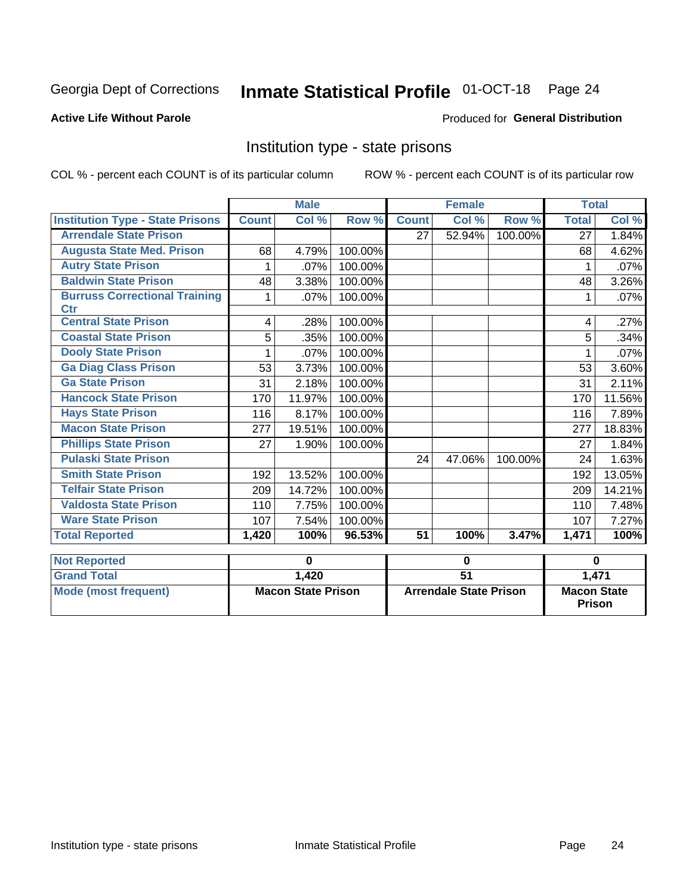Georgia Dept of Corrections **Inmate Statistical Profile** 01-OCT-18

**Active Life Without Parole**

Produced for **General Distribution**

## Institution type - state prisons

COL % - percent each COUNT is of its particular column

ROW % - percent each COUNT is of its particular row

| | Male | | | Female | | | Total | |
|---|---|---|---|---|---|---|---|---|
| **Institution Type - State Prisons** | **Count** | **Col %** | **Row %** | **Count** | **Col %** | **Row %** | **Total** | **Col %** |
| Arrendale State Prison | | | | 27 | 52.94% | 100.00% | 27 | 1.84% |
| Augusta State Med. Prison | 68 | 4.79% | 100.00% | | | | 68 | 4.62% |
| Autry State Prison | 1 | .07% | 100.00% | | | | 1 | .07% |
| Baldwin State Prison | 48 | 3.38% | 100.00% | | | | 48 | 3.26% |
| Burruss Correctional Training Ctr | 1 | .07% | 100.00% | | | | 1 | .07% |
| Central State Prison | 4 | .28% | 100.00% | | | | 4 | .27% |
| Coastal State Prison | 5 | .35% | 100.00% | | | | 5 | .34% |
| Dooly State Prison | 1 | .07% | 100.00% | | | | 1 | .07% |
| Ga Diag Class Prison | 53 | 3.73% | 100.00% | | | | 53 | 3.60% |
| Ga State Prison | 31 | 2.18% | 100.00% | | | | 31 | 2.11% |
| Hancock State Prison | 170 | 11.97% | 100.00% | | | | 170 | 11.56% |
| Hays State Prison | 116 | 8.17% | 100.00% | | | | 116 | 7.89% |
| Macon State Prison | 277 | 19.51% | 100.00% | | | | 277 | 18.83% |
| Phillips State Prison | 27 | 1.90% | 100.00% | | | | 27 | 1.84% |
| Pulaski State Prison | | | | 24 | 47.06% | 100.00% | 24 | 1.63% |
| Smith State Prison | 192 | 13.52% | 100.00% | | | | 192 | 13.05% |
| Telfair State Prison | 209 | 14.72% | 100.00% | | | | 209 | 14.21% |
| Valdosta State Prison | 110 | 7.75% | 100.00% | | | | 110 | 7.48% |
| Ware State Prison | 107 | 7.54% | 100.00% | | | | 107 | 7.27% |
| **Total Reported** | **1,420** | **100%** | **96.53%** | **51** | **100%** | **3.47%** | **1,471** | **100%** |

| | Male | Female | Total |
|---|---|---|---|
| **Not Reported** | **0** | **0** | **0** |
| **Grand Total** | **1,420** | **51** | **1,471** |
| **Mode (most frequent)** | **Macon State Prison** | **Arrendale State Prison** | **Macon State Prison** |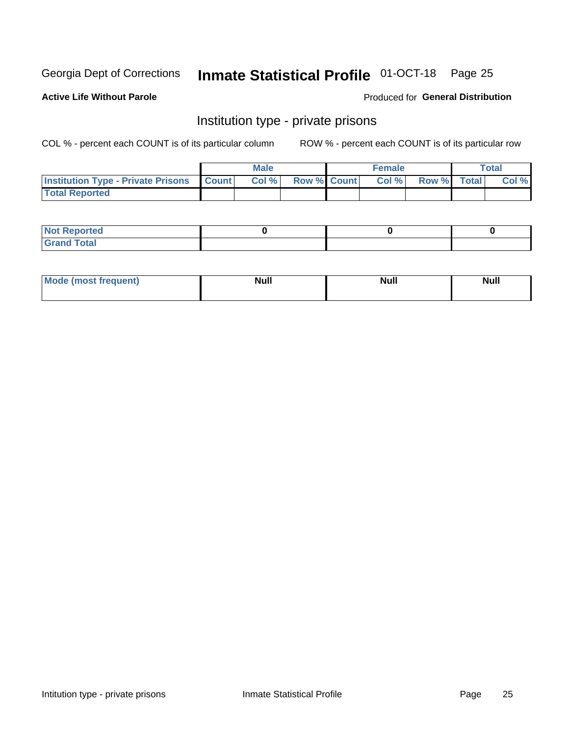Georgia Dept of Corrections **Inmate Statistical Profile** 01-OCT-18 Page 25

**Active Life Without Parole**

Produced for **General Distribution**

## Institution type - private prisons

COL % - percent each COUNT is of its particular column ROW % - percent each COUNT is of its particular row

| | Male | | | Female | | | Total | |
|---|---|---|---|---|---|---|---|---|
| Institution Type - Private Prisons | Count | Col % | Row % | Count | Col % | Row % | Total | Col % |
| Total Reported | | | | | | | | |

| | Male | Female | Total |
|---|---|---|---|
| Not Reported | 0 | 0 | 0 |
| Grand Total | | | |

| | Male | Female | Total |
|---|---|---|---|
| Mode (most frequent) | Null | Null | Null |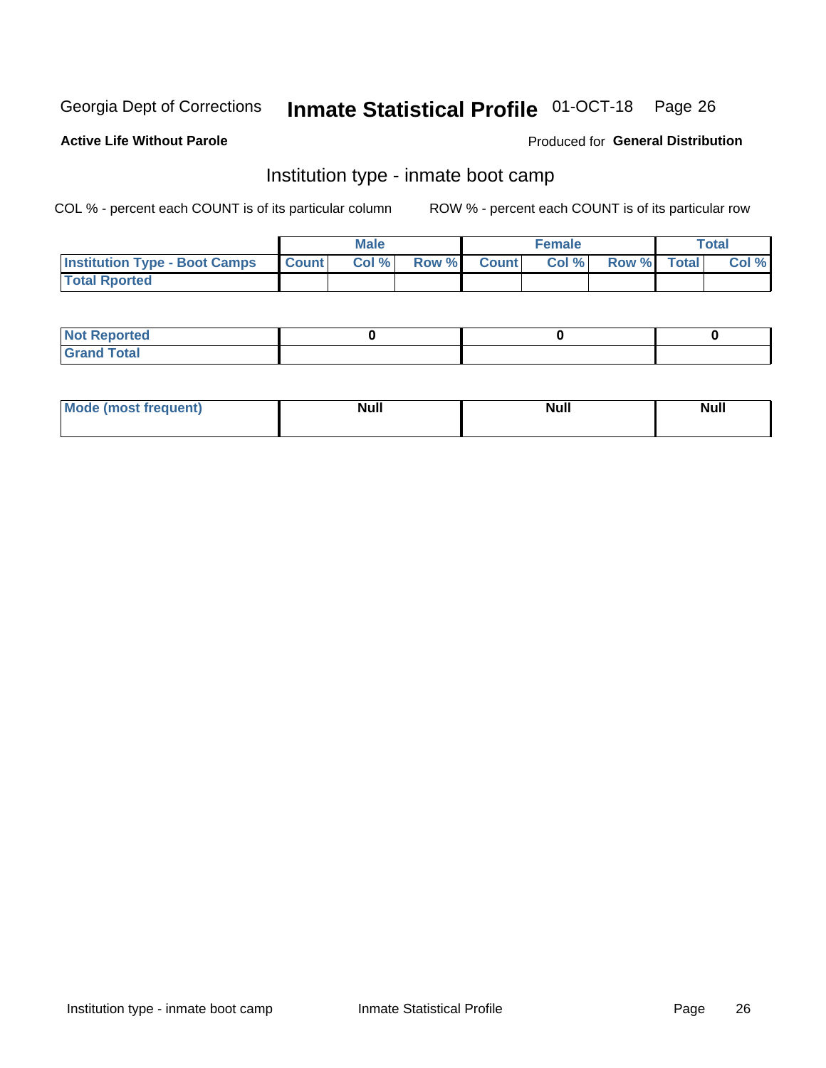Georgia Dept of Corrections **Inmate Statistical Profile** 01-OCT-18

**Active Life Without Parole** Produced for **General Distribution**

## Institution type - inmate boot camp

COL % - percent each COUNT is of its particular column ROW % - percent each COUNT is of its particular row

| | Male | | | Female | | | Total | |
|---|---|---|---|---|---|---|---|---|
| **Institution Type - Boot Camps** | **Count** | **Col %** | **Row %** | **Count** | **Col %** | **Row %** | **Total** | **Col %** |
| **Total Rported** | | | | | | | | |

| | Male | Female | Total |
|---|---|---|---|
| **Not Reported** | **0** | **0** | **0** |
| **Grand Total** | | | |

| | Male | Female | Total |
|---|---|---|---|
| **Mode (most frequent)** | **Null** | **Null** | **Null** |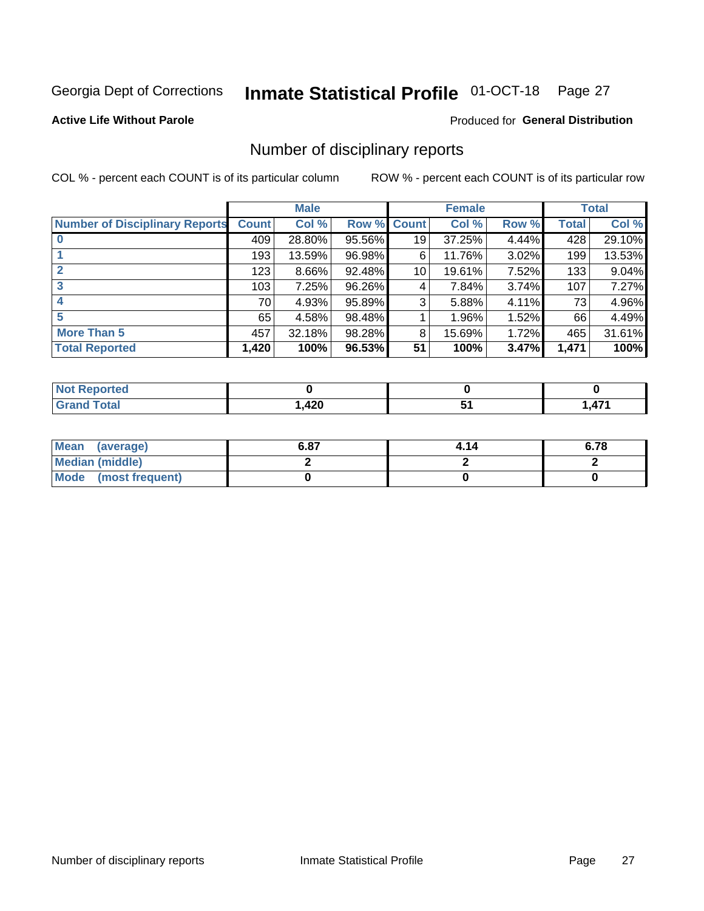Georgia Dept of Corrections **Inmate Statistical Profile** 01-OCT-18 Page 27

**Active Life Without Parole**

Produced for **General Distribution**

## Number of disciplinary reports

COL % - percent each COUNT is of its particular column

ROW % - percent each COUNT is of its particular row

| | Male | | | Female | | | Total | |
|---|---|---|---|---|---|---|---|---|
| **Number of Disciplinary Reports** | **Count** | **Col %** | **Row %** | **Count** | **Col %** | **Row %** | **Total** | **Col %** |
| **0** | 409 | 28.80% | 95.56% | 19 | 37.25% | 4.44% | 428 | 29.10% |
| **1** | 193 | 13.59% | 96.98% | 6 | 11.76% | 3.02% | 199 | 13.53% |
| **2** | 123 | 8.66% | 92.48% | 10 | 19.61% | 7.52% | 133 | 9.04% |
| **3** | 103 | 7.25% | 96.26% | 4 | 7.84% | 3.74% | 107 | 7.27% |
| **4** | 70 | 4.93% | 95.89% | 3 | 5.88% | 4.11% | 73 | 4.96% |
| **5** | 65 | 4.58% | 98.48% | 1 | 1.96% | 1.52% | 66 | 4.49% |
| **More Than 5** | 457 | 32.18% | 98.28% | 8 | 15.69% | 1.72% | 465 | 31.61% |
| **Total Reported** | **1,420** | **100%** | **96.53%** | **51** | **100%** | **3.47%** | **1,471** | **100%** |

| | Male | Female | Total |
|---|---|---|---|
| **Not Reported** | **0** | **0** | **0** |
| **Grand Total** | **1,420** | **51** | **1,471** |

| | Male | Female | Total |
|---|---|---|---|
| **Mean (average)** | **6.87** | **4.14** | **6.78** |
| **Median (middle)** | **2** | **2** | **2** |
| **Mode (most frequent)** | **0** | **0** | **0** |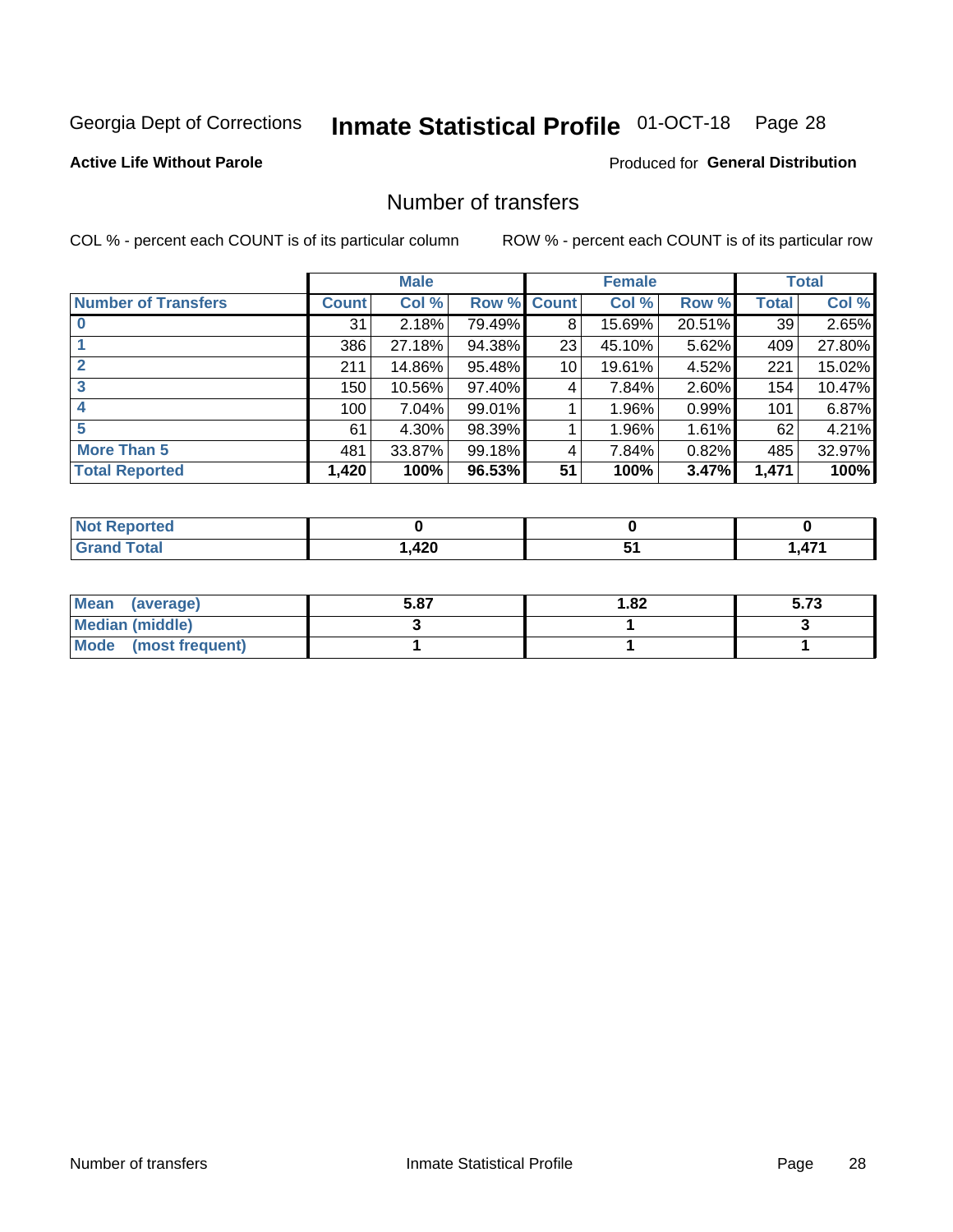Georgia Dept of Corrections **Inmate Statistical Profile** 01-OCT-18

**Active Life Without Parole**

Produced for **General Distribution**

## Number of transfers

COL % - percent each COUNT is of its particular column

ROW % - percent each COUNT is of its particular row

| | Male | | | Female | | | Total | |
|---|---|---|---|---|---|---|---|---|
| **Number of Transfers** | **Count** | **Col %** | **Row %** | **Count** | **Col %** | **Row %** | **Total** | **Col %** |
| **0** | 31 | 2.18% | 79.49% | 8 | 15.69% | 20.51% | 39 | 2.65% |
| **1** | 386 | 27.18% | 94.38% | 23 | 45.10% | 5.62% | 409 | 27.80% |
| **2** | 211 | 14.86% | 95.48% | 10 | 19.61% | 4.52% | 221 | 15.02% |
| **3** | 150 | 10.56% | 97.40% | 4 | 7.84% | 2.60% | 154 | 10.47% |
| **4** | 100 | 7.04% | 99.01% | 1 | 1.96% | 0.99% | 101 | 6.87% |
| **5** | 61 | 4.30% | 98.39% | 1 | 1.96% | 1.61% | 62 | 4.21% |
| **More Than 5** | 481 | 33.87% | 99.18% | 4 | 7.84% | 0.82% | 485 | 32.97% |
| **Total Reported** | **1,420** | **100%** | **96.53%** | **51** | **100%** | **3.47%** | **1,471** | **100%** |

| | Male | Female | Total |
|---|---|---|---|
| **Not Reported** | **0** | **0** | **0** |
| **Grand Total** | **1,420** | **51** | **1,471** |

| | Male | Female | Total |
|---|---|---|---|
| **Mean (average)** | **5.87** | **1.82** | **5.73** |
| **Median (middle)** | **3** | **1** | **3** |
| **Mode (most frequent)** | **1** | **1** | **1** |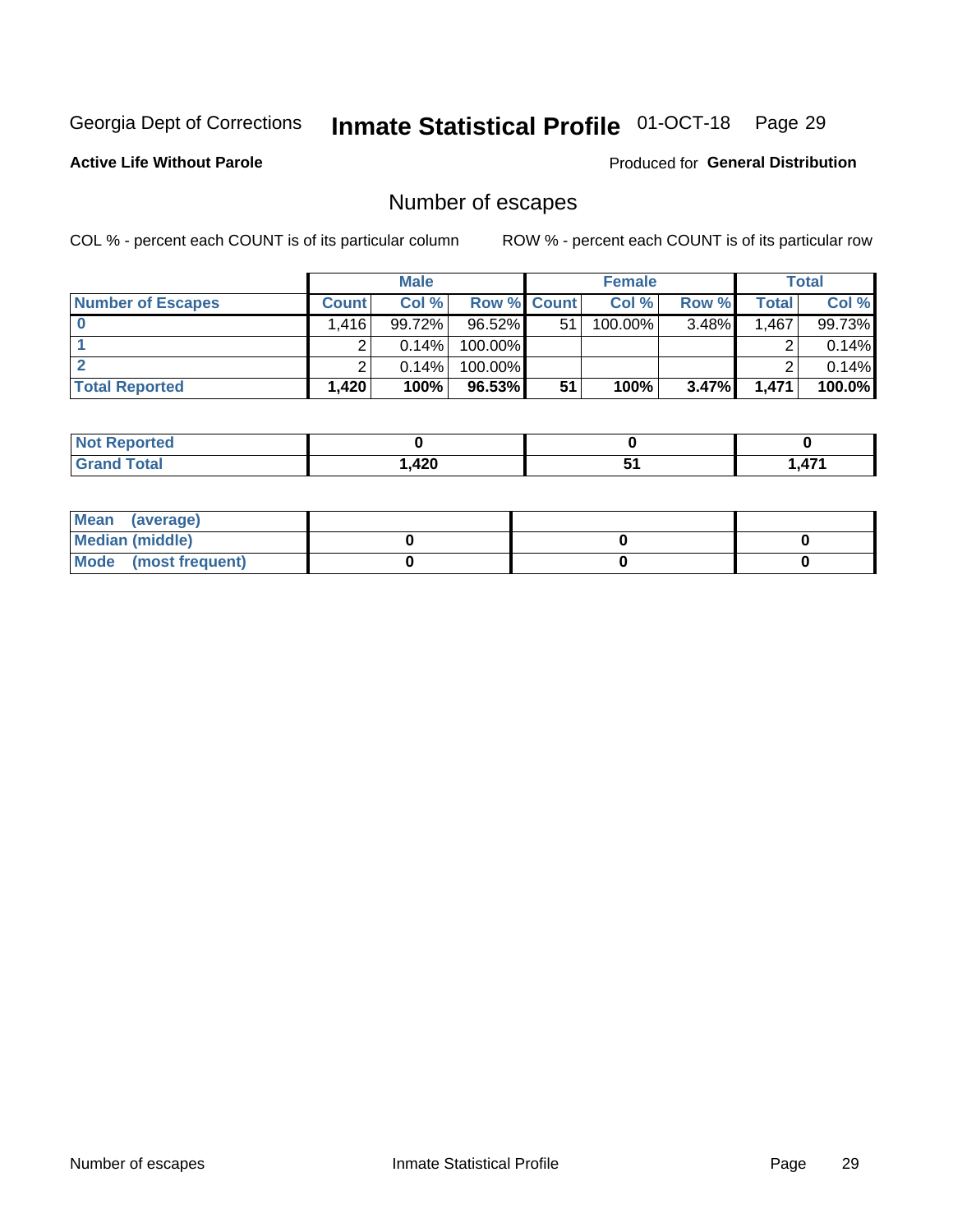Georgia Dept of Corrections **Inmate Statistical Profile** 01-OCT-18

**Active Life Without Parole**

Produced for **General Distribution**

## Number of escapes

COL % - percent each COUNT is of its particular column

ROW % - percent each COUNT is of its particular row

| | Male | | | Female | | | Total | |
|---|---|---|---|---|---|---|---|---|
| **Number of Escapes** | **Count** | **Col %** | **Row %** | **Count** | **Col %** | **Row %** | **Total** | **Col %** |
| **0** | 1,416 | 99.72% | 96.52% | 51 | 100.00% | 3.48% | 1,467 | 99.73% |
| **1** | 2 | 0.14% | 100.00% | | | | 2 | 0.14% |
| **2** | 2 | 0.14% | 100.00% | | | | 2 | 0.14% |
| **Total Reported** | **1,420** | **100%** | **96.53%** | **51** | **100%** | **3.47%** | **1,471** | **100.0%** |

| | Male | Female | Total |
|---|---|---|---|
| **Not Reported** | **0** | **0** | **0** |
| **Grand Total** | **1,420** | **51** | **1,471** |

| | Male | Female | Total |
|---|---|---|---|
| **Mean (average)** | | | |
| **Median (middle)** | **0** | **0** | **0** |
| **Mode (most frequent)** | **0** | **0** | **0** |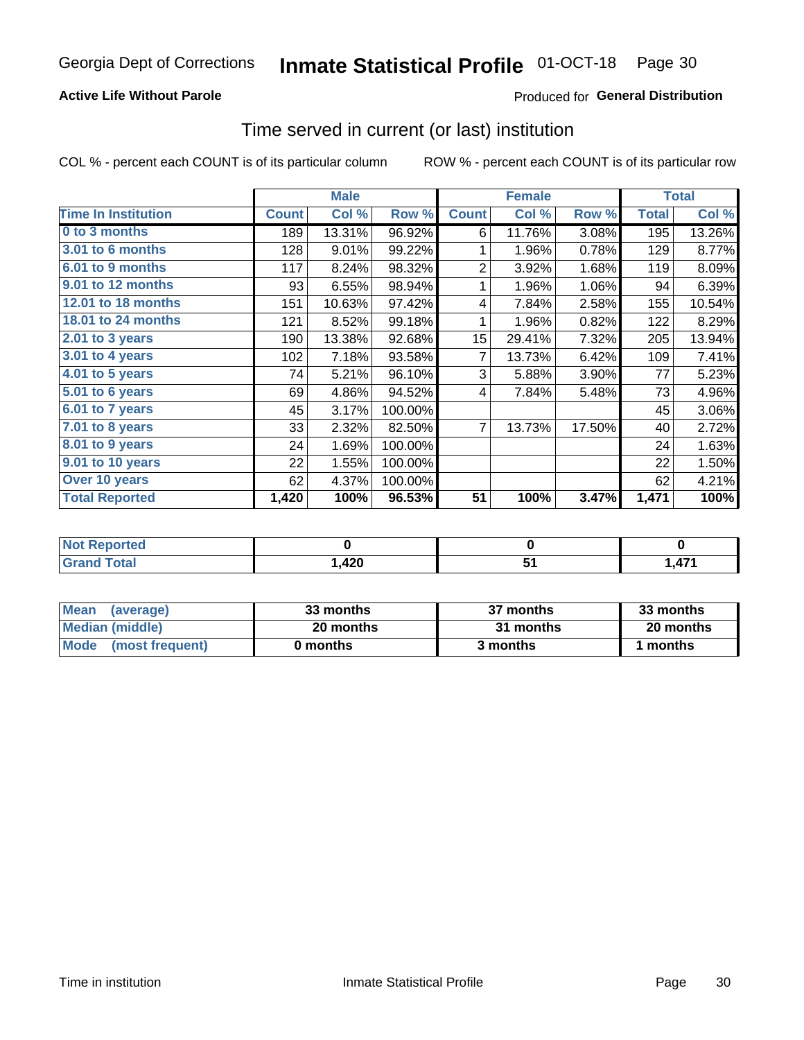Georgia Dept of Corrections **Inmate Statistical Profile** 01-OCT-18

**Active Life Without Parole**

Produced for **General Distribution**

## Time served in current (or last) institution

COL % - percent each COUNT is of its particular column ROW % - percent each COUNT is of its particular row

| | Male | | | Female | | | Total | |
|---|---|---|---|---|---|---|---|---|
| **Time In Institution** | **Count** | **Col %** | **Row %** | **Count** | **Col %** | **Row %** | **Total** | **Col %** |
| **0 to 3 months** | 189 | 13.31% | 96.92% | 6 | 11.76% | 3.08% | 195 | 13.26% |
| **3.01 to 6 months** | 128 | 9.01% | 99.22% | 1 | 1.96% | 0.78% | 129 | 8.77% |
| **6.01 to 9 months** | 117 | 8.24% | 98.32% | 2 | 3.92% | 1.68% | 119 | 8.09% |
| **9.01 to 12 months** | 93 | 6.55% | 98.94% | 1 | 1.96% | 1.06% | 94 | 6.39% |
| **12.01 to 18 months** | 151 | 10.63% | 97.42% | 4 | 7.84% | 2.58% | 155 | 10.54% |
| **18.01 to 24 months** | 121 | 8.52% | 99.18% | 1 | 1.96% | 0.82% | 122 | 8.29% |
| **2.01 to 3 years** | 190 | 13.38% | 92.68% | 15 | 29.41% | 7.32% | 205 | 13.94% |
| **3.01 to 4 years** | 102 | 7.18% | 93.58% | 7 | 13.73% | 6.42% | 109 | 7.41% |
| **4.01 to 5 years** | 74 | 5.21% | 96.10% | 3 | 5.88% | 3.90% | 77 | 5.23% |
| **5.01 to 6 years** | 69 | 4.86% | 94.52% | 4 | 7.84% | 5.48% | 73 | 4.96% |
| **6.01 to 7 years** | 45 | 3.17% | 100.00% | | | | 45 | 3.06% |
| **7.01 to 8 years** | 33 | 2.32% | 82.50% | 7 | 13.73% | 17.50% | 40 | 2.72% |
| **8.01 to 9 years** | 24 | 1.69% | 100.00% | | | | 24 | 1.63% |
| **9.01 to 10 years** | 22 | 1.55% | 100.00% | | | | 22 | 1.50% |
| **Over 10 years** | 62 | 4.37% | 100.00% | | | | 62 | 4.21% |
| **Total Reported** | **1,420** | **100%** | **96.53%** | **51** | **100%** | **3.47%** | **1,471** | **100%** |

| | Male | Female | Total |
|---|---|---|---|
| **Not Reported** | **0** | **0** | **0** |
| **Grand Total** | **1,420** | **51** | **1,471** |

| | Male | Female | Total |
|---|---|---|---|
| **Mean (average)** | **33 months** | **37 months** | **33 months** |
| **Median (middle)** | **20 months** | **31 months** | **20 months** |
| **Mode (most frequent)** | **0 months** | **3 months** | **1 months** |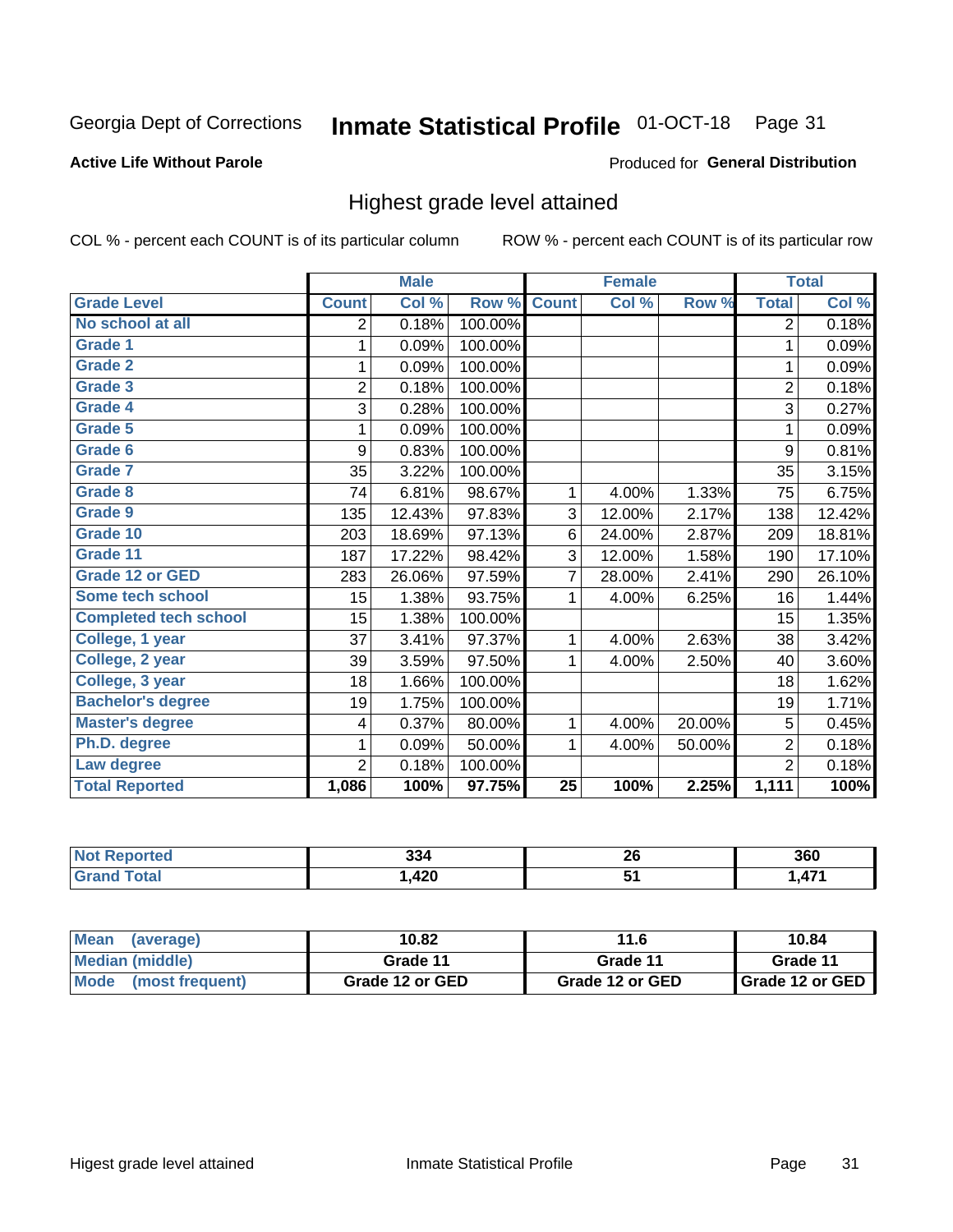Georgia Dept of Corrections **Inmate Statistical Profile** 01-OCT-18

**Active Life Without Parole**

Produced for **General Distribution**

## Highest grade level attained

COL % - percent each COUNT is of its particular column    ROW % - percent each COUNT is of its particular row

| | Male | | | Female | | | Total | |
|---|---|---|---|---|---|---|---|---|
| **Grade Level** | **Count** | **Col %** | **Row %** | **Count** | **Col %** | **Row %** | **Total** | **Col %** |
| No school at all | 2 | 0.18% | 100.00% | | | | 2 | 0.18% |
| Grade 1 | 1 | 0.09% | 100.00% | | | | 1 | 0.09% |
| Grade 2 | 1 | 0.09% | 100.00% | | | | 1 | 0.09% |
| Grade 3 | 2 | 0.18% | 100.00% | | | | 2 | 0.18% |
| Grade 4 | 3 | 0.28% | 100.00% | | | | 3 | 0.27% |
| Grade 5 | 1 | 0.09% | 100.00% | | | | 1 | 0.09% |
| Grade 6 | 9 | 0.83% | 100.00% | | | | 9 | 0.81% |
| Grade 7 | 35 | 3.22% | 100.00% | | | | 35 | 3.15% |
| Grade 8 | 74 | 6.81% | 98.67% | 1 | 4.00% | 1.33% | 75 | 6.75% |
| Grade 9 | 135 | 12.43% | 97.83% | 3 | 12.00% | 2.17% | 138 | 12.42% |
| Grade 10 | 203 | 18.69% | 97.13% | 6 | 24.00% | 2.87% | 209 | 18.81% |
| Grade 11 | 187 | 17.22% | 98.42% | 3 | 12.00% | 1.58% | 190 | 17.10% |
| Grade 12 or GED | 283 | 26.06% | 97.59% | 7 | 28.00% | 2.41% | 290 | 26.10% |
| Some tech school | 15 | 1.38% | 93.75% | 1 | 4.00% | 6.25% | 16 | 1.44% |
| Completed tech school | 15 | 1.38% | 100.00% | | | | 15 | 1.35% |
| College, 1 year | 37 | 3.41% | 97.37% | 1 | 4.00% | 2.63% | 38 | 3.42% |
| College, 2 year | 39 | 3.59% | 97.50% | 1 | 4.00% | 2.50% | 40 | 3.60% |
| College, 3 year | 18 | 1.66% | 100.00% | | | | 18 | 1.62% |
| Bachelor's degree | 19 | 1.75% | 100.00% | | | | 19 | 1.71% |
| Master's degree | 4 | 0.37% | 80.00% | 1 | 4.00% | 20.00% | 5 | 0.45% |
| Ph.D. degree | 1 | 0.09% | 50.00% | 1 | 4.00% | 50.00% | 2 | 0.18% |
| Law degree | 2 | 0.18% | 100.00% | | | | 2 | 0.18% |
| **Total Reported** | **1,086** | **100%** | **97.75%** | **25** | **100%** | **2.25%** | **1,111** | **100%** |

| | Male | Female | Total |
|---|---|---|---|
| Not Reported | 334 | 26 | 360 |
| Grand Total | 1,420 | 51 | 1,471 |

| | Male | Female | Total |
|---|---|---|---|
| Mean (average) | 10.82 | 11.6 | 10.84 |
| Median (middle) | Grade 11 | Grade 11 | Grade 11 |
| Mode (most frequent) | Grade 12 or GED | Grade 12 or GED | Grade 12 or GED |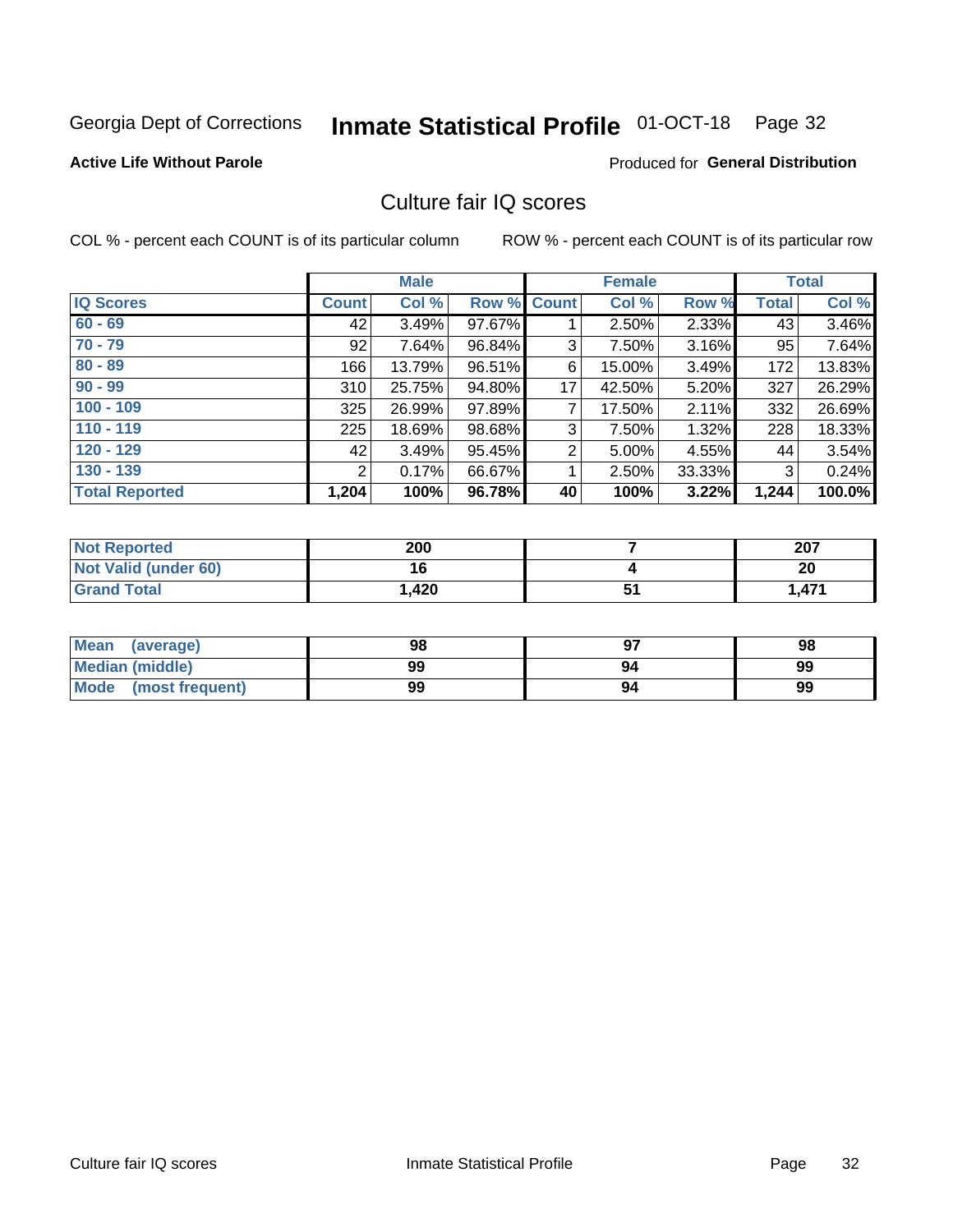Georgia Dept of Corrections **Inmate Statistical Profile** 01-OCT-18 Page 32

**Active Life Without Parole**

Produced for **General Distribution**

## Culture fair IQ scores

COL % - percent each COUNT is of its particular column

ROW % - percent each COUNT is of its particular row

| | Male | | | Female | | | Total | |
|---|---|---|---|---|---|---|---|---|
| **IQ Scores** | **Count** | **Col %** | **Row %** | **Count** | **Col %** | **Row %** | **Total** | **Col %** |
| 60 - 69 | 42 | 3.49% | 97.67% | 1 | 2.50% | 2.33% | 43 | 3.46% |
| 70 - 79 | 92 | 7.64% | 96.84% | 3 | 7.50% | 3.16% | 95 | 7.64% |
| 80 - 89 | 166 | 13.79% | 96.51% | 6 | 15.00% | 3.49% | 172 | 13.83% |
| 90 - 99 | 310 | 25.75% | 94.80% | 17 | 42.50% | 5.20% | 327 | 26.29% |
| 100 - 109 | 325 | 26.99% | 97.89% | 7 | 17.50% | 2.11% | 332 | 26.69% |
| 110 - 119 | 225 | 18.69% | 98.68% | 3 | 7.50% | 1.32% | 228 | 18.33% |
| 120 - 129 | 42 | 3.49% | 95.45% | 2 | 5.00% | 4.55% | 44 | 3.54% |
| 130 - 139 | 2 | 0.17% | 66.67% | 1 | 2.50% | 33.33% | 3 | 0.24% |
| **Total Reported** | **1,204** | **100%** | **96.78%** | **40** | **100%** | **3.22%** | **1,244** | **100.0%** |

| | Male | Female | Total |
|---|---|---|---|
| **Not Reported** | **200** | **7** | **207** |
| **Not Valid (under 60)** | **16** | **4** | **20** |
| **Grand Total** | **1,420** | **51** | **1,471** |

| | Male | Female | Total |
|---|---|---|---|
| **Mean (average)** | **98** | **97** | **98** |
| **Median (middle)** | **99** | **94** | **99** |
| **Mode (most frequent)** | **99** | **94** | **99** |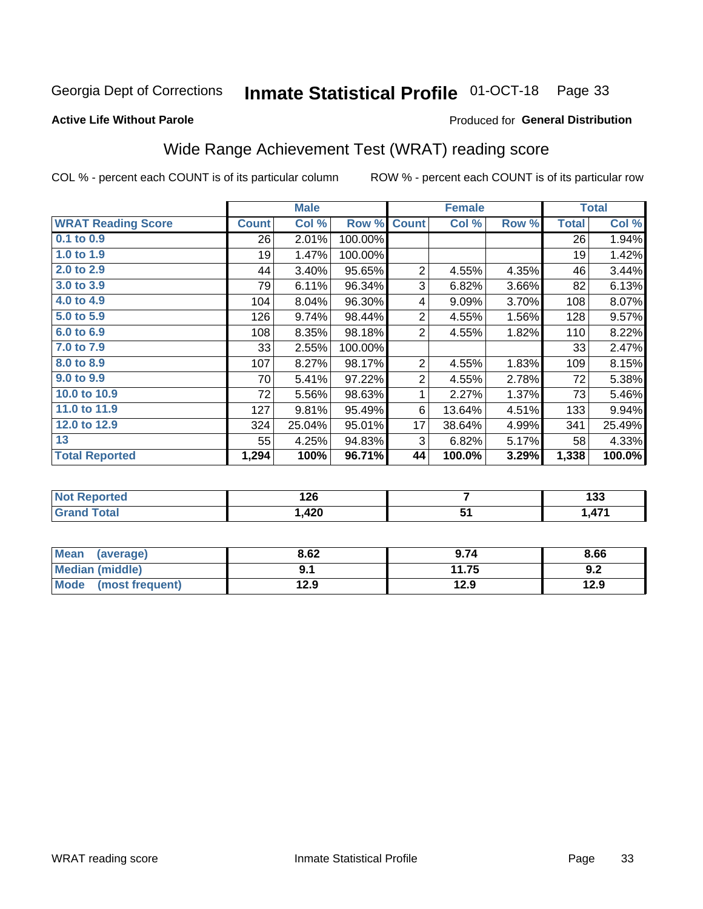Georgia Dept of Corrections **Inmate Statistical Profile** 01-OCT-18

**Active Life Without Parole**

Produced for **General Distribution**

## Wide Range Achievement Test (WRAT) reading score

COL % - percent each COUNT is of its particular column ROW % - percent each COUNT is of its particular row

| | Male | | | Female | | | Total | |
|---|---|---|---|---|---|---|---|---|
| **WRAT Reading Score** | **Count** | **Col %** | **Row %** | **Count** | **Col %** | **Row %** | **Total** | **Col %** |
| 0.1 to 0.9 | 26 | 2.01% | 100.00% | | | | 26 | 1.94% |
| 1.0 to 1.9 | 19 | 1.47% | 100.00% | | | | 19 | 1.42% |
| 2.0 to 2.9 | 44 | 3.40% | 95.65% | 2 | 4.55% | 4.35% | 46 | 3.44% |
| 3.0 to 3.9 | 79 | 6.11% | 96.34% | 3 | 6.82% | 3.66% | 82 | 6.13% |
| 4.0 to 4.9 | 104 | 8.04% | 96.30% | 4 | 9.09% | 3.70% | 108 | 8.07% |
| 5.0 to 5.9 | 126 | 9.74% | 98.44% | 2 | 4.55% | 1.56% | 128 | 9.57% |
| 6.0 to 6.9 | 108 | 8.35% | 98.18% | 2 | 4.55% | 1.82% | 110 | 8.22% |
| 7.0 to 7.9 | 33 | 2.55% | 100.00% | | | | 33 | 2.47% |
| 8.0 to 8.9 | 107 | 8.27% | 98.17% | 2 | 4.55% | 1.83% | 109 | 8.15% |
| 9.0 to 9.9 | 70 | 5.41% | 97.22% | 2 | 4.55% | 2.78% | 72 | 5.38% |
| 10.0 to 10.9 | 72 | 5.56% | 98.63% | 1 | 2.27% | 1.37% | 73 | 5.46% |
| 11.0 to 11.9 | 127 | 9.81% | 95.49% | 6 | 13.64% | 4.51% | 133 | 9.94% |
| 12.0 to 12.9 | 324 | 25.04% | 95.01% | 17 | 38.64% | 4.99% | 341 | 25.49% |
| 13 | 55 | 4.25% | 94.83% | 3 | 6.82% | 5.17% | 58 | 4.33% |
| **Total Reported** | **1,294** | **100%** | **96.71%** | **44** | **100.0%** | **3.29%** | **1,338** | **100.0%** |

| | Male | Female | Total |
|---|---|---|---|
| Not Reported | 126 | 7 | 133 |
| Grand Total | 1,420 | 51 | 1,471 |

| | Male | Female | Total |
|---|---|---|---|
| Mean (average) | 8.62 | 9.74 | 8.66 |
| Median (middle) | 9.1 | 11.75 | 9.2 |
| Mode (most frequent) | 12.9 | 12.9 | 12.9 |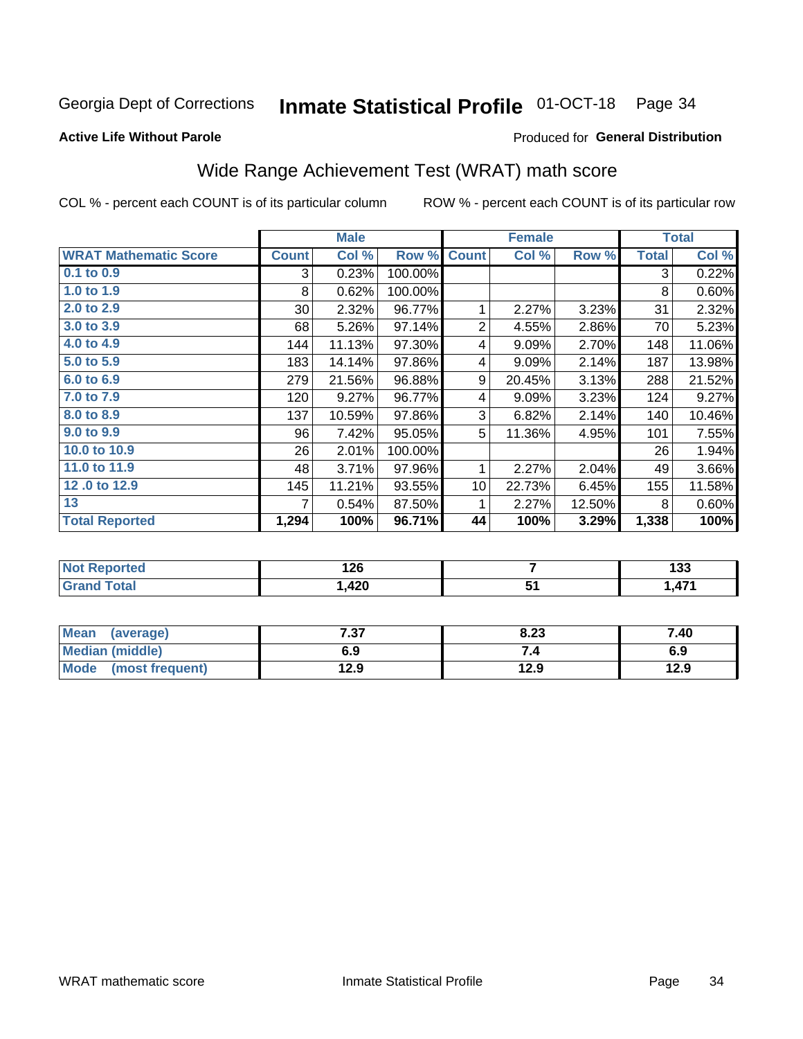Georgia Dept of Corrections **Inmate Statistical Profile** 01-OCT-18 Page 34

**Active Life Without Parole**

Produced for **General Distribution**

## Wide Range Achievement Test (WRAT) math score

COL % - percent each COUNT is of its particular column ROW % - percent each COUNT is of its particular row

| | Male | | | Female | | | Total | |
|---|---|---|---|---|---|---|---|---|
| **WRAT Mathematic Score** | **Count** | **Col %** | **Row %** | **Count** | **Col %** | **Row %** | **Total** | **Col %** |
| 0.1 to 0.9 | 3 | 0.23% | 100.00% | | | | 3 | 0.22% |
| 1.0 to 1.9 | 8 | 0.62% | 100.00% | | | | 8 | 0.60% |
| 2.0 to 2.9 | 30 | 2.32% | 96.77% | 1 | 2.27% | 3.23% | 31 | 2.32% |
| 3.0 to 3.9 | 68 | 5.26% | 97.14% | 2 | 4.55% | 2.86% | 70 | 5.23% |
| 4.0 to 4.9 | 144 | 11.13% | 97.30% | 4 | 9.09% | 2.70% | 148 | 11.06% |
| 5.0 to 5.9 | 183 | 14.14% | 97.86% | 4 | 9.09% | 2.14% | 187 | 13.98% |
| 6.0 to 6.9 | 279 | 21.56% | 96.88% | 9 | 20.45% | 3.13% | 288 | 21.52% |
| 7.0 to 7.9 | 120 | 9.27% | 96.77% | 4 | 9.09% | 3.23% | 124 | 9.27% |
| 8.0 to 8.9 | 137 | 10.59% | 97.86% | 3 | 6.82% | 2.14% | 140 | 10.46% |
| 9.0 to 9.9 | 96 | 7.42% | 95.05% | 5 | 11.36% | 4.95% | 101 | 7.55% |
| 10.0 to 10.9 | 26 | 2.01% | 100.00% | | | | 26 | 1.94% |
| 11.0 to 11.9 | 48 | 3.71% | 97.96% | 1 | 2.27% | 2.04% | 49 | 3.66% |
| 12 .0 to 12.9 | 145 | 11.21% | 93.55% | 10 | 22.73% | 6.45% | 155 | 11.58% |
| 13 | 7 | 0.54% | 87.50% | 1 | 2.27% | 12.50% | 8 | 0.60% |
| **Total Reported** | **1,294** | **100%** | **96.71%** | **44** | **100%** | **3.29%** | **1,338** | **100%** |

| | Male | Female | Total |
|---|---|---|---|
| Not Reported | 126 | 7 | 133 |
| Grand Total | 1,420 | 51 | 1,471 |

| | Male | Female | Total |
|---|---|---|---|
| Mean (average) | 7.37 | 8.23 | 7.40 |
| Median (middle) | 6.9 | 7.4 | 6.9 |
| Mode (most frequent) | 12.9 | 12.9 | 12.9 |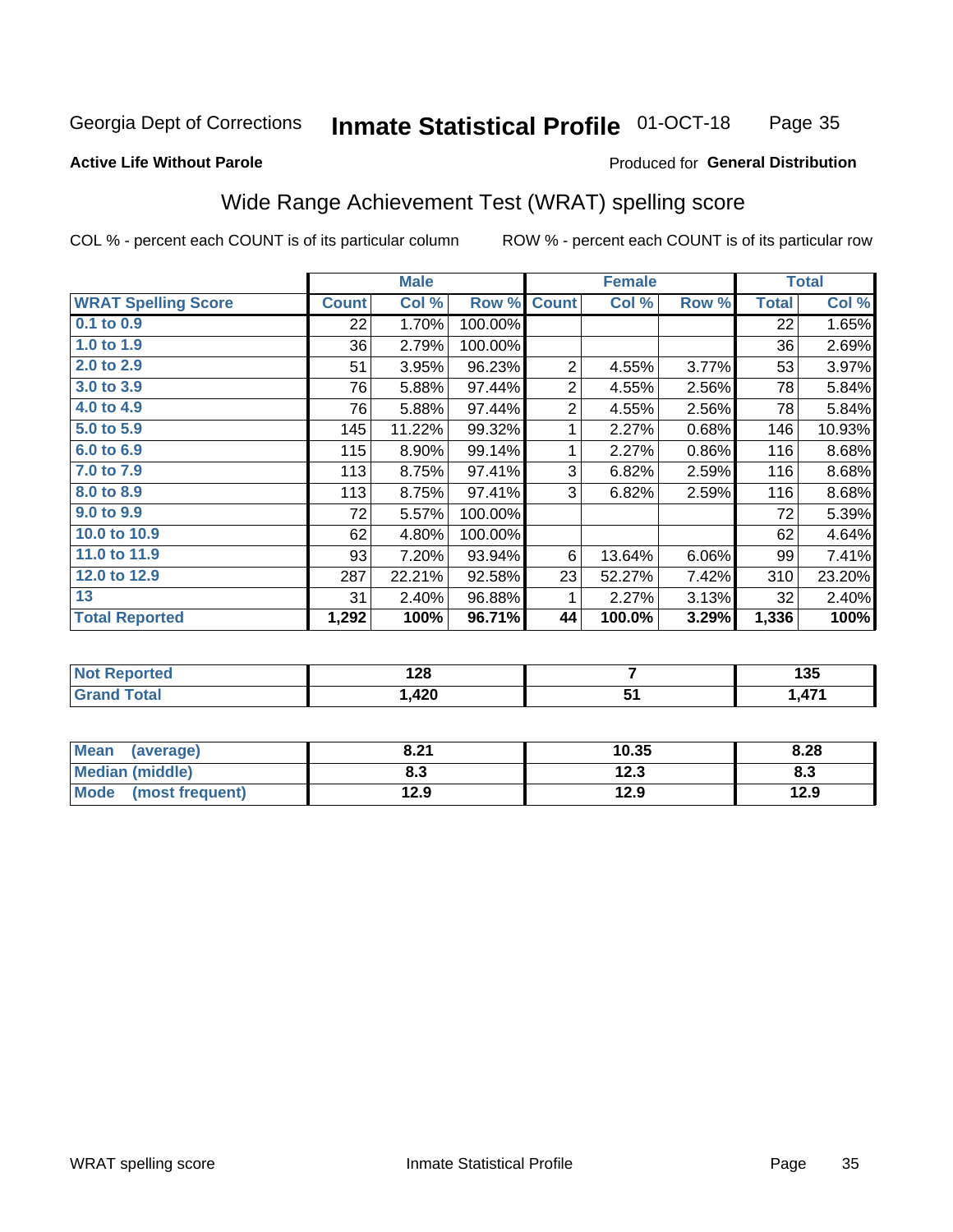Georgia Dept of Corrections **Inmate Statistical Profile** 01-OCT-18

**Active Life Without Parole**

Produced for **General Distribution**

## Wide Range Achievement Test (WRAT) spelling score

COL % - percent each COUNT is of its particular column ROW % - percent each COUNT is of its particular row

| | Male | | | Female | | | Total | |
|---|---|---|---|---|---|---|---|---|
| **WRAT Spelling Score** | **Count** | **Col %** | **Row %** | **Count** | **Col %** | **Row %** | **Total** | **Col %** |
| **0.1 to 0.9** | 22 | 1.70% | 100.00% | | | | 22 | 1.65% |
| **1.0 to 1.9** | 36 | 2.79% | 100.00% | | | | 36 | 2.69% |
| **2.0 to 2.9** | 51 | 3.95% | 96.23% | 2 | 4.55% | 3.77% | 53 | 3.97% |
| **3.0 to 3.9** | 76 | 5.88% | 97.44% | 2 | 4.55% | 2.56% | 78 | 5.84% |
| **4.0 to 4.9** | 76 | 5.88% | 97.44% | 2 | 4.55% | 2.56% | 78 | 5.84% |
| **5.0 to 5.9** | 145 | 11.22% | 99.32% | 1 | 2.27% | 0.68% | 146 | 10.93% |
| **6.0 to 6.9** | 115 | 8.90% | 99.14% | 1 | 2.27% | 0.86% | 116 | 8.68% |
| **7.0 to 7.9** | 113 | 8.75% | 97.41% | 3 | 6.82% | 2.59% | 116 | 8.68% |
| **8.0 to 8.9** | 113 | 8.75% | 97.41% | 3 | 6.82% | 2.59% | 116 | 8.68% |
| **9.0 to 9.9** | 72 | 5.57% | 100.00% | | | | 72 | 5.39% |
| **10.0 to 10.9** | 62 | 4.80% | 100.00% | | | | 62 | 4.64% |
| **11.0 to 11.9** | 93 | 7.20% | 93.94% | 6 | 13.64% | 6.06% | 99 | 7.41% |
| **12.0 to 12.9** | 287 | 22.21% | 92.58% | 23 | 52.27% | 7.42% | 310 | 23.20% |
| **13** | 31 | 2.40% | 96.88% | 1 | 2.27% | 3.13% | 32 | 2.40% |
| **Total Reported** | **1,292** | **100%** | **96.71%** | **44** | **100.0%** | **3.29%** | **1,336** | **100%** |

| | Male | Female | Total |
|---|---|---|---|
| **Not Reported** | **128** | **7** | **135** |
| **Grand Total** | **1,420** | **51** | **1,471** |

| | Male | Female | Total |
|---|---|---|---|
| **Mean (average)** | **8.21** | **10.35** | **8.28** |
| **Median (middle)** | **8.3** | **12.3** | **8.3** |
| **Mode (most frequent)** | **12.9** | **12.9** | **12.9** |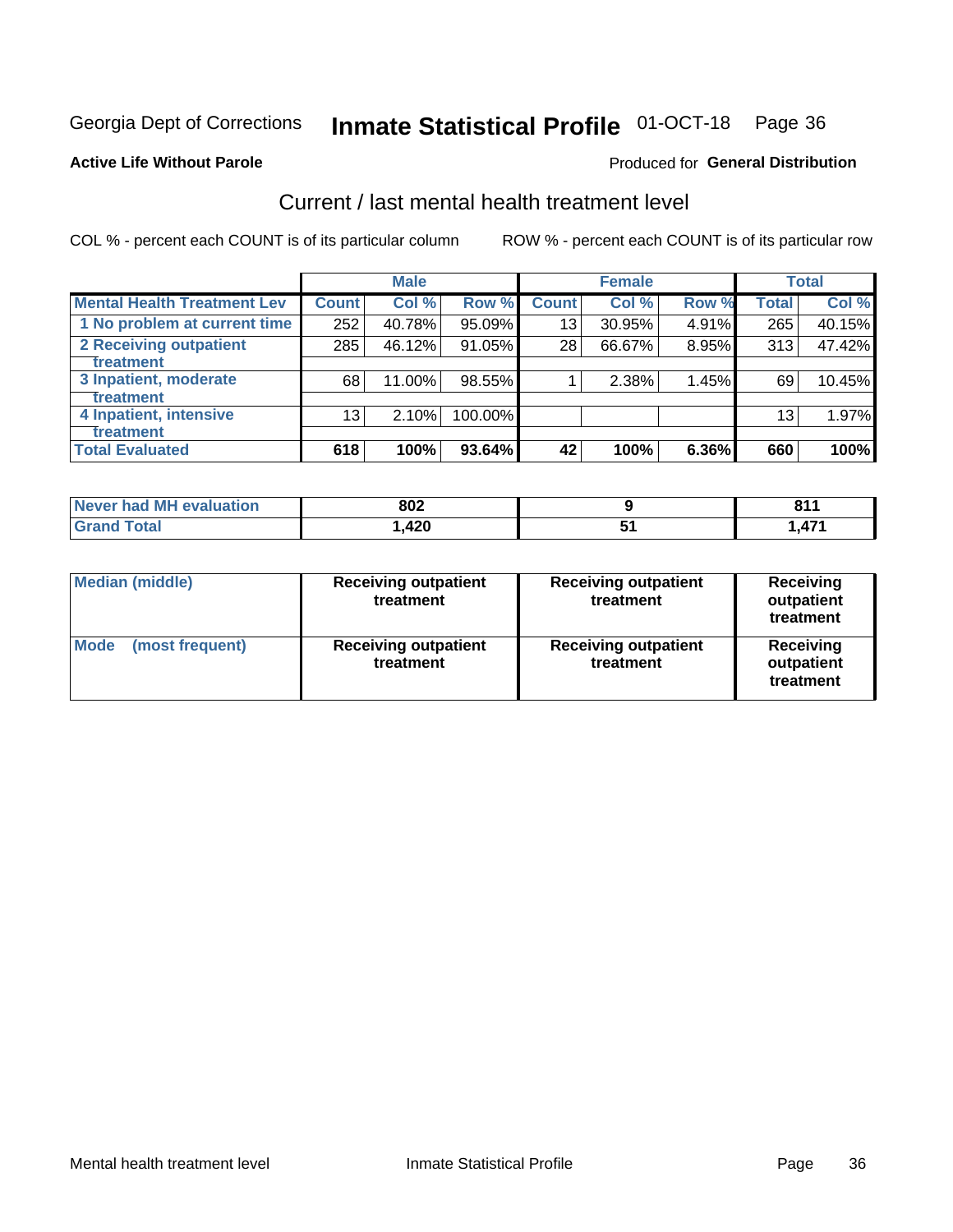Georgia Dept of Corrections **Inmate Statistical Profile** 01-OCT-18

**Active Life Without Parole**

Produced for **General Distribution**

## Current / last mental health treatment level

COL % - percent each COUNT is of its particular column

ROW % - percent each COUNT is of its particular row

| | Male | | | Female | | | Total | |
|---|---|---|---|---|---|---|---|---|
| **Mental Health Treatment Lev** | **Count** | **Col %** | **Row %** | **Count** | **Col %** | **Row %** | **Total** | **Col %** |
| 1 No problem at current time | 252 | 40.78% | 95.09% | 13 | 30.95% | 4.91% | 265 | 40.15% |
| 2 Receiving outpatient treatment | 285 | 46.12% | 91.05% | 28 | 66.67% | 8.95% | 313 | 47.42% |
| 3 Inpatient, moderate treatment | 68 | 11.00% | 98.55% | 1 | 2.38% | 1.45% | 69 | 10.45% |
| 4 Inpatient, intensive treatment | 13 | 2.10% | 100.00% | | | | 13 | 1.97% |
| **Total Evaluated** | **618** | **100%** | **93.64%** | **42** | **100%** | **6.36%** | **660** | **100%** |

| | Male | Female | Total |
|---|---|---|---|
| **Never had MH evaluation** | **802** | **9** | **811** |
| **Grand Total** | **1,420** | **51** | **1,471** |

| | Male | Female | Total |
|---|---|---|---|
| **Median (middle)** | **Receiving outpatient treatment** | **Receiving outpatient treatment** | **Receiving outpatient treatment** |
| **Mode (most frequent)** | **Receiving outpatient treatment** | **Receiving outpatient treatment** | **Receiving outpatient treatment** |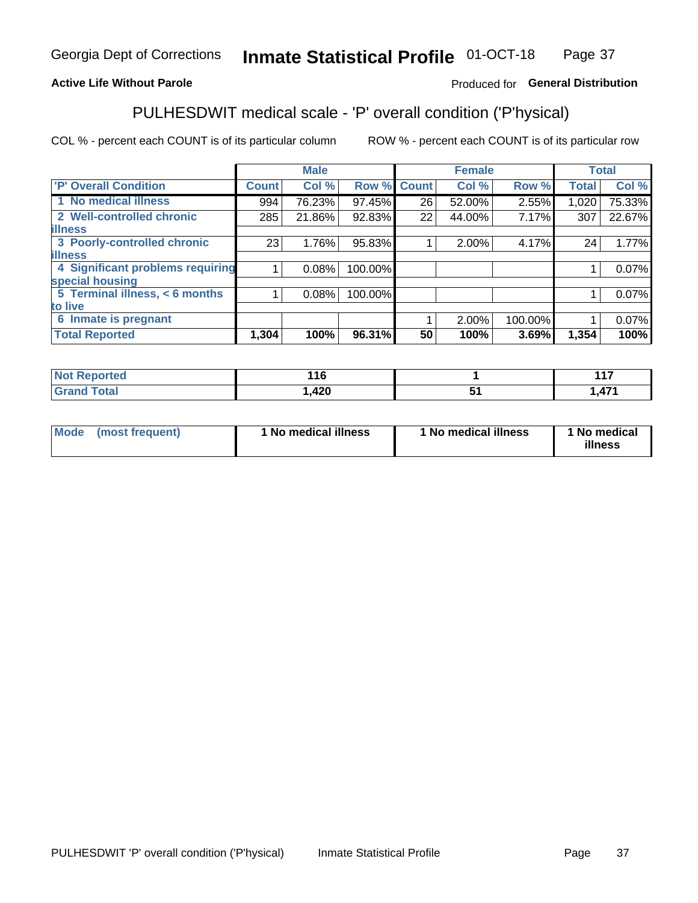Georgia Dept of Corrections **Inmate Statistical Profile** 01-OCT-18

**Active Life Without Parole** Produced for **General Distribution**

## PULHESDWIT medical scale - 'P' overall condition ('P'hysical)

COL % - percent each COUNT is of its particular column ROW % - percent each COUNT is of its particular row

| | Male | | | Female | | | Total | |
|---|---|---|---|---|---|---|---|---|
| 'P' Overall Condition | Count | Col % | Row % | Count | Col % | Row % | Total | Col % |
| 1 No medical illness | 994 | 76.23% | 97.45% | 26 | 52.00% | 2.55% | 1,020 | 75.33% |
| 2 Well-controlled chronic illness | 285 | 21.86% | 92.83% | 22 | 44.00% | 7.17% | 307 | 22.67% |
| 3 Poorly-controlled chronic illness | 23 | 1.76% | 95.83% | 1 | 2.00% | 4.17% | 24 | 1.77% |
| 4 Significant problems requiring special housing | 1 | 0.08% | 100.00% | | | | 1 | 0.07% |
| 5 Terminal illness, < 6 months to live | 1 | 0.08% | 100.00% | | | | 1 | 0.07% |
| 6 Inmate is pregnant | | | | 1 | 2.00% | 100.00% | 1 | 0.07% |
| **Total Reported** | **1,304** | **100%** | **96.31%** | **50** | **100%** | **3.69%** | **1,354** | **100%** |

| | Male | Female | Total |
|---|---|---|---|
| Not Reported | 116 | 1 | 117 |
| Grand Total | 1,420 | 51 | 1,471 |

| | Male | Female | Total |
|---|---|---|---|
| Mode (most frequent) | 1 No medical illness | 1 No medical illness | 1 No medical illness |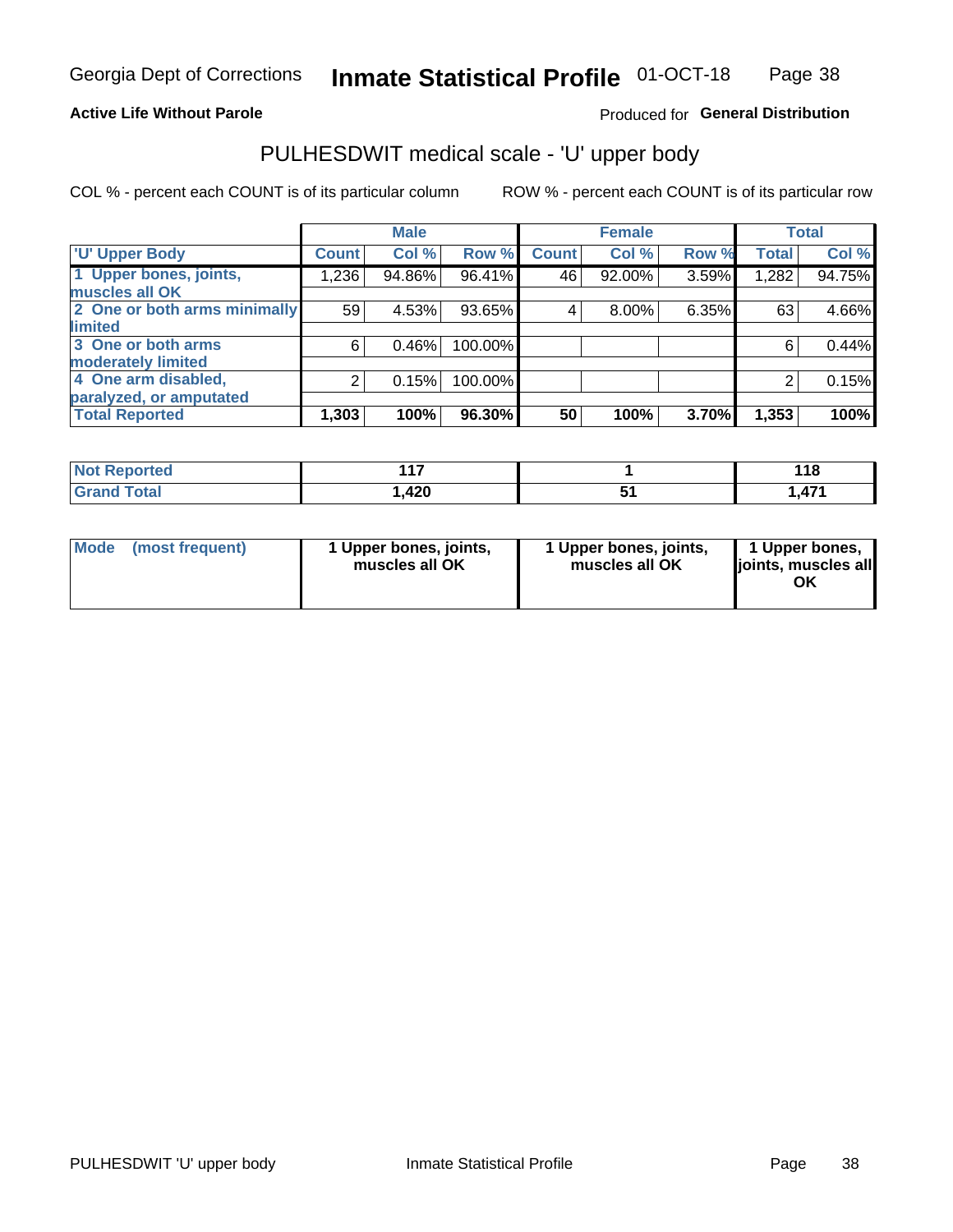Georgia Dept of Corrections **Inmate Statistical Profile** 01-OCT-18

**Active Life Without Parole**

Produced for **General Distribution**

## PULHESDWIT medical scale - 'U' upper body

COL % - percent each COUNT is of its particular column

ROW % - percent each COUNT is of its particular row

| | Male | | | Female | | | Total | |
|---|---|---|---|---|---|---|---|---|
| 'U' Upper Body | Count | Col % | Row % | Count | Col % | Row % | Total | Col % |
| 1 Upper bones, joints, muscles all OK | 1,236 | 94.86% | 96.41% | 46 | 92.00% | 3.59% | 1,282 | 94.75% |
| 2 One or both arms minimally limited | 59 | 4.53% | 93.65% | 4 | 8.00% | 6.35% | 63 | 4.66% |
| 3 One or both arms moderately limited | 6 | 0.46% | 100.00% | | | | 6 | 0.44% |
| 4 One arm disabled, paralyzed, or amputated | 2 | 0.15% | 100.00% | | | | 2 | 0.15% |
| **Total Reported** | **1,303** | **100%** | **96.30%** | **50** | **100%** | **3.70%** | **1,353** | **100%** |

| | Male | Female | Total |
|---|---|---|---|
| Not Reported | 117 | 1 | 118 |
| Grand Total | 1,420 | 51 | 1,471 |

| | Male | Female | Total |
|---|---|---|---|
| Mode (most frequent) | 1 Upper bones, joints, muscles all OK | 1 Upper bones, joints, muscles all OK | 1 Upper bones, joints, muscles all OK |

PULHESDWIT 'U' upper body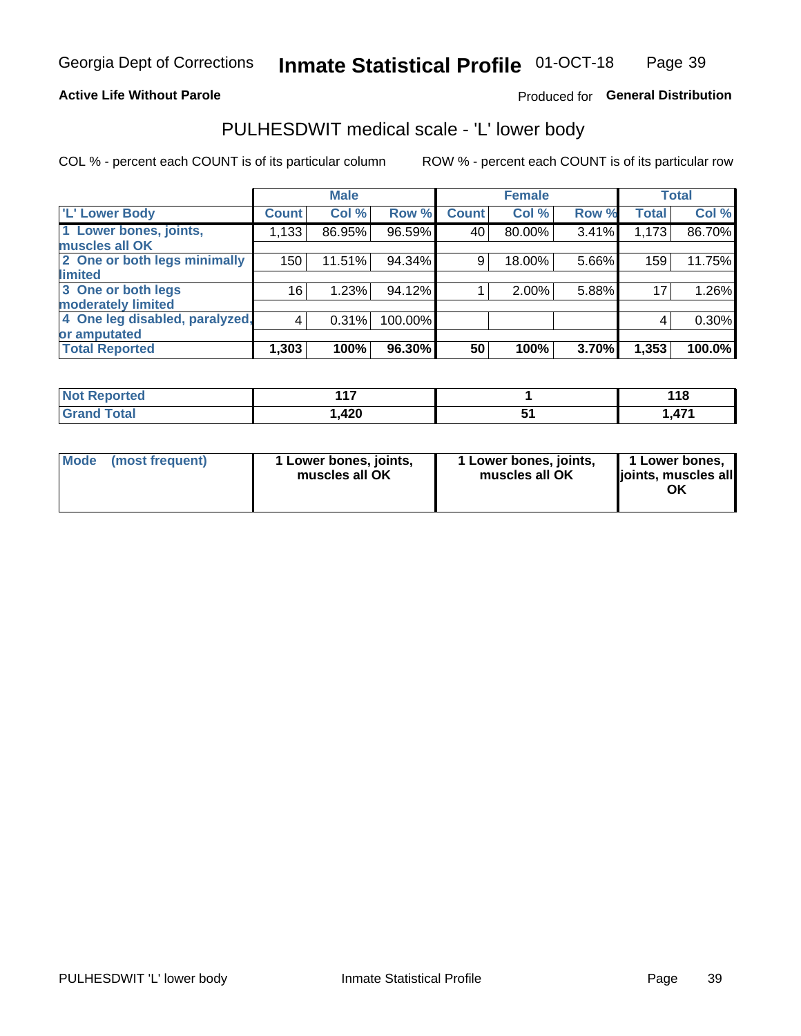**Active Life Without Parole**

Produced for **General Distribution**

## PULHESDWIT medical scale - 'L' lower body

COL % - percent each COUNT is of its particular column

ROW % - percent each COUNT is of its particular row

| | Male | | | Female | | | Total | |
|---|---|---|---|---|---|---|---|---|
| 'L' Lower Body | Count | Col % | Row % | Count | Col % | Row % | Total | Col % |
| 1 Lower bones, joints, muscles all OK | 1,133 | 86.95% | 96.59% | 40 | 80.00% | 3.41% | 1,173 | 86.70% |
| 2 One or both legs minimally limited | 150 | 11.51% | 94.34% | 9 | 18.00% | 5.66% | 159 | 11.75% |
| 3 One or both legs moderately limited | 16 | 1.23% | 94.12% | 1 | 2.00% | 5.88% | 17 | 1.26% |
| 4 One leg disabled, paralyzed, or amputated | 4 | 0.31% | 100.00% | | | | 4 | 0.30% |
| **Total Reported** | **1,303** | **100%** | **96.30%** | **50** | **100%** | **3.70%** | **1,353** | **100.0%** |

| | Male | Female | Total |
|---|---|---|---|
| Not Reported | 117 | 1 | 118 |
| Grand Total | 1,420 | 51 | 1,471 |

| | Male | Female | Total |
|---|---|---|---|
| Mode (most frequent) | 1 Lower bones, joints, muscles all OK | 1 Lower bones, joints, muscles all OK | 1 Lower bones, joints, muscles all OK |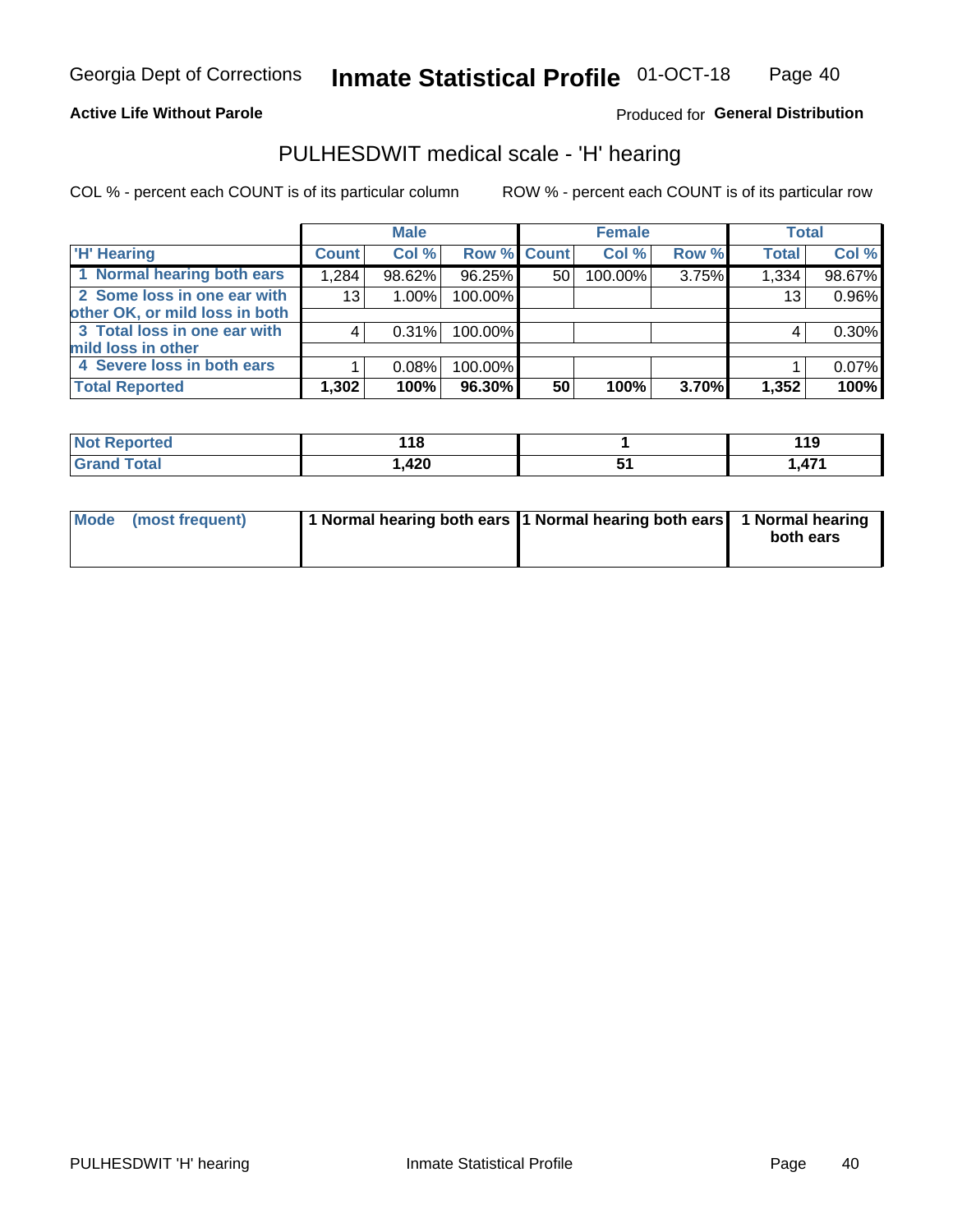Georgia Dept of Corrections **Inmate Statistical Profile** 01-OCT-18

**Active Life Without Parole**

Produced for **General Distribution**

## PULHESDWIT medical scale - 'H' hearing

COL % - percent each COUNT is of its particular column ROW % - percent each COUNT is of its particular row

| | Male | | | Female | | | Total | |
|---|---|---|---|---|---|---|---|---|
| 'H' Hearing | Count | Col % | Row % | Count | Col % | Row % | Total | Col % |
| 1 Normal hearing both ears | 1,284 | 98.62% | 96.25% | 50 | 100.00% | 3.75% | 1,334 | 98.67% |
| 2 Some loss in one ear with other OK, or mild loss in both | 13 | 1.00% | 100.00% | | | | 13 | 0.96% |
| 3 Total loss in one ear with mild loss in other | 4 | 0.31% | 100.00% | | | | 4 | 0.30% |
| 4 Severe loss in both ears | 1 | 0.08% | 100.00% | | | | 1 | 0.07% |
| **Total Reported** | **1,302** | **100%** | **96.30%** | **50** | **100%** | **3.70%** | **1,352** | **100%** |

| | Male | Female | Total |
|---|---|---|---|
| Not Reported | 118 | 1 | 119 |
| Grand Total | 1,420 | 51 | 1,471 |

| | Male | Female | Total |
|---|---|---|---|
| Mode (most frequent) | 1 Normal hearing both ears | 1 Normal hearing both ears | 1 Normal hearing both ears |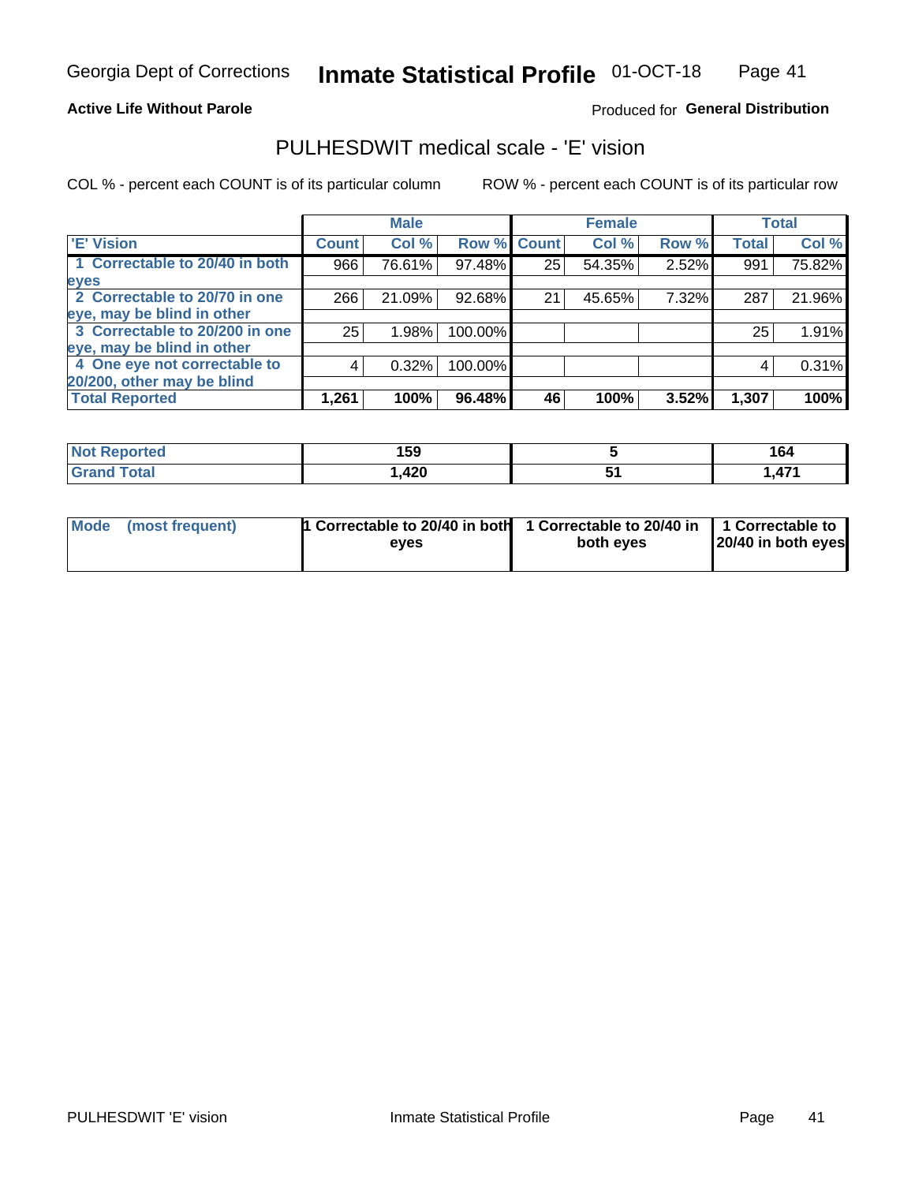Georgia Dept of Corrections **Inmate Statistical Profile** 01-OCT-18

**Active Life Without Parole**

Produced for **General Distribution**

## PULHESDWIT medical scale - 'E' vision

COL % - percent each COUNT is of its particular column    ROW % - percent each COUNT is of its particular row

| | Male | | | Female | | | Total | |
|---|---|---|---|---|---|---|---|---|
| 'E' Vision | Count | Col % | Row % | Count | Col % | Row % | Total | Col % |
| 1 Correctable to 20/40 in both eyes | 966 | 76.61% | 97.48% | 25 | 54.35% | 2.52% | 991 | 75.82% |
| 2 Correctable to 20/70 in one eye, may be blind in other | 266 | 21.09% | 92.68% | 21 | 45.65% | 7.32% | 287 | 21.96% |
| 3 Correctable to 20/200 in one eye, may be blind in other | 25 | 1.98% | 100.00% | | | | 25 | 1.91% |
| 4 One eye not correctable to 20/200, other may be blind | 4 | 0.32% | 100.00% | | | | 4 | 0.31% |
| **Total Reported** | **1,261** | **100%** | **96.48%** | **46** | **100%** | **3.52%** | **1,307** | **100%** |

| | Male | Female | Total |
|---|---|---|---|
| Not Reported | 159 | 5 | 164 |
| Grand Total | 1,420 | 51 | 1,471 |

| | Male | Female | Total |
|---|---|---|---|
| Mode (most frequent) | 1 Correctable to 20/40 in both eyes | 1 Correctable to 20/40 in both eyes | 1 Correctable to 20/40 in both eyes |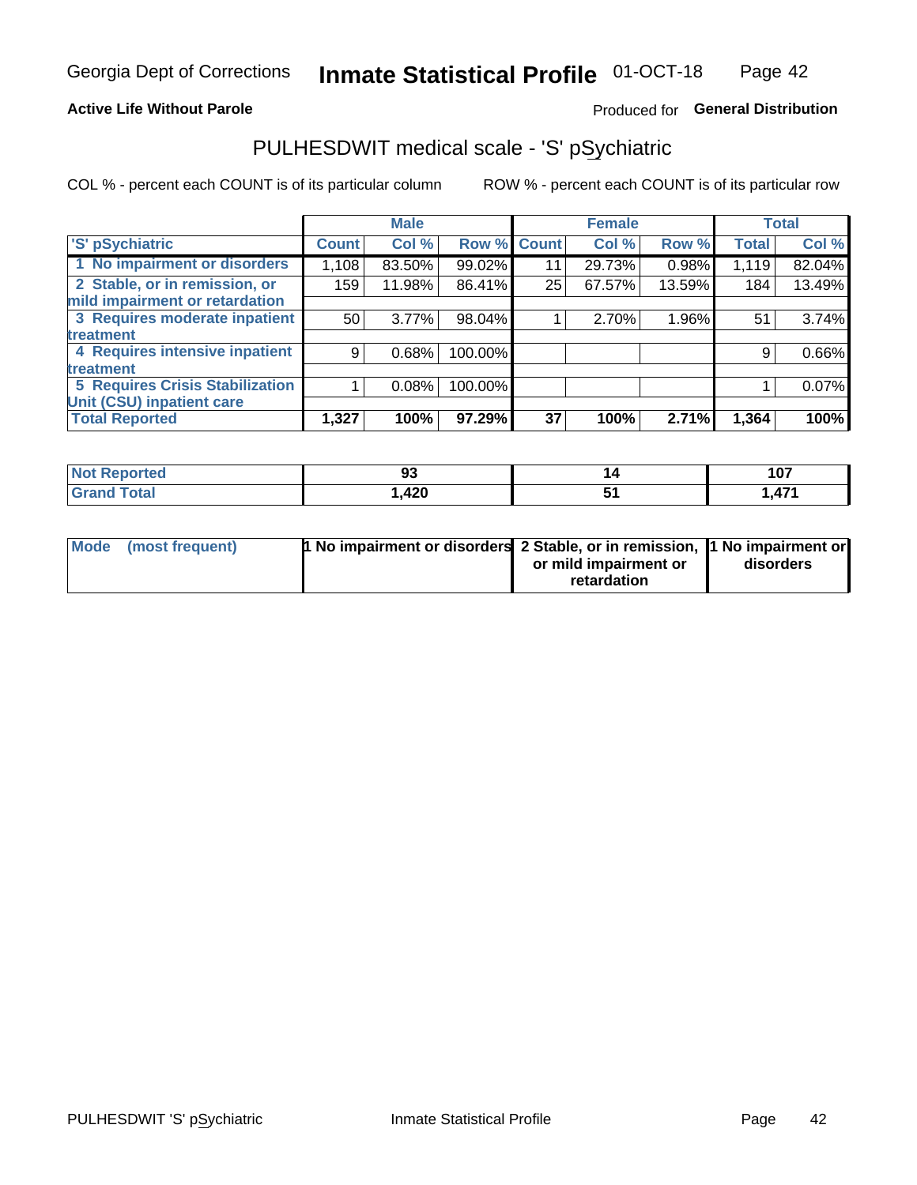Georgia Dept of Corrections **Inmate Statistical Profile** 01-OCT-18

**Active Life Without Parole**

Produced for **General Distribution**

## PULHESDWIT medical scale - 'S' pSychiatric

COL % - percent each COUNT is of its particular column    ROW % - percent each COUNT is of its particular row

| | Male | | | Female | | | Total | |
|---|---|---|---|---|---|---|---|---|
| 'S' pSychiatric | Count | Col % | Row % | Count | Col % | Row % | Total | Col % |
| 1 No impairment or disorders | 1,108 | 83.50% | 99.02% | 11 | 29.73% | 0.98% | 1,119 | 82.04% |
| 2 Stable, or in remission, or mild impairment or retardation | 159 | 11.98% | 86.41% | 25 | 67.57% | 13.59% | 184 | 13.49% |
| 3 Requires moderate inpatient treatment | 50 | 3.77% | 98.04% | 1 | 2.70% | 1.96% | 51 | 3.74% |
| 4 Requires intensive inpatient treatment | 9 | 0.68% | 100.00% | | | | 9 | 0.66% |
| 5 Requires Crisis Stabilization Unit (CSU) inpatient care | 1 | 0.08% | 100.00% | | | | 1 | 0.07% |
| **Total Reported** | **1,327** | **100%** | **97.29%** | **37** | **100%** | **2.71%** | **1,364** | **100%** |

| | Male | Female | Total |
|---|---|---|---|
| Not Reported | 93 | 14 | 107 |
| Grand Total | 1,420 | 51 | 1,471 |

| | Male | Female | Total |
|---|---|---|---|
| Mode (most frequent) | 1 No impairment or disorders | 2 Stable, or in remission, or mild impairment or retardation | 1 No impairment or disorders |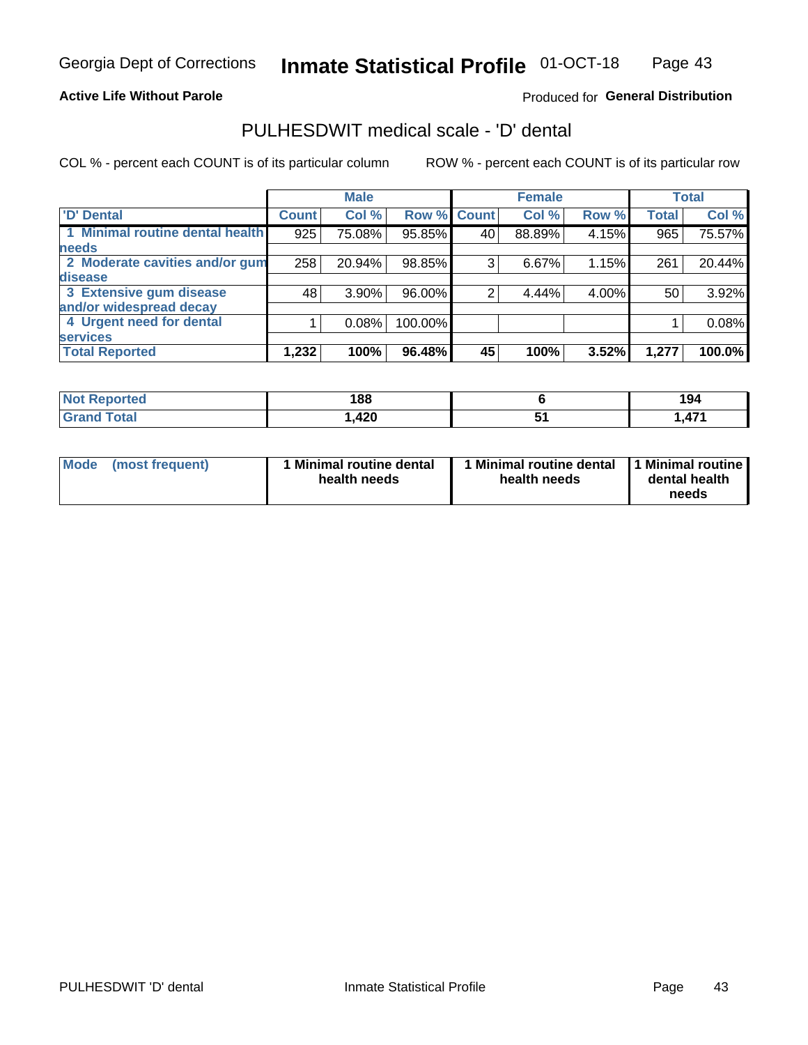Georgia Dept of Corrections **Inmate Statistical Profile** 01-OCT-18

**Active Life Without Parole**

Produced for **General Distribution**

## PULHESDWIT medical scale - 'D' dental

COL % - percent each COUNT is of its particular column

ROW % - percent each COUNT is of its particular row

| | Male | | | Female | | | Total | |
|---|---|---|---|---|---|---|---|---|
| 'D' Dental | Count | Col % | Row % | Count | Col % | Row % | Total | Col % |
| 1 Minimal routine dental health needs | 925 | 75.08% | 95.85% | 40 | 88.89% | 4.15% | 965 | 75.57% |
| 2 Moderate cavities and/or gum disease | 258 | 20.94% | 98.85% | 3 | 6.67% | 1.15% | 261 | 20.44% |
| 3 Extensive gum disease and/or widespread decay | 48 | 3.90% | 96.00% | 2 | 4.44% | 4.00% | 50 | 3.92% |
| 4 Urgent need for dental services | 1 | 0.08% | 100.00% | | | | 1 | 0.08% |
| **Total Reported** | **1,232** | **100%** | **96.48%** | **45** | **100%** | **3.52%** | **1,277** | **100.0%** |

| | Male | Female | Total |
|---|---|---|---|
| Not Reported | 188 | 6 | 194 |
| Grand Total | 1,420 | 51 | 1,471 |

| | Male | Female | Total |
|---|---|---|---|
| Mode (most frequent) | 1 Minimal routine dental health needs | 1 Minimal routine dental health needs | 1 Minimal routine dental health needs |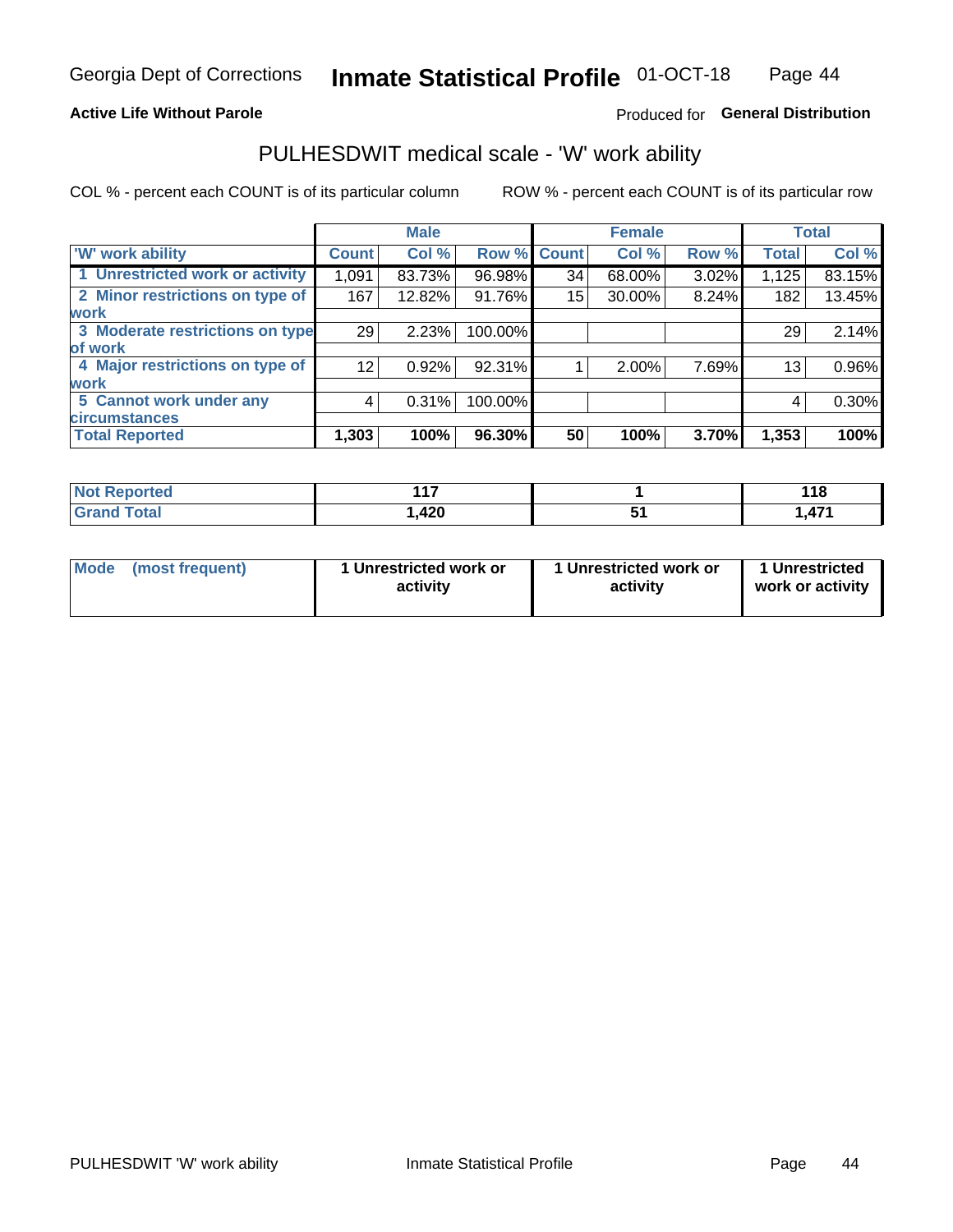Georgia Dept of Corrections **Inmate Statistical Profile** 01-OCT-18

**Active Life Without Parole**

Produced for **General Distribution**

## PULHESDWIT medical scale - 'W' work ability

COL % - percent each COUNT is of its particular column

ROW % - percent each COUNT is of its particular row

| | Male | | | Female | | | Total | |
|---|---|---|---|---|---|---|---|---|
| 'W' work ability | Count | Col % | Row % | Count | Col % | Row % | Total | Col % |
| 1 Unrestricted work or activity | 1,091 | 83.73% | 96.98% | 34 | 68.00% | 3.02% | 1,125 | 83.15% |
| 2 Minor restrictions on type of work | 167 | 12.82% | 91.76% | 15 | 30.00% | 8.24% | 182 | 13.45% |
| 3 Moderate restrictions on type of work | 29 | 2.23% | 100.00% | | | | 29 | 2.14% |
| 4 Major restrictions on type of work | 12 | 0.92% | 92.31% | 1 | 2.00% | 7.69% | 13 | 0.96% |
| 5 Cannot work under any circumstances | 4 | 0.31% | 100.00% | | | | 4 | 0.30% |
| **Total Reported** | **1,303** | **100%** | **96.30%** | **50** | **100%** | **3.70%** | **1,353** | **100%** |

| | Male | Female | Total |
|---|---|---|---|
| Not Reported | 117 | 1 | 118 |
| Grand Total | 1,420 | 51 | 1,471 |

| | Male | Female | Total |
|---|---|---|---|
| Mode (most frequent) | 1 Unrestricted work or activity | 1 Unrestricted work or activity | 1 Unrestricted work or activity |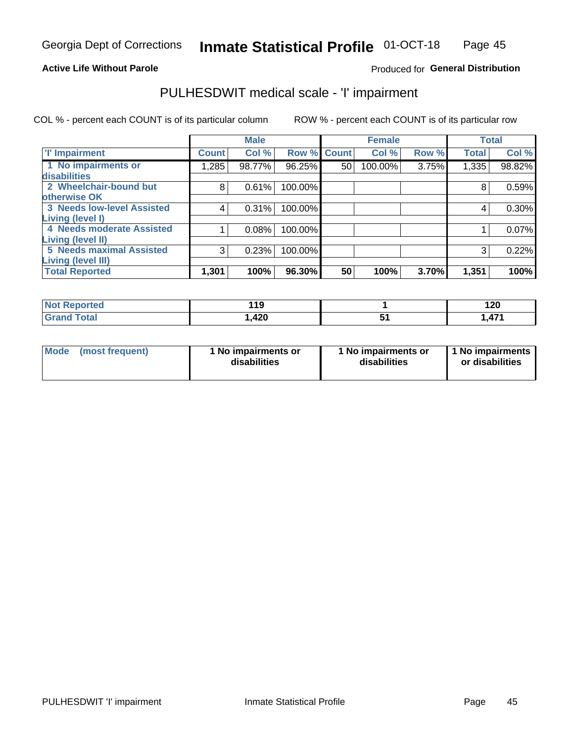Georgia Dept of Corrections **Inmate Statistical Profile** 01-OCT-18

**Active Life Without Parole**

Produced for **General Distribution**

## PULHESDWIT medical scale - 'I' impairment

COL % - percent each COUNT is of its particular column ROW % - percent each COUNT is of its particular row

| | Male | | | Female | | | Total | |
|---|---|---|---|---|---|---|---|---|
| 'I' Impairment | Count | Col % | Row % | Count | Col % | Row % | Total | Col % |
| 1 No impairments or disabilities | 1,285 | 98.77% | 96.25% | 50 | 100.00% | 3.75% | 1,335 | 98.82% |
| 2 Wheelchair-bound but otherwise OK | 8 | 0.61% | 100.00% | | | | 8 | 0.59% |
| 3 Needs low-level Assisted Living (level I) | 4 | 0.31% | 100.00% | | | | 4 | 0.30% |
| 4 Needs moderate Assisted Living (level II) | 1 | 0.08% | 100.00% | | | | 1 | 0.07% |
| 5 Needs maximal Assisted Living (level III) | 3 | 0.23% | 100.00% | | | | 3 | 0.22% |
| **Total Reported** | **1,301** | **100%** | **96.30%** | **50** | **100%** | **3.70%** | **1,351** | **100%** |

| | Male | Female | Total |
|---|---|---|---|
| Not Reported | 119 | 1 | 120 |
| Grand Total | 1,420 | 51 | 1,471 |

| | Male | Female | Total |
|---|---|---|---|
| Mode (most frequent) | 1 No impairments or disabilities | 1 No impairments or disabilities | 1 No impairments or disabilities |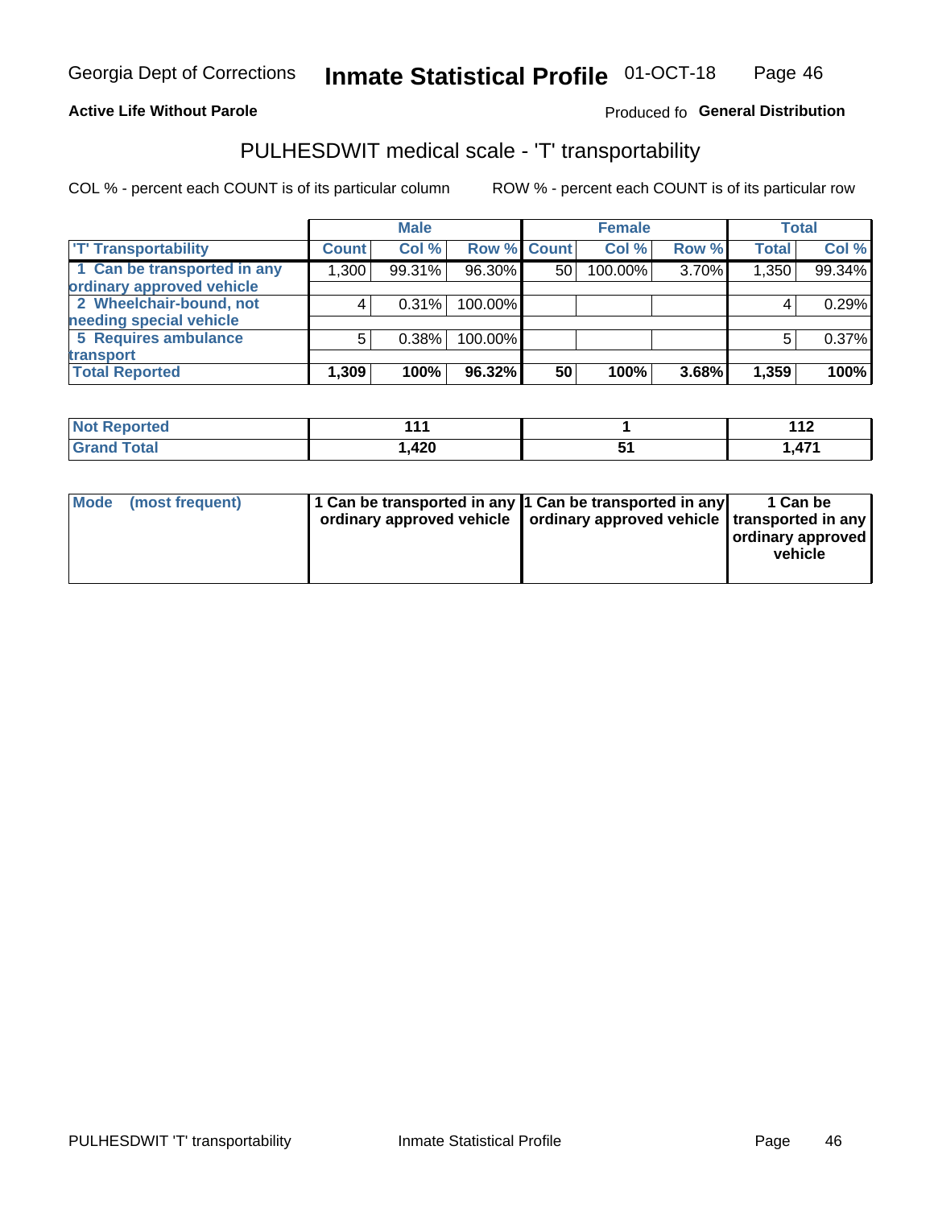Georgia Dept of Corrections **Inmate Statistical Profile** 01-OCT-18

**Active Life Without Parole**

Produced fo **General Distribution**

## PULHESDWIT medical scale - 'T' transportability

COL % - percent each COUNT is of its particular column ROW % - percent each COUNT is of its particular row

| | Male | | | Female | | | Total | |
|---|---|---|---|---|---|---|---|---|
| 'T' Transportability | Count | Col % | Row % | Count | Col % | Row % | Total | Col % |
| 1 Can be transported in any ordinary approved vehicle | 1,300 | 99.31% | 96.30% | 50 | 100.00% | 3.70% | 1,350 | 99.34% |
| 2 Wheelchair-bound, not needing special vehicle | 4 | 0.31% | 100.00% | | | | 4 | 0.29% |
| 5 Requires ambulance transport | 5 | 0.38% | 100.00% | | | | 5 | 0.37% |
| **Total Reported** | **1,309** | **100%** | **96.32%** | **50** | **100%** | **3.68%** | **1,359** | **100%** |

| | Male | Female | Total |
|---|---|---|---|
| Not Reported | 111 | 1 | 112 |
| Grand Total | 1,420 | 51 | 1,471 |

| | Male | Female | Total |
|---|---|---|---|
| Mode (most frequent) | 1 Can be transported in any ordinary approved vehicle | 1 Can be transported in any ordinary approved vehicle | 1 Can be transported in any ordinary approved vehicle |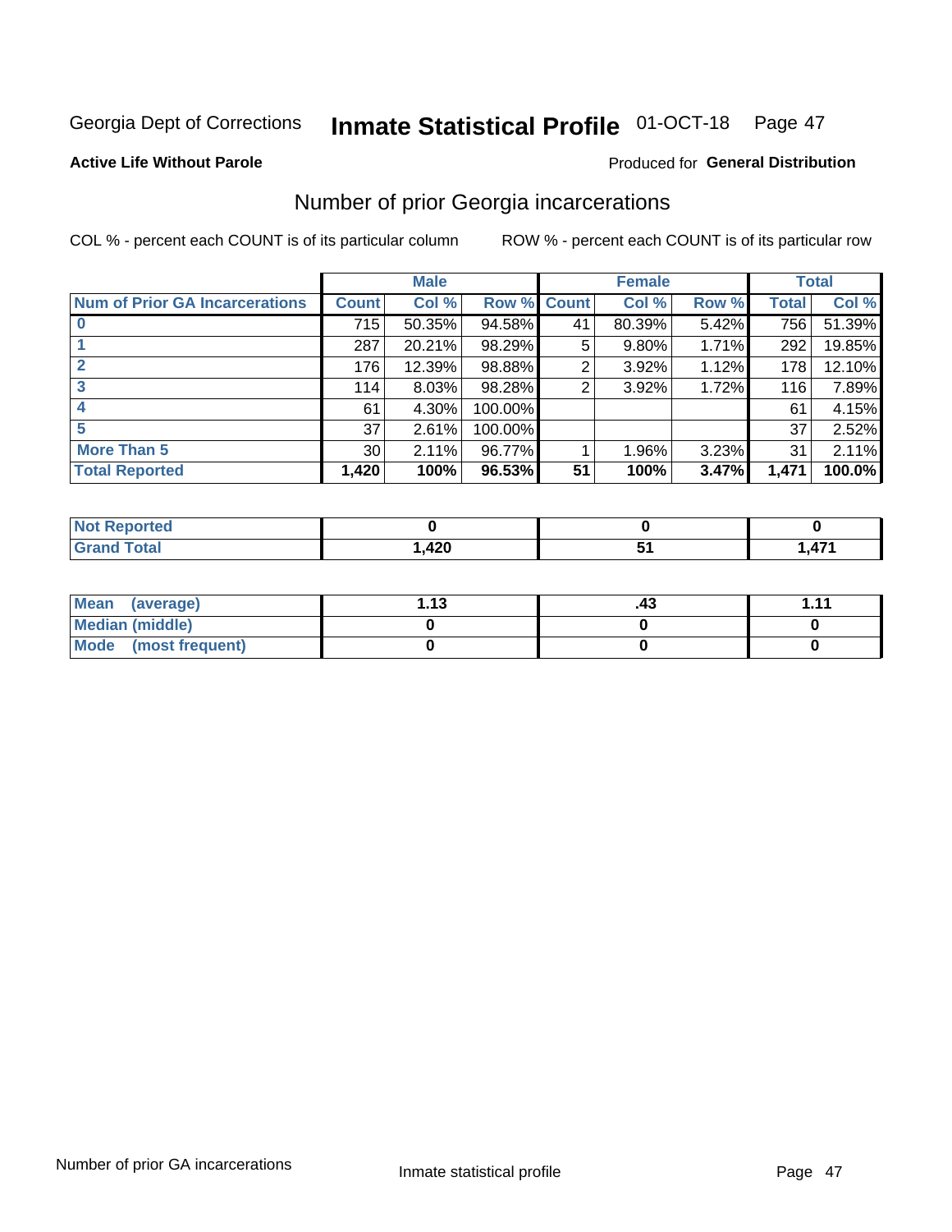Georgia Dept of Corrections **Inmate Statistical Profile** 01-OCT-18

**Active Life Without Parole**

Produced for **General Distribution**

## Number of prior Georgia incarcerations

COL % - percent each COUNT is of its particular column

ROW % - percent each COUNT is of its particular row

| | Male | | | Female | | | Total | |
|---|---|---|---|---|---|---|---|---|
| **Num of Prior GA Incarcerations** | **Count** | **Col %** | **Row %** | **Count** | **Col %** | **Row %** | **Total** | **Col %** |
| **0** | 715 | 50.35% | 94.58% | 41 | 80.39% | 5.42% | 756 | 51.39% |
| **1** | 287 | 20.21% | 98.29% | 5 | 9.80% | 1.71% | 292 | 19.85% |
| **2** | 176 | 12.39% | 98.88% | 2 | 3.92% | 1.12% | 178 | 12.10% |
| **3** | 114 | 8.03% | 98.28% | 2 | 3.92% | 1.72% | 116 | 7.89% |
| **4** | 61 | 4.30% | 100.00% | | | | 61 | 4.15% |
| **5** | 37 | 2.61% | 100.00% | | | | 37 | 2.52% |
| **More Than 5** | 30 | 2.11% | 96.77% | 1 | 1.96% | 3.23% | 31 | 2.11% |
| **Total Reported** | **1,420** | **100%** | **96.53%** | **51** | **100%** | **3.47%** | **1,471** | **100.0%** |

| | Male | Female | Total |
|---|---|---|---|
| **Not Reported** | **0** | **0** | **0** |
| **Grand Total** | **1,420** | **51** | **1,471** |

| | Male | Female | Total |
|---|---|---|---|
| **Mean (average)** | **1.13** | **.43** | **1.11** |
| **Median (middle)** | **0** | **0** | **0** |
| **Mode (most frequent)** | **0** | **0** | **0** |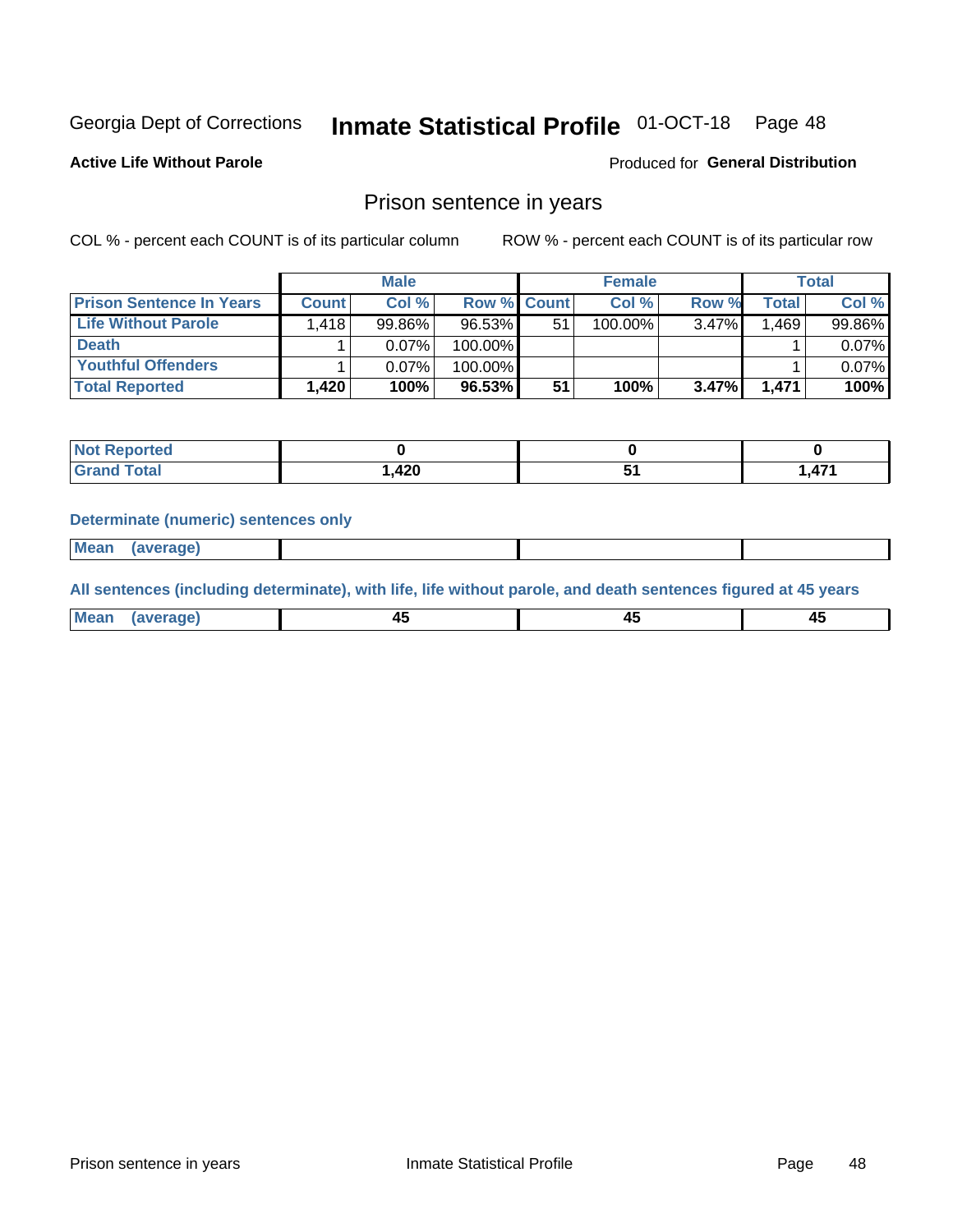Georgia Dept of Corrections **Inmate Statistical Profile** 01-OCT-18

**Active Life Without Parole**

Produced for **General Distribution**

## Prison sentence in years

COL % - percent each COUNT is of its particular column

ROW % - percent each COUNT is of its particular row

| | Male | | | Female | | | Total | |
|---|---|---|---|---|---|---|---|---|
| **Prison Sentence In Years** | **Count** | **Col %** | **Row %** | **Count** | **Col %** | **Row %** | **Total** | **Col %** |
| **Life Without Parole** | 1,418 | 99.86% | 96.53% | 51 | 100.00% | 3.47% | 1,469 | 99.86% |
| **Death** | 1 | 0.07% | 100.00% | | | | 1 | 0.07% |
| **Youthful Offenders** | 1 | 0.07% | 100.00% | | | | 1 | 0.07% |
| **Total Reported** | **1,420** | **100%** | **96.53%** | **51** | **100%** | **3.47%** | **1,471** | **100%** |

| | Male | Female | Total |
|---|---|---|---|
| **Not Reported** | **0** | **0** | **0** |
| **Grand Total** | **1,420** | **51** | **1,471** |

**Determinate (numeric) sentences only**

| | | | |
|---|---|---|---|
| **Mean (average)** | | | |

**All sentences (including determinate), with life, life without parole, and death sentences figured at 45 years**

| | | | |
|---|---|---|---|
| **Mean (average)** | **45** | **45** | **45** |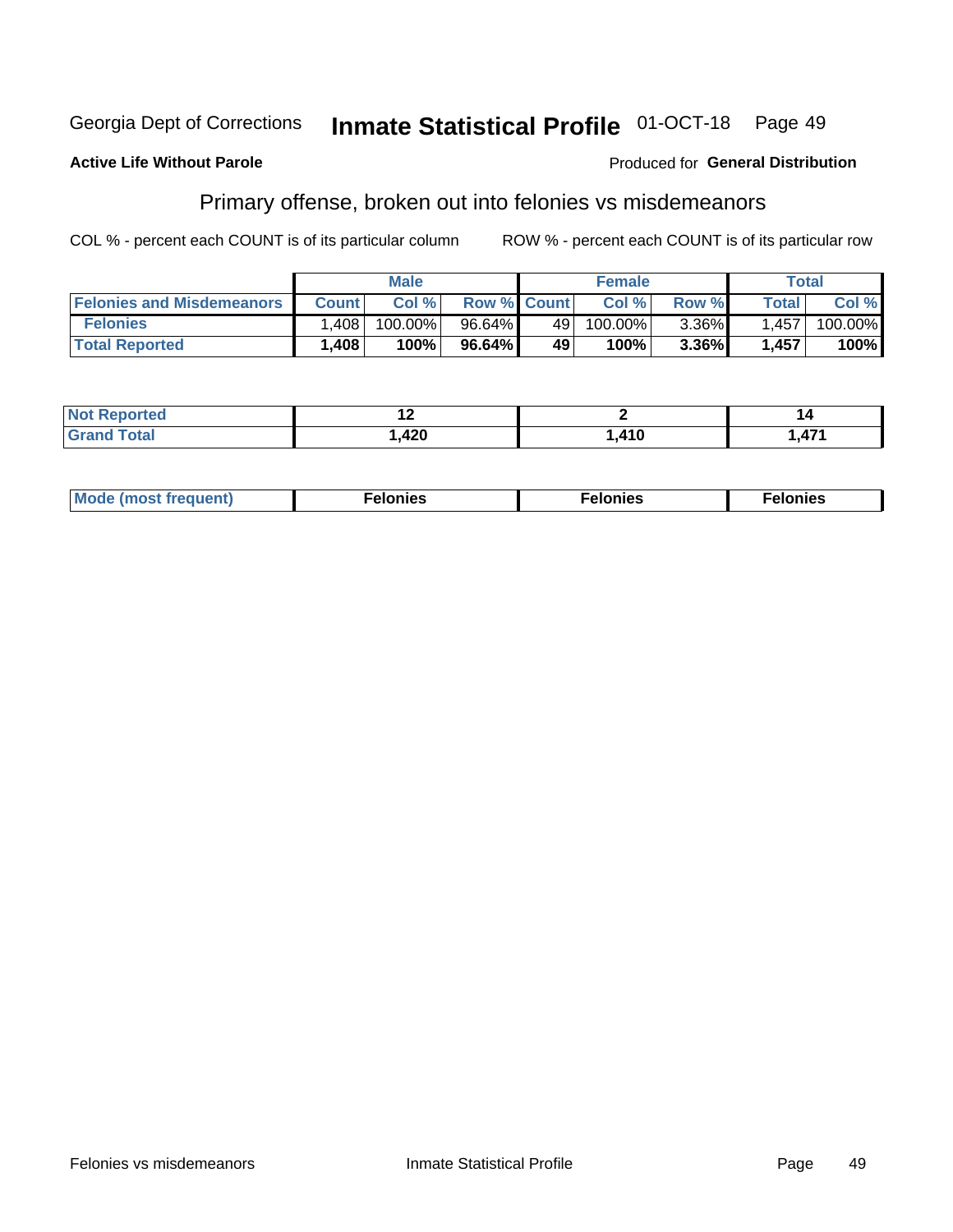Georgia Dept of Corrections **Inmate Statistical Profile** 01-OCT-18

**Active Life Without Parole**

Produced for **General Distribution**

## Primary offense, broken out into felonies vs misdemeanors

COL % - percent each COUNT is of its particular column ROW % - percent each COUNT is of its particular row

| | Male | | | Female | | | Total | |
|---|---|---|---|---|---|---|---|---|
| **Felonies and Misdemeanors** | **Count** | **Col %** | **Row %** | **Count** | **Col %** | **Row %** | **Total** | **Col %** |
| **Felonies** | 1,408 | 100.00% | 96.64% | 49 | 100.00% | 3.36% | 1,457 | 100.00% |
| **Total Reported** | **1,408** | **100%** | **96.64%** | **49** | **100%** | **3.36%** | **1,457** | **100%** |

| | Male | Female | Total |
|---|---|---|---|
| **Not Reported** | **12** | **2** | **14** |
| **Grand Total** | **1,420** | **1,410** | **1,471** |

| | Male | Female | Total |
|---|---|---|---|
| **Mode (most frequent)** | **Felonies** | **Felonies** | **Felonies** |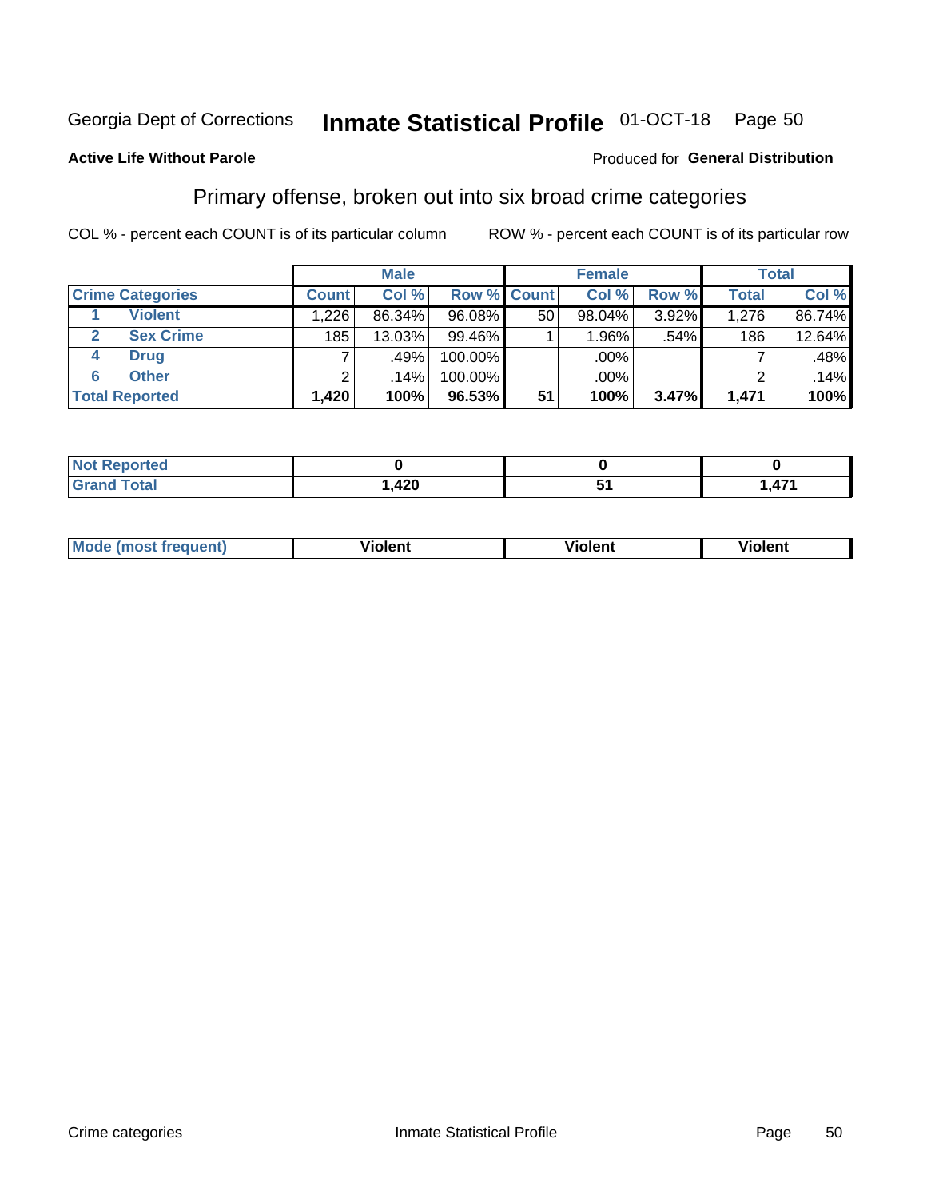Georgia Dept of Corrections **Inmate Statistical Profile** 01-OCT-18 Page 50

**Active Life Without Parole**

Produced for **General Distribution**

## Primary offense, broken out into six broad crime categories

COL % - percent each COUNT is of its particular column

ROW % - percent each COUNT is of its particular row

| | | Male | | | Female | | | Total | |
|---|---|---|---|---|---|---|---|---|---|
| **Crime Categories** | | **Count** | **Col %** | **Row %** | **Count** | **Col %** | **Row %** | **Total** | **Col %** |
| 1 | Violent | 1,226 | 86.34% | 96.08% | 50 | 98.04% | 3.92% | 1,276 | 86.74% |
| 2 | Sex Crime | 185 | 13.03% | 99.46% | 1 | 1.96% | .54% | 186 | 12.64% |
| 4 | Drug | 7 | .49% | 100.00% | | .00% | | 7 | .48% |
| 6 | Other | 2 | .14% | 100.00% | | .00% | | 2 | .14% |
| **Total Reported** | | **1,420** | **100%** | **96.53%** | **51** | **100%** | **3.47%** | **1,471** | **100%** |

| | Male | Female | Total |
|---|---|---|---|
| **Not Reported** | **0** | **0** | **0** |
| **Grand Total** | **1,420** | **51** | **1,471** |

| | Male | Female | Total |
|---|---|---|---|
| **Mode (most frequent)** | **Violent** | **Violent** | **Violent** |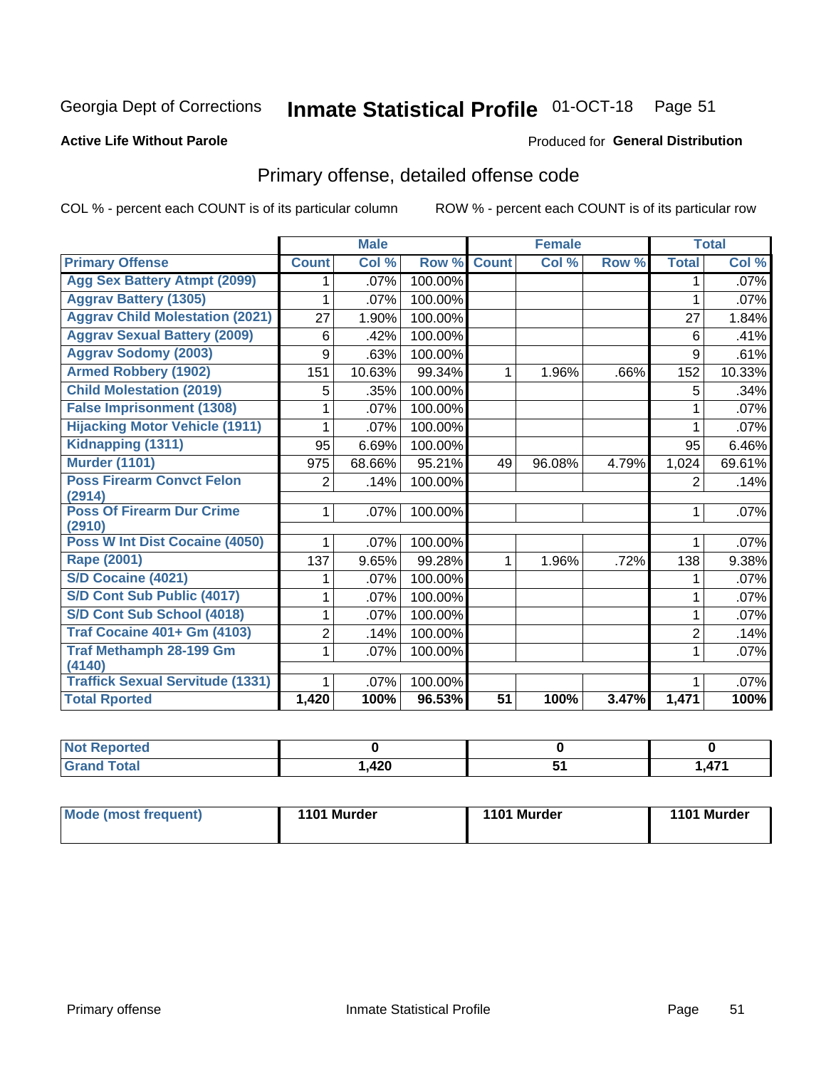Georgia Dept of Corrections **Inspector Statistical Profile** 01-OCT-18

**Active Life Without Parole**

Produced for **General Distribution**

## Primary offense, detailed offense code

COL % - percent each COUNT is of its particular column ROW % - percent each COUNT is of its particular row

| | Male | | | Female | | | Total | |
|---|---|---|---|---|---|---|---|---|
| **Primary Offense** | **Count** | **Col %** | **Row %** | **Count** | **Col %** | **Row %** | **Total** | **Col %** |
| Agg Sex Battery Atmpt (2099) | 1 | .07% | 100.00% | | | | 1 | .07% |
| Aggrav Battery (1305) | 1 | .07% | 100.00% | | | | 1 | .07% |
| Aggrav Child Molestation (2021) | 27 | 1.90% | 100.00% | | | | 27 | 1.84% |
| Aggrav Sexual Battery (2009) | 6 | .42% | 100.00% | | | | 6 | .41% |
| Aggrav Sodomy (2003) | 9 | .63% | 100.00% | | | | 9 | .61% |
| Armed Robbery (1902) | 151 | 10.63% | 99.34% | 1 | 1.96% | .66% | 152 | 10.33% |
| Child Molestation (2019) | 5 | .35% | 100.00% | | | | 5 | .34% |
| False Imprisonment (1308) | 1 | .07% | 100.00% | | | | 1 | .07% |
| Hijacking Motor Vehicle (1911) | 1 | .07% | 100.00% | | | | 1 | .07% |
| Kidnapping (1311) | 95 | 6.69% | 100.00% | | | | 95 | 6.46% |
| Murder (1101) | 975 | 68.66% | 95.21% | 49 | 96.08% | 4.79% | 1,024 | 69.61% |
| Poss Firearm Convct Felon (2914) | 2 | .14% | 100.00% | | | | 2 | .14% |
| Poss Of Firearm Dur Crime (2910) | 1 | .07% | 100.00% | | | | 1 | .07% |
| Poss W Int Dist Cocaine (4050) | 1 | .07% | 100.00% | | | | 1 | .07% |
| Rape (2001) | 137 | 9.65% | 99.28% | 1 | 1.96% | .72% | 138 | 9.38% |
| S/D Cocaine (4021) | 1 | .07% | 100.00% | | | | 1 | .07% |
| S/D Cont Sub Public (4017) | 1 | .07% | 100.00% | | | | 1 | .07% |
| S/D Cont Sub School (4018) | 1 | .07% | 100.00% | | | | 1 | .07% |
| Traf Cocaine 401+ Gm (4103) | 2 | .14% | 100.00% | | | | 2 | .14% |
| Traf Methamph 28-199 Gm (4140) | 1 | .07% | 100.00% | | | | 1 | .07% |
| Traffick Sexual Servitude (1331) | 1 | .07% | 100.00% | | | | 1 | .07% |
| **Total Rported** | **1,420** | **100%** | **96.53%** | **51** | **100%** | **3.47%** | **1,471** | **100%** |

| | Male | Female | Total |
|---|---|---|---|
| Not Reported | 0 | 0 | 0 |
| Grand Total | 1,420 | 51 | 1,471 |

| | Male | Female | Total |
|---|---|---|---|
| Mode (most frequent) | 1101 Murder | 1101 Murder | 1101 Murder |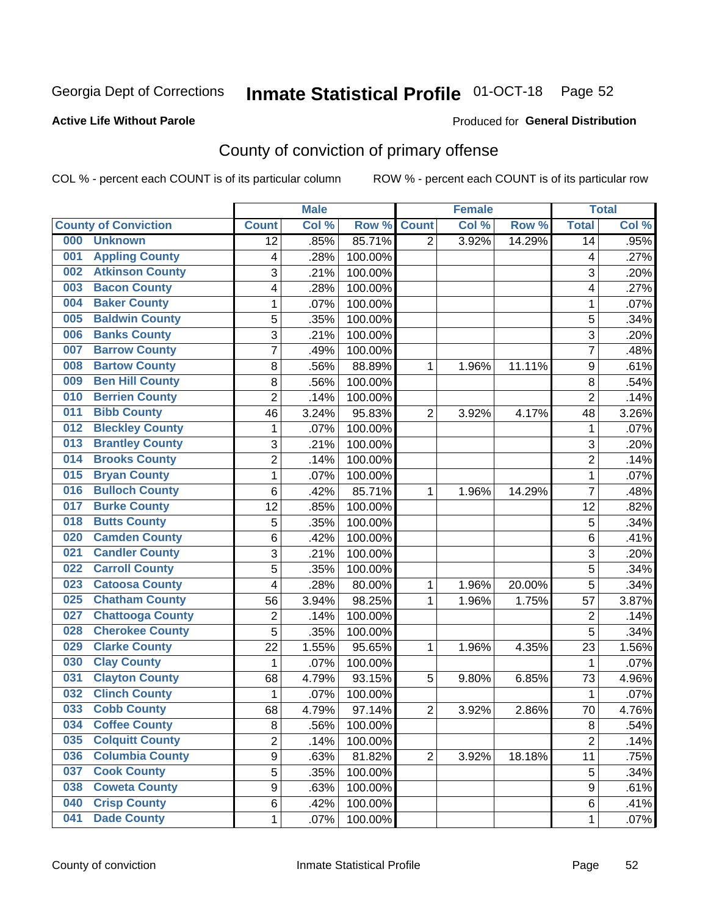Georgia Dept of Corrections **Inmate Statistical Profile** 01-OCT-18 Page 52

**Active Life Without Parole**

Produced for **General Distribution**

## County of conviction of primary offense

COL % - percent each COUNT is of its particular column ROW % - percent each COUNT is of its particular row

| County of Conviction | Male | | | Female | | | Total | |
|---|---|---|---|---|---|---|---|---|
| | Count | Col % | Row % | Count | Col % | Row % | Total | Col % |
| 000 Unknown | 12 | .85% | 85.71% | 2 | 3.92% | 14.29% | 14 | .95% |
| 001 Appling County | 4 | .28% | 100.00% | | | | 4 | .27% |
| 002 Atkinson County | 3 | .21% | 100.00% | | | | 3 | .20% |
| 003 Bacon County | 4 | .28% | 100.00% | | | | 4 | .27% |
| 004 Baker County | 1 | .07% | 100.00% | | | | 1 | .07% |
| 005 Baldwin County | 5 | .35% | 100.00% | | | | 5 | .34% |
| 006 Banks County | 3 | .21% | 100.00% | | | | 3 | .20% |
| 007 Barrow County | 7 | .49% | 100.00% | | | | 7 | .48% |
| 008 Bartow County | 8 | .56% | 88.89% | 1 | 1.96% | 11.11% | 9 | .61% |
| 009 Ben Hill County | 8 | .56% | 100.00% | | | | 8 | .54% |
| 010 Berrien County | 2 | .14% | 100.00% | | | | 2 | .14% |
| 011 Bibb County | 46 | 3.24% | 95.83% | 2 | 3.92% | 4.17% | 48 | 3.26% |
| 012 Bleckley County | 1 | .07% | 100.00% | | | | 1 | .07% |
| 013 Brantley County | 3 | .21% | 100.00% | | | | 3 | .20% |
| 014 Brooks County | 2 | .14% | 100.00% | | | | 2 | .14% |
| 015 Bryan County | 1 | .07% | 100.00% | | | | 1 | .07% |
| 016 Bulloch County | 6 | .42% | 85.71% | 1 | 1.96% | 14.29% | 7 | .48% |
| 017 Burke County | 12 | .85% | 100.00% | | | | 12 | .82% |
| 018 Butts County | 5 | .35% | 100.00% | | | | 5 | .34% |
| 020 Camden County | 6 | .42% | 100.00% | | | | 6 | .41% |
| 021 Candler County | 3 | .21% | 100.00% | | | | 3 | .20% |
| 022 Carroll County | 5 | .35% | 100.00% | | | | 5 | .34% |
| 023 Catoosa County | 4 | .28% | 80.00% | 1 | 1.96% | 20.00% | 5 | .34% |
| 025 Chatham County | 56 | 3.94% | 98.25% | 1 | 1.96% | 1.75% | 57 | 3.87% |
| 027 Chattooga County | 2 | .14% | 100.00% | | | | 2 | .14% |
| 028 Cherokee County | 5 | .35% | 100.00% | | | | 5 | .34% |
| 029 Clarke County | 22 | 1.55% | 95.65% | 1 | 1.96% | 4.35% | 23 | 1.56% |
| 030 Clay County | 1 | .07% | 100.00% | | | | 1 | .07% |
| 031 Clayton County | 68 | 4.79% | 93.15% | 5 | 9.80% | 6.85% | 73 | 4.96% |
| 032 Clinch County | 1 | .07% | 100.00% | | | | 1 | .07% |
| 033 Cobb County | 68 | 4.79% | 97.14% | 2 | 3.92% | 2.86% | 70 | 4.76% |
| 034 Coffee County | 8 | .56% | 100.00% | | | | 8 | .54% |
| 035 Colquitt County | 2 | .14% | 100.00% | | | | 2 | .14% |
| 036 Columbia County | 9 | .63% | 81.82% | 2 | 3.92% | 18.18% | 11 | .75% |
| 037 Cook County | 5 | .35% | 100.00% | | | | 5 | .34% |
| 038 Coweta County | 9 | .63% | 100.00% | | | | 9 | .61% |
| 040 Crisp County | 6 | .42% | 100.00% | | | | 6 | .41% |
| 041 Dade County | 1 | .07% | 100.00% | | | | 1 | .07% |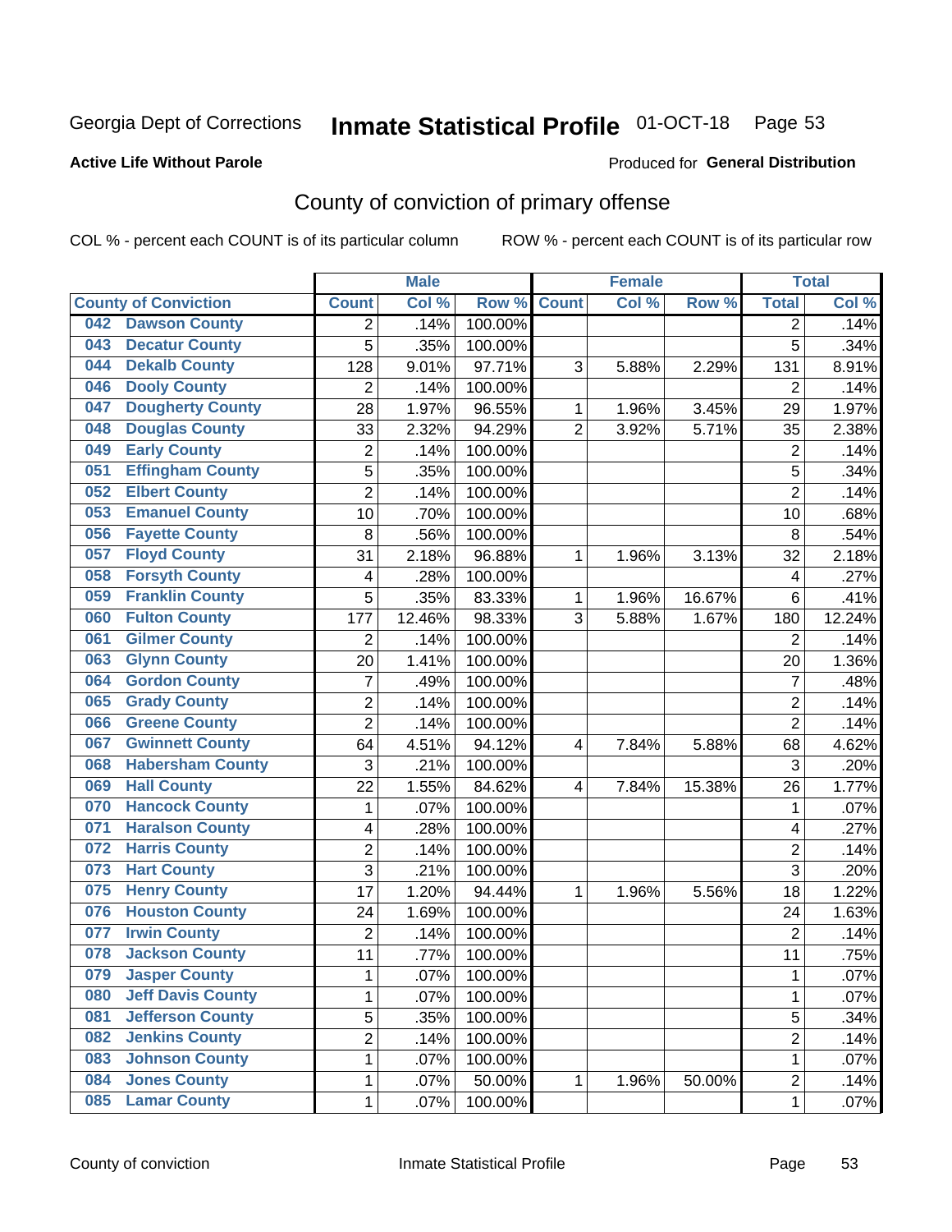Georgia Dept of Corrections **Inmate Statistical Profile** 01-OCT-18

**Active Life Without Parole**

Produced for **General Distribution**

## County of conviction of primary offense

COL % - percent each COUNT is of its particular column ROW % - percent each COUNT is of its particular row

| County of Conviction | Male | | | Female | | | Total | |
|---|---|---|---|---|---|---|---|---|
| | Count | Col % | Row % | Count | Col % | Row % | Total | Col % |
| 042 Dawson County | 2 | .14% | 100.00% | | | | 2 | .14% |
| 043 Decatur County | 5 | .35% | 100.00% | | | | 5 | .34% |
| 044 Dekalb County | 128 | 9.01% | 97.71% | 3 | 5.88% | 2.29% | 131 | 8.91% |
| 046 Dooly County | 2 | .14% | 100.00% | | | | 2 | .14% |
| 047 Dougherty County | 28 | 1.97% | 96.55% | 1 | 1.96% | 3.45% | 29 | 1.97% |
| 048 Douglas County | 33 | 2.32% | 94.29% | 2 | 3.92% | 5.71% | 35 | 2.38% |
| 049 Early County | 2 | .14% | 100.00% | | | | 2 | .14% |
| 051 Effingham County | 5 | .35% | 100.00% | | | | 5 | .34% |
| 052 Elbert County | 2 | .14% | 100.00% | | | | 2 | .14% |
| 053 Emanuel County | 10 | .70% | 100.00% | | | | 10 | .68% |
| 056 Fayette County | 8 | .56% | 100.00% | | | | 8 | .54% |
| 057 Floyd County | 31 | 2.18% | 96.88% | 1 | 1.96% | 3.13% | 32 | 2.18% |
| 058 Forsyth County | 4 | .28% | 100.00% | | | | 4 | .27% |
| 059 Franklin County | 5 | .35% | 83.33% | 1 | 1.96% | 16.67% | 6 | .41% |
| 060 Fulton County | 177 | 12.46% | 98.33% | 3 | 5.88% | 1.67% | 180 | 12.24% |
| 061 Gilmer County | 2 | .14% | 100.00% | | | | 2 | .14% |
| 063 Glynn County | 20 | 1.41% | 100.00% | | | | 20 | 1.36% |
| 064 Gordon County | 7 | .49% | 100.00% | | | | 7 | .48% |
| 065 Grady County | 2 | .14% | 100.00% | | | | 2 | .14% |
| 066 Greene County | 2 | .14% | 100.00% | | | | 2 | .14% |
| 067 Gwinnett County | 64 | 4.51% | 94.12% | 4 | 7.84% | 5.88% | 68 | 4.62% |
| 068 Habersham County | 3 | .21% | 100.00% | | | | 3 | .20% |
| 069 Hall County | 22 | 1.55% | 84.62% | 4 | 7.84% | 15.38% | 26 | 1.77% |
| 070 Hancock County | 1 | .07% | 100.00% | | | | 1 | .07% |
| 071 Haralson County | 4 | .28% | 100.00% | | | | 4 | .27% |
| 072 Harris County | 2 | .14% | 100.00% | | | | 2 | .14% |
| 073 Hart County | 3 | .21% | 100.00% | | | | 3 | .20% |
| 075 Henry County | 17 | 1.20% | 94.44% | 1 | 1.96% | 5.56% | 18 | 1.22% |
| 076 Houston County | 24 | 1.69% | 100.00% | | | | 24 | 1.63% |
| 077 Irwin County | 2 | .14% | 100.00% | | | | 2 | .14% |
| 078 Jackson County | 11 | .77% | 100.00% | | | | 11 | .75% |
| 079 Jasper County | 1 | .07% | 100.00% | | | | 1 | .07% |
| 080 Jeff Davis County | 1 | .07% | 100.00% | | | | 1 | .07% |
| 081 Jefferson County | 5 | .35% | 100.00% | | | | 5 | .34% |
| 082 Jenkins County | 2 | .14% | 100.00% | | | | 2 | .14% |
| 083 Johnson County | 1 | .07% | 100.00% | | | | 1 | .07% |
| 084 Jones County | 1 | .07% | 50.00% | 1 | 1.96% | 50.00% | 2 | .14% |
| 085 Lamar County | 1 | .07% | 100.00% | | | | 1 | .07% |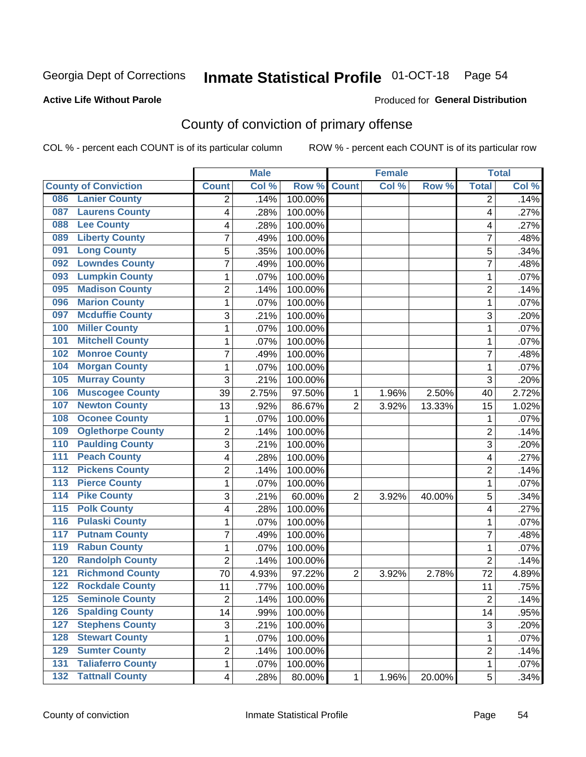Georgia Dept of Corrections **Inmate Statistical Profile** 01-OCT-18

**Active Life Without Parole**

Produced for **General Distribution**

## County of conviction of primary offense

COL % - percent each COUNT is of its particular column ROW % - percent each COUNT is of its particular row

| | Male | | | Female | | | Total | |
|---|---|---|---|---|---|---|---|---|
| County of Conviction | Count | Col % | Row % | Count | Col % | Row % | Total | Col % |
| 086 Lanier County | 2 | .14% | 100.00% | | | | 2 | .14% |
| 087 Laurens County | 4 | .28% | 100.00% | | | | 4 | .27% |
| 088 Lee County | 4 | .28% | 100.00% | | | | 4 | .27% |
| 089 Liberty County | 7 | .49% | 100.00% | | | | 7 | .48% |
| 091 Long County | 5 | .35% | 100.00% | | | | 5 | .34% |
| 092 Lowndes County | 7 | .49% | 100.00% | | | | 7 | .48% |
| 093 Lumpkin County | 1 | .07% | 100.00% | | | | 1 | .07% |
| 095 Madison County | 2 | .14% | 100.00% | | | | 2 | .14% |
| 096 Marion County | 1 | .07% | 100.00% | | | | 1 | .07% |
| 097 Mcduffie County | 3 | .21% | 100.00% | | | | 3 | .20% |
| 100 Miller County | 1 | .07% | 100.00% | | | | 1 | .07% |
| 101 Mitchell County | 1 | .07% | 100.00% | | | | 1 | .07% |
| 102 Monroe County | 7 | .49% | 100.00% | | | | 7 | .48% |
| 104 Morgan County | 1 | .07% | 100.00% | | | | 1 | .07% |
| 105 Murray County | 3 | .21% | 100.00% | | | | 3 | .20% |
| 106 Muscogee County | 39 | 2.75% | 97.50% | 1 | 1.96% | 2.50% | 40 | 2.72% |
| 107 Newton County | 13 | .92% | 86.67% | 2 | 3.92% | 13.33% | 15 | 1.02% |
| 108 Oconee County | 1 | .07% | 100.00% | | | | 1 | .07% |
| 109 Oglethorpe County | 2 | .14% | 100.00% | | | | 2 | .14% |
| 110 Paulding County | 3 | .21% | 100.00% | | | | 3 | .20% |
| 111 Peach County | 4 | .28% | 100.00% | | | | 4 | .27% |
| 112 Pickens County | 2 | .14% | 100.00% | | | | 2 | .14% |
| 113 Pierce County | 1 | .07% | 100.00% | | | | 1 | .07% |
| 114 Pike County | 3 | .21% | 60.00% | 2 | 3.92% | 40.00% | 5 | .34% |
| 115 Polk County | 4 | .28% | 100.00% | | | | 4 | .27% |
| 116 Pulaski County | 1 | .07% | 100.00% | | | | 1 | .07% |
| 117 Putnam County | 7 | .49% | 100.00% | | | | 7 | .48% |
| 119 Rabun County | 1 | .07% | 100.00% | | | | 1 | .07% |
| 120 Randolph County | 2 | .14% | 100.00% | | | | 2 | .14% |
| 121 Richmond County | 70 | 4.93% | 97.22% | 2 | 3.92% | 2.78% | 72 | 4.89% |
| 122 Rockdale County | 11 | .77% | 100.00% | | | | 11 | .75% |
| 125 Seminole County | 2 | .14% | 100.00% | | | | 2 | .14% |
| 126 Spalding County | 14 | .99% | 100.00% | | | | 14 | .95% |
| 127 Stephens County | 3 | .21% | 100.00% | | | | 3 | .20% |
| 128 Stewart County | 1 | .07% | 100.00% | | | | 1 | .07% |
| 129 Sumter County | 2 | .14% | 100.00% | | | | 2 | .14% |
| 131 Taliaferro County | 1 | .07% | 100.00% | | | | 1 | .07% |
| 132 Tattnall County | 4 | .28% | 80.00% | 1 | 1.96% | 20.00% | 5 | .34% |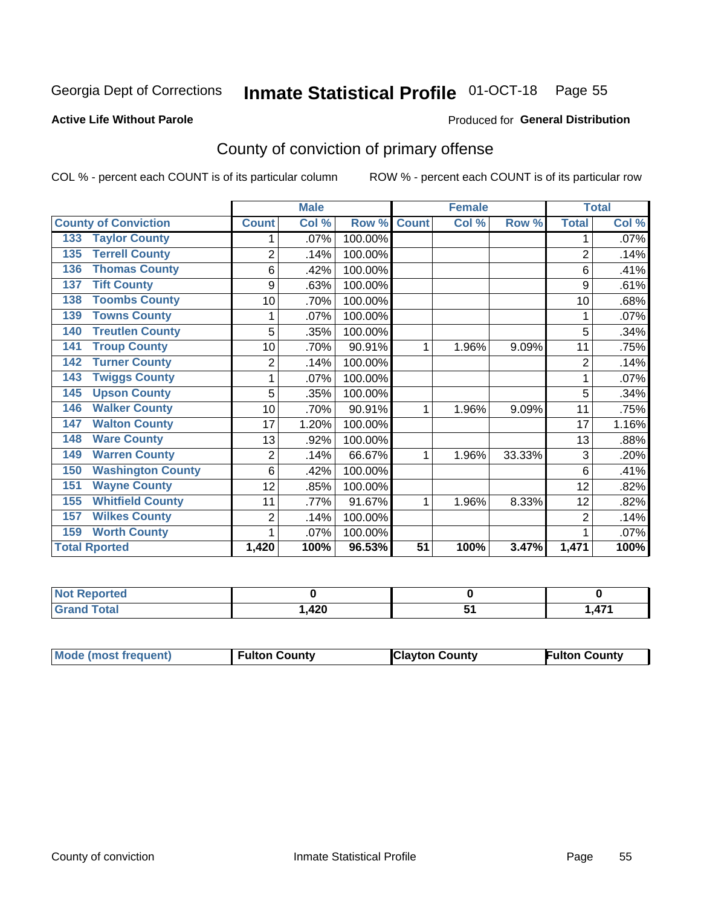Georgia Dept of Corrections **Inmate Statistical Profile** 01-OCT-18

**Active Life Without Parole**

Produced for **General Distribution**

## County of conviction of primary offense

COL % - percent each COUNT is of its particular column

ROW % - percent each COUNT is of its particular row

| | Male | | | Female | | | Total | |
|---|---|---|---|---|---|---|---|---|
| **County of Conviction** | **Count** | **Col %** | **Row %** | **Count** | **Col %** | **Row %** | **Total** | **Col %** |
| 133 Taylor County | 1 | .07% | 100.00% | | | | 1 | .07% |
| 135 Terrell County | 2 | .14% | 100.00% | | | | 2 | .14% |
| 136 Thomas County | 6 | .42% | 100.00% | | | | 6 | .41% |
| 137 Tift County | 9 | .63% | 100.00% | | | | 9 | .61% |
| 138 Toombs County | 10 | .70% | 100.00% | | | | 10 | .68% |
| 139 Towns County | 1 | .07% | 100.00% | | | | 1 | .07% |
| 140 Treutlen County | 5 | .35% | 100.00% | | | | 5 | .34% |
| 141 Troup County | 10 | .70% | 90.91% | 1 | 1.96% | 9.09% | 11 | .75% |
| 142 Turner County | 2 | .14% | 100.00% | | | | 2 | .14% |
| 143 Twiggs County | 1 | .07% | 100.00% | | | | 1 | .07% |
| 145 Upson County | 5 | .35% | 100.00% | | | | 5 | .34% |
| 146 Walker County | 10 | .70% | 90.91% | 1 | 1.96% | 9.09% | 11 | .75% |
| 147 Walton County | 17 | 1.20% | 100.00% | | | | 17 | 1.16% |
| 148 Ware County | 13 | .92% | 100.00% | | | | 13 | .88% |
| 149 Warren County | 2 | .14% | 66.67% | 1 | 1.96% | 33.33% | 3 | .20% |
| 150 Washington County | 6 | .42% | 100.00% | | | | 6 | .41% |
| 151 Wayne County | 12 | .85% | 100.00% | | | | 12 | .82% |
| 155 Whitfield County | 11 | .77% | 91.67% | 1 | 1.96% | 8.33% | 12 | .82% |
| 157 Wilkes County | 2 | .14% | 100.00% | | | | 2 | .14% |
| 159 Worth County | 1 | .07% | 100.00% | | | | 1 | .07% |
| **Total Rported** | **1,420** | **100%** | **96.53%** | **51** | **100%** | **3.47%** | **1,471** | **100%** |

| | Male | Female | Total |
|---|---|---|---|
| **Not Reported** | **0** | **0** | **0** |
| **Grand Total** | **1,420** | **51** | **1,471** |

| | Male | Female | Total |
|---|---|---|---|
| **Mode (most frequent)** | **Fulton County** | **Clayton County** | **Fulton County** |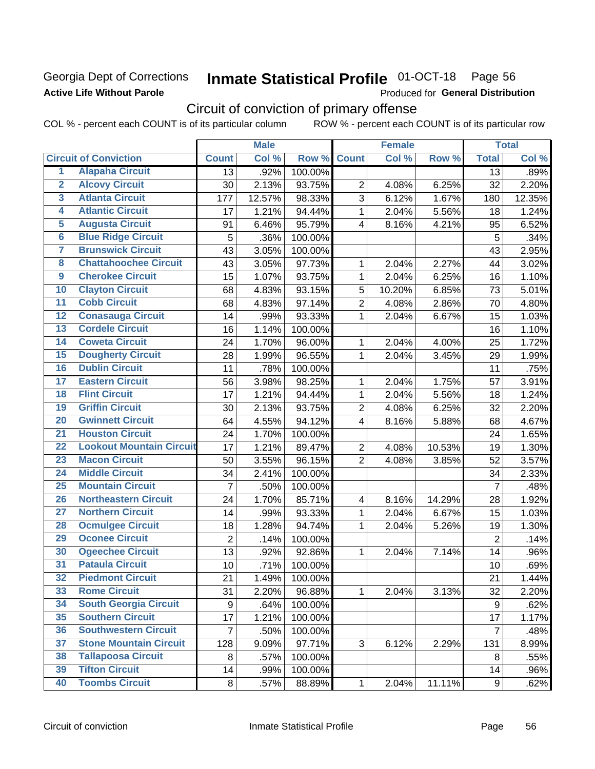Georgia Dept of Corrections
**Active Life Without Parole**

# Inmate Statistical Profile 01-OCT-18

Produced for **General Distribution**

## Circuit of conviction of primary offense

COL % - percent each COUNT is of its particular column ROW % - percent each COUNT is of its particular row

| | Circuit of Conviction | Male | | | Female | | | Total | |
|---|---|---|---|---|---|---|---|---|---|
| | | Count | Col % | Row % | Count | Col % | Row % | Total | Col % |
| 1 | Alapaha Circuit | 13 | .92% | 100.00% | | | | 13 | .89% |
| 2 | Alcovy Circuit | 30 | 2.13% | 93.75% | 2 | 4.08% | 6.25% | 32 | 2.20% |
| 3 | Atlanta Circuit | 177 | 12.57% | 98.33% | 3 | 6.12% | 1.67% | 180 | 12.35% |
| 4 | Atlantic Circuit | 17 | 1.21% | 94.44% | 1 | 2.04% | 5.56% | 18 | 1.24% |
| 5 | Augusta Circuit | 91 | 6.46% | 95.79% | 4 | 8.16% | 4.21% | 95 | 6.52% |
| 6 | Blue Ridge Circuit | 5 | .36% | 100.00% | | | | 5 | .34% |
| 7 | Brunswick Circuit | 43 | 3.05% | 100.00% | | | | 43 | 2.95% |
| 8 | Chattahoochee Circuit | 43 | 3.05% | 97.73% | 1 | 2.04% | 2.27% | 44 | 3.02% |
| 9 | Cherokee Circuit | 15 | 1.07% | 93.75% | 1 | 2.04% | 6.25% | 16 | 1.10% |
| 10 | Clayton Circuit | 68 | 4.83% | 93.15% | 5 | 10.20% | 6.85% | 73 | 5.01% |
| 11 | Cobb Circuit | 68 | 4.83% | 97.14% | 2 | 4.08% | 2.86% | 70 | 4.80% |
| 12 | Conasauga Circuit | 14 | .99% | 93.33% | 1 | 2.04% | 6.67% | 15 | 1.03% |
| 13 | Cordele Circuit | 16 | 1.14% | 100.00% | | | | 16 | 1.10% |
| 14 | Coweta Circuit | 24 | 1.70% | 96.00% | 1 | 2.04% | 4.00% | 25 | 1.72% |
| 15 | Dougherty Circuit | 28 | 1.99% | 96.55% | 1 | 2.04% | 3.45% | 29 | 1.99% |
| 16 | Dublin Circuit | 11 | .78% | 100.00% | | | | 11 | .75% |
| 17 | Eastern Circuit | 56 | 3.98% | 98.25% | 1 | 2.04% | 1.75% | 57 | 3.91% |
| 18 | Flint Circuit | 17 | 1.21% | 94.44% | 1 | 2.04% | 5.56% | 18 | 1.24% |
| 19 | Griffin Circuit | 30 | 2.13% | 93.75% | 2 | 4.08% | 6.25% | 32 | 2.20% |
| 20 | Gwinnett Circuit | 64 | 4.55% | 94.12% | 4 | 8.16% | 5.88% | 68 | 4.67% |
| 21 | Houston Circuit | 24 | 1.70% | 100.00% | | | | 24 | 1.65% |
| 22 | Lookout Mountain Circuit | 17 | 1.21% | 89.47% | 2 | 4.08% | 10.53% | 19 | 1.30% |
| 23 | Macon Circuit | 50 | 3.55% | 96.15% | 2 | 4.08% | 3.85% | 52 | 3.57% |
| 24 | Middle Circuit | 34 | 2.41% | 100.00% | | | | 34 | 2.33% |
| 25 | Mountain Circuit | 7 | .50% | 100.00% | | | | 7 | .48% |
| 26 | Northeastern Circuit | 24 | 1.70% | 85.71% | 4 | 8.16% | 14.29% | 28 | 1.92% |
| 27 | Northern Circuit | 14 | .99% | 93.33% | 1 | 2.04% | 6.67% | 15 | 1.03% |
| 28 | Ocmulgee Circuit | 18 | 1.28% | 94.74% | 1 | 2.04% | 5.26% | 19 | 1.30% |
| 29 | Oconee Circuit | 2 | .14% | 100.00% | | | | 2 | .14% |
| 30 | Ogeechee Circuit | 13 | .92% | 92.86% | 1 | 2.04% | 7.14% | 14 | .96% |
| 31 | Pataula Circuit | 10 | .71% | 100.00% | | | | 10 | .69% |
| 32 | Piedmont Circuit | 21 | 1.49% | 100.00% | | | | 21 | 1.44% |
| 33 | Rome Circuit | 31 | 2.20% | 96.88% | 1 | 2.04% | 3.13% | 32 | 2.20% |
| 34 | South Georgia Circuit | 9 | .64% | 100.00% | | | | 9 | .62% |
| 35 | Southern Circuit | 17 | 1.21% | 100.00% | | | | 17 | 1.17% |
| 36 | Southwestern Circuit | 7 | .50% | 100.00% | | | | 7 | .48% |
| 37 | Stone Mountain Circuit | 128 | 9.09% | 97.71% | 3 | 6.12% | 2.29% | 131 | 8.99% |
| 38 | Tallapoosa Circuit | 8 | .57% | 100.00% | | | | 8 | .55% |
| 39 | Tifton Circuit | 14 | .99% | 100.00% | | | | 14 | .96% |
| 40 | Toombs Circuit | 8 | .57% | 88.89% | 1 | 2.04% | 11.11% | 9 | .62% |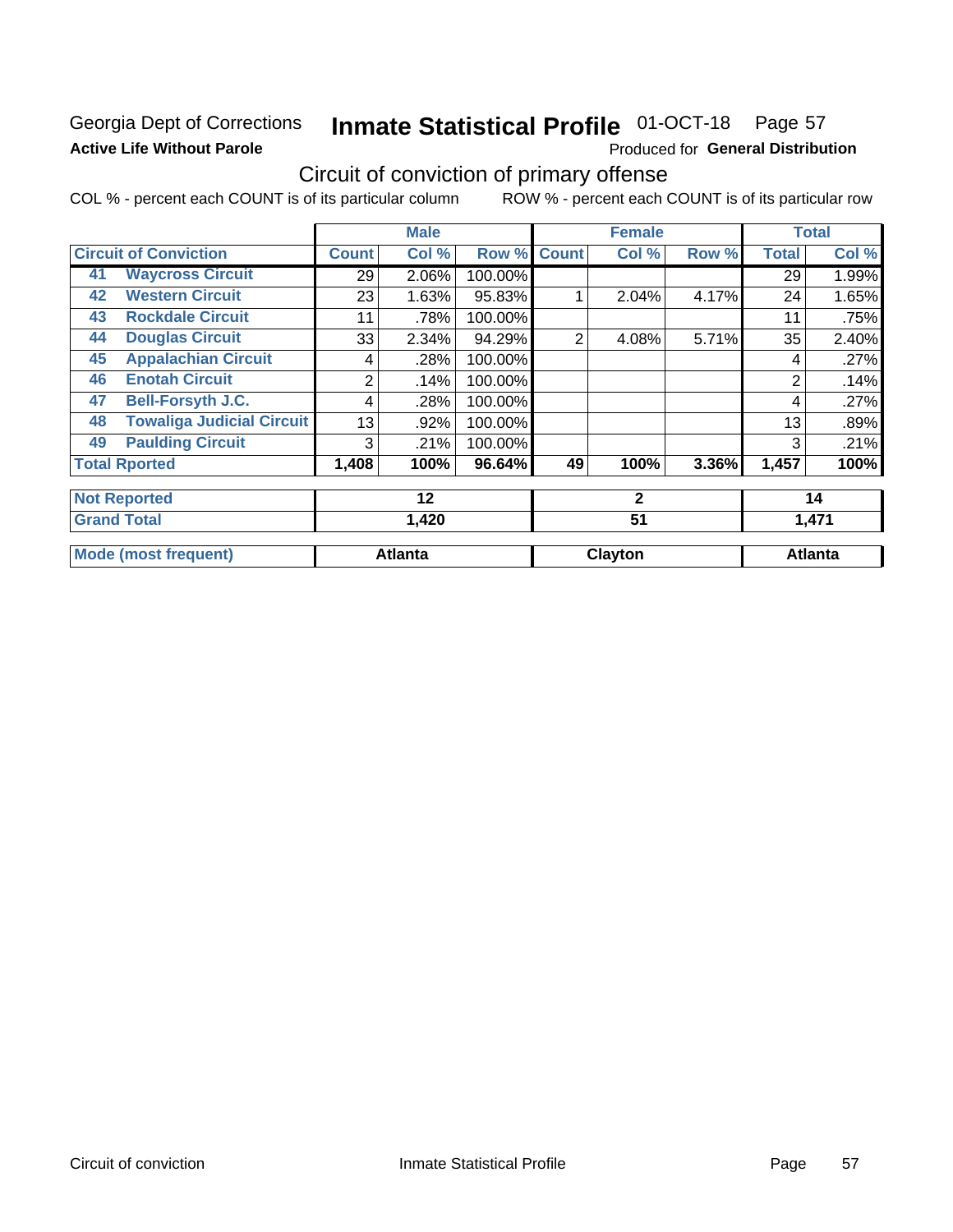Georgia Dept of Corrections **Inmate Statistical Profile** 01-OCT-18 Page 57

**Active Life Without Parole**

Produced for **General Distribution**

## Circuit of conviction of primary offense

COL % - percent each COUNT is of its particular column ROW % - percent each COUNT is of its particular row

| | | Male | | | Female | | | Total | |
|---|---|---|---|---|---|---|---|---|---|
| **Circuit of Conviction** | | **Count** | **Col %** | **Row %** | **Count** | **Col %** | **Row %** | **Total** | **Col %** |
| 41 | Waycross Circuit | 29 | 2.06% | 100.00% | | | | 29 | 1.99% |
| 42 | Western Circuit | 23 | 1.63% | 95.83% | 1 | 2.04% | 4.17% | 24 | 1.65% |
| 43 | Rockdale Circuit | 11 | .78% | 100.00% | | | | 11 | .75% |
| 44 | Douglas Circuit | 33 | 2.34% | 94.29% | 2 | 4.08% | 5.71% | 35 | 2.40% |
| 45 | Appalachian Circuit | 4 | .28% | 100.00% | | | | 4 | .27% |
| 46 | Enotah Circuit | 2 | .14% | 100.00% | | | | 2 | .14% |
| 47 | Bell-Forsyth J.C. | 4 | .28% | 100.00% | | | | 4 | .27% |
| 48 | Towaliga Judicial Circuit | 13 | .92% | 100.00% | | | | 13 | .89% |
| 49 | Paulding Circuit | 3 | .21% | 100.00% | | | | 3 | .21% |
| **Total Rported** | | **1,408** | **100%** | **96.64%** | **49** | **100%** | **3.36%** | **1,457** | **100%** |
| **Not Reported** | | **12** | | | **2** | | | **14** | |
| **Grand Total** | | **1,420** | | | **51** | | | **1,471** | |
| **Mode (most frequent)** | | **Atlanta** | | | **Clayton** | | | **Atlanta** | |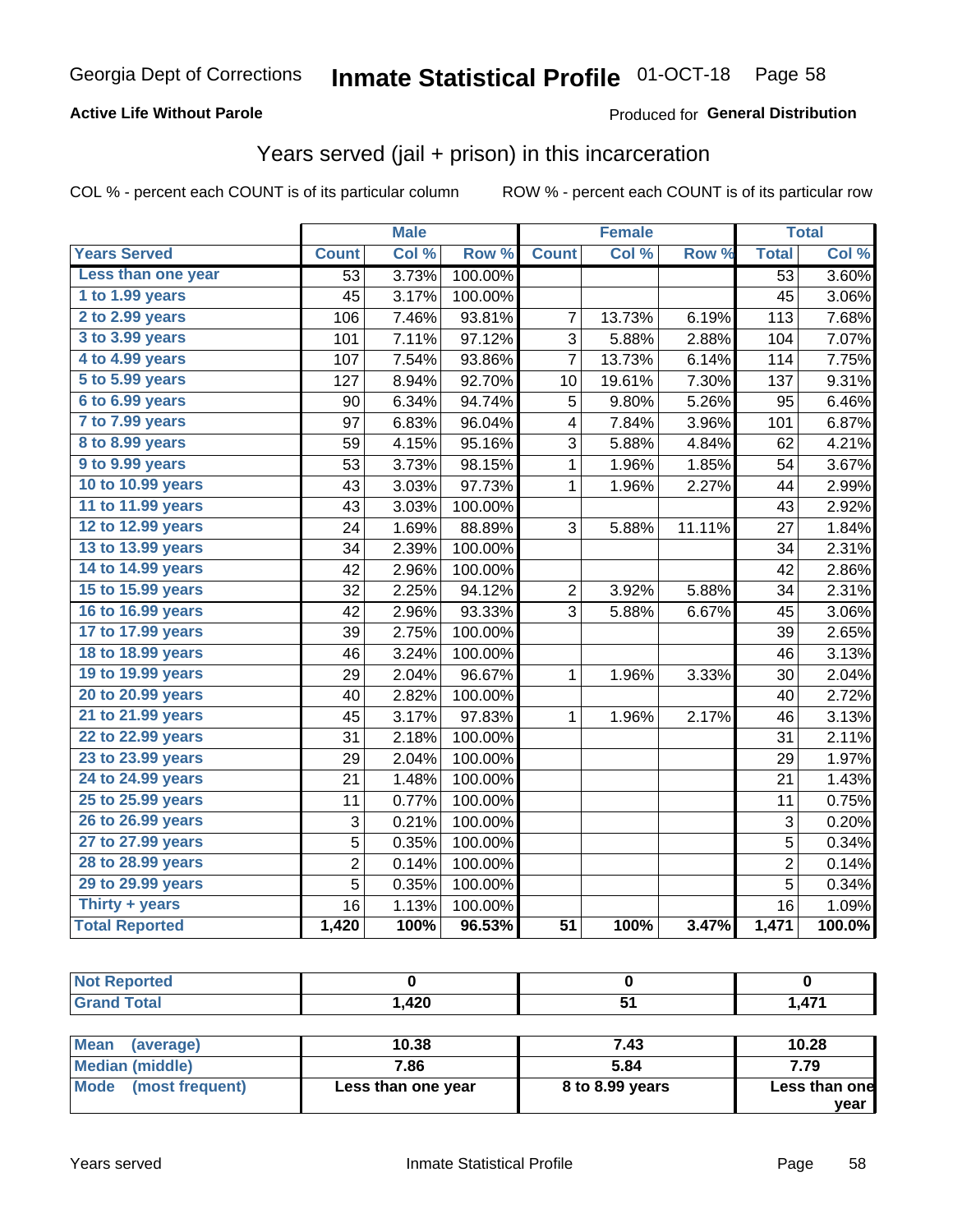Georgia Dept of Corrections **Inmate Statistical Profile** 01-OCT-18

**Active Life Without Parole**

Produced for **General Distribution**

## Years served (jail + prison) in this incarceration

COL % - percent each COUNT is of its particular column

ROW % - percent each COUNT is of its particular row

| | Male | | | Female | | | Total | |
|---|---|---|---|---|---|---|---|---|
| **Years Served** | **Count** | **Col %** | **Row %** | **Count** | **Col %** | **Row %** | **Total** | **Col %** |
| Less than one year | 53 | 3.73% | 100.00% | | | | 53 | 3.60% |
| 1 to 1.99 years | 45 | 3.17% | 100.00% | | | | 45 | 3.06% |
| 2 to 2.99 years | 106 | 7.46% | 93.81% | 7 | 13.73% | 6.19% | 113 | 7.68% |
| 3 to 3.99 years | 101 | 7.11% | 97.12% | 3 | 5.88% | 2.88% | 104 | 7.07% |
| 4 to 4.99 years | 107 | 7.54% | 93.86% | 7 | 13.73% | 6.14% | 114 | 7.75% |
| 5 to 5.99 years | 127 | 8.94% | 92.70% | 10 | 19.61% | 7.30% | 137 | 9.31% |
| 6 to 6.99 years | 90 | 6.34% | 94.74% | 5 | 9.80% | 5.26% | 95 | 6.46% |
| 7 to 7.99 years | 97 | 6.83% | 96.04% | 4 | 7.84% | 3.96% | 101 | 6.87% |
| 8 to 8.99 years | 59 | 4.15% | 95.16% | 3 | 5.88% | 4.84% | 62 | 4.21% |
| 9 to 9.99 years | 53 | 3.73% | 98.15% | 1 | 1.96% | 1.85% | 54 | 3.67% |
| 10 to 10.99 years | 43 | 3.03% | 97.73% | 1 | 1.96% | 2.27% | 44 | 2.99% |
| 11 to 11.99 years | 43 | 3.03% | 100.00% | | | | 43 | 2.92% |
| 12 to 12.99 years | 24 | 1.69% | 88.89% | 3 | 5.88% | 11.11% | 27 | 1.84% |
| 13 to 13.99 years | 34 | 2.39% | 100.00% | | | | 34 | 2.31% |
| 14 to 14.99 years | 42 | 2.96% | 100.00% | | | | 42 | 2.86% |
| 15 to 15.99 years | 32 | 2.25% | 94.12% | 2 | 3.92% | 5.88% | 34 | 2.31% |
| 16 to 16.99 years | 42 | 2.96% | 93.33% | 3 | 5.88% | 6.67% | 45 | 3.06% |
| 17 to 17.99 years | 39 | 2.75% | 100.00% | | | | 39 | 2.65% |
| 18 to 18.99 years | 46 | 3.24% | 100.00% | | | | 46 | 3.13% |
| 19 to 19.99 years | 29 | 2.04% | 96.67% | 1 | 1.96% | 3.33% | 30 | 2.04% |
| 20 to 20.99 years | 40 | 2.82% | 100.00% | | | | 40 | 2.72% |
| 21 to 21.99 years | 45 | 3.17% | 97.83% | 1 | 1.96% | 2.17% | 46 | 3.13% |
| 22 to 22.99 years | 31 | 2.18% | 100.00% | | | | 31 | 2.11% |
| 23 to 23.99 years | 29 | 2.04% | 100.00% | | | | 29 | 1.97% |
| 24 to 24.99 years | 21 | 1.48% | 100.00% | | | | 21 | 1.43% |
| 25 to 25.99 years | 11 | 0.77% | 100.00% | | | | 11 | 0.75% |
| 26 to 26.99 years | 3 | 0.21% | 100.00% | | | | 3 | 0.20% |
| 27 to 27.99 years | 5 | 0.35% | 100.00% | | | | 5 | 0.34% |
| 28 to 28.99 years | 2 | 0.14% | 100.00% | | | | 2 | 0.14% |
| 29 to 29.99 years | 5 | 0.35% | 100.00% | | | | 5 | 0.34% |
| Thirty + years | 16 | 1.13% | 100.00% | | | | 16 | 1.09% |
| **Total Reported** | **1,420** | **100%** | **96.53%** | **51** | **100%** | **3.47%** | **1,471** | **100.0%** |

| | Male | Female | Total |
|---|---|---|---|
| Not Reported | **0** | **0** | **0** |
| Grand Total | **1,420** | **51** | **1,471** |

| | Male | Female | Total |
|---|---|---|---|
| Mean (average) | **10.38** | **7.43** | **10.28** |
| Median (middle) | **7.86** | **5.84** | **7.79** |
| Mode (most frequent) | **Less than one year** | **8 to 8.99 years** | **Less than one year** |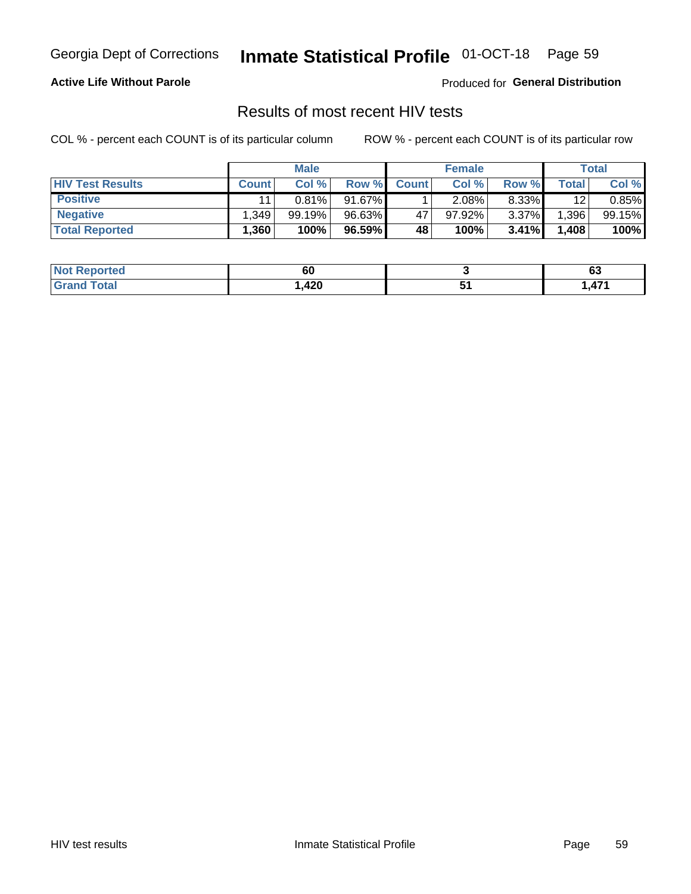Georgia Dept of Corrections **Inmate Statistical Profile** 01-OCT-18

**Active Life Without Parole**

Produced for **General Distribution**

## Results of most recent HIV tests

COL % - percent each COUNT is of its particular column ROW % - percent each COUNT is of its particular row

| | Male | | | Female | | | Total | |
|---|---|---|---|---|---|---|---|---|
| **HIV Test Results** | **Count** | **Col %** | **Row %** | **Count** | **Col %** | **Row %** | **Total** | **Col %** |
| **Positive** | 11 | 0.81% | 91.67% | 1 | 2.08% | 8.33% | 12 | 0.85% |
| **Negative** | 1,349 | 99.19% | 96.63% | 47 | 97.92% | 3.37% | 1,396 | 99.15% |
| **Total Reported** | **1,360** | **100%** | **96.59%** | **48** | **100%** | **3.41%** | **1,408** | **100%** |

| | Male | Female | Total |
|---|---|---|---|
| **Not Reported** | **60** | **3** | **63** |
| **Grand Total** | **1,420** | **51** | **1,471** |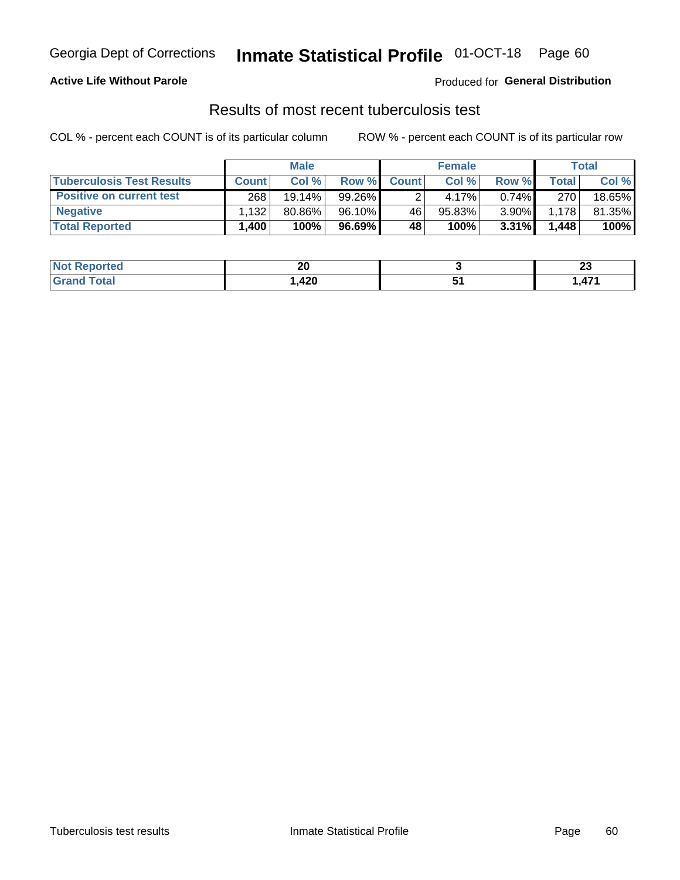Georgia Dept of Corrections **Inmate Statistical Profile** 01-OCT-18 Page 60

**Active Life Without Parole**

Produced for **General Distribution**

## Results of most recent tuberculosis test

COL % - percent each COUNT is of its particular column ROW % - percent each COUNT is of its particular row

| | Male | | | Female | | | Total | |
|---|---|---|---|---|---|---|---|---|
| **Tuberculosis Test Results** | **Count** | **Col %** | **Row %** | **Count** | **Col %** | **Row %** | **Total** | **Col %** |
| **Positive on current test** | 268 | 19.14% | 99.26% | 2 | 4.17% | 0.74% | 270 | 18.65% |
| **Negative** | 1,132 | 80.86% | 96.10% | 46 | 95.83% | 3.90% | 1,178 | 81.35% |
| **Total Reported** | **1,400** | **100%** | **96.69%** | **48** | **100%** | **3.31%** | **1,448** | **100%** |

| | Male | Female | Total |
|---|---|---|---|
| **Not Reported** | **20** | **3** | **23** |
| **Grand Total** | **1,420** | **51** | **1,471** |

Tuberculosis test results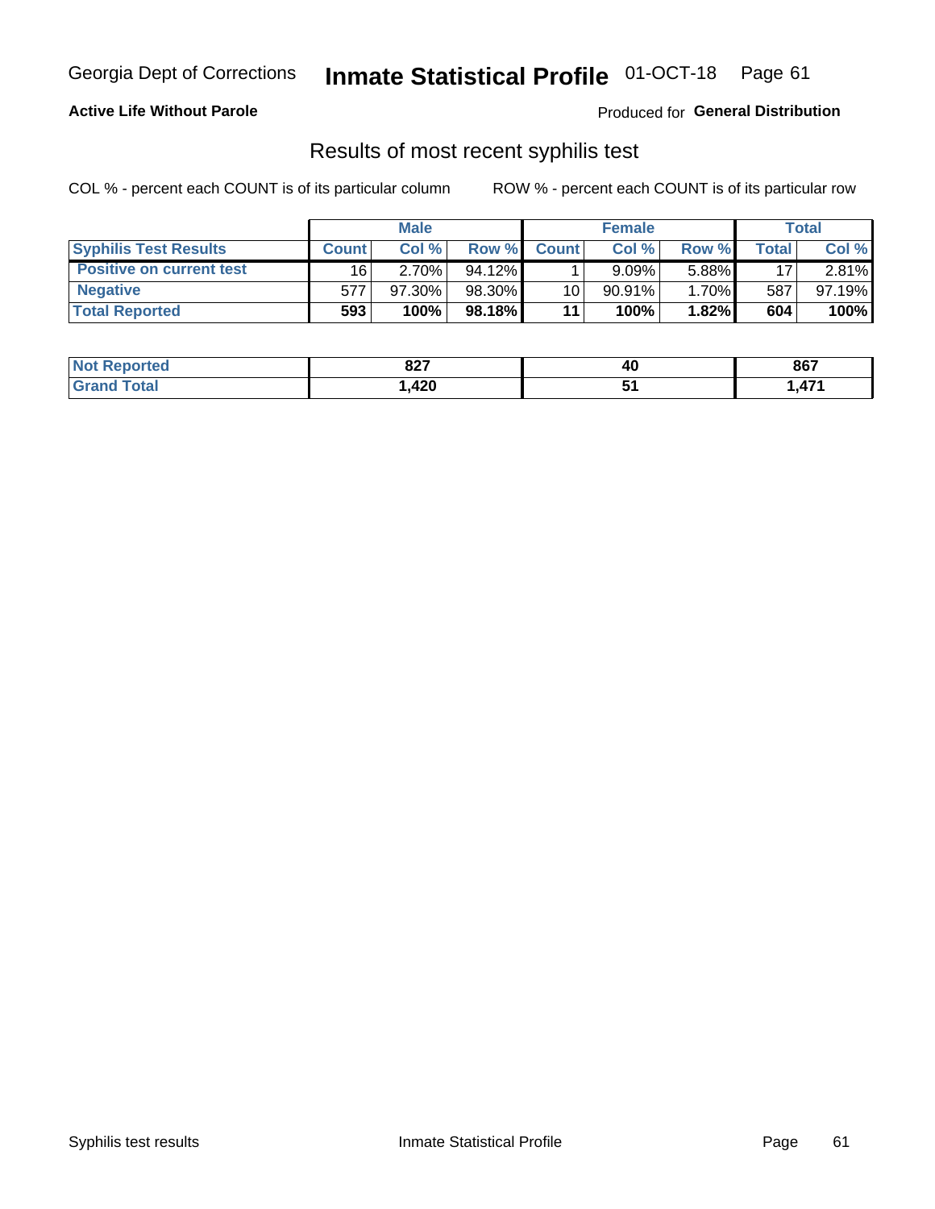Georgia Dept of Corrections **Inmate Statistical Profile** 01-OCT-18

**Active Life Without Parole**

Produced for **General Distribution**

## Results of most recent syphilis test

COL % - percent each COUNT is of its particular column

ROW % - percent each COUNT is of its particular row

| | Male | | | Female | | | Total | |
|---|---|---|---|---|---|---|---|---|
| **Syphilis Test Results** | **Count** | **Col %** | **Row %** | **Count** | **Col %** | **Row %** | **Total** | **Col %** |
| **Positive on current test** | 16 | 2.70% | 94.12% | 1 | 9.09% | 5.88% | 17 | 2.81% |
| **Negative** | 577 | 97.30% | 98.30% | 10 | 90.91% | 1.70% | 587 | 97.19% |
| **Total Reported** | **593** | **100%** | **98.18%** | **11** | **100%** | **1.82%** | **604** | **100%** |

| | Male | Female | Total |
|---|---|---|---|
| **Not Reported** | **827** | **40** | **867** |
| **Grand Total** | **1,420** | **51** | **1,471** |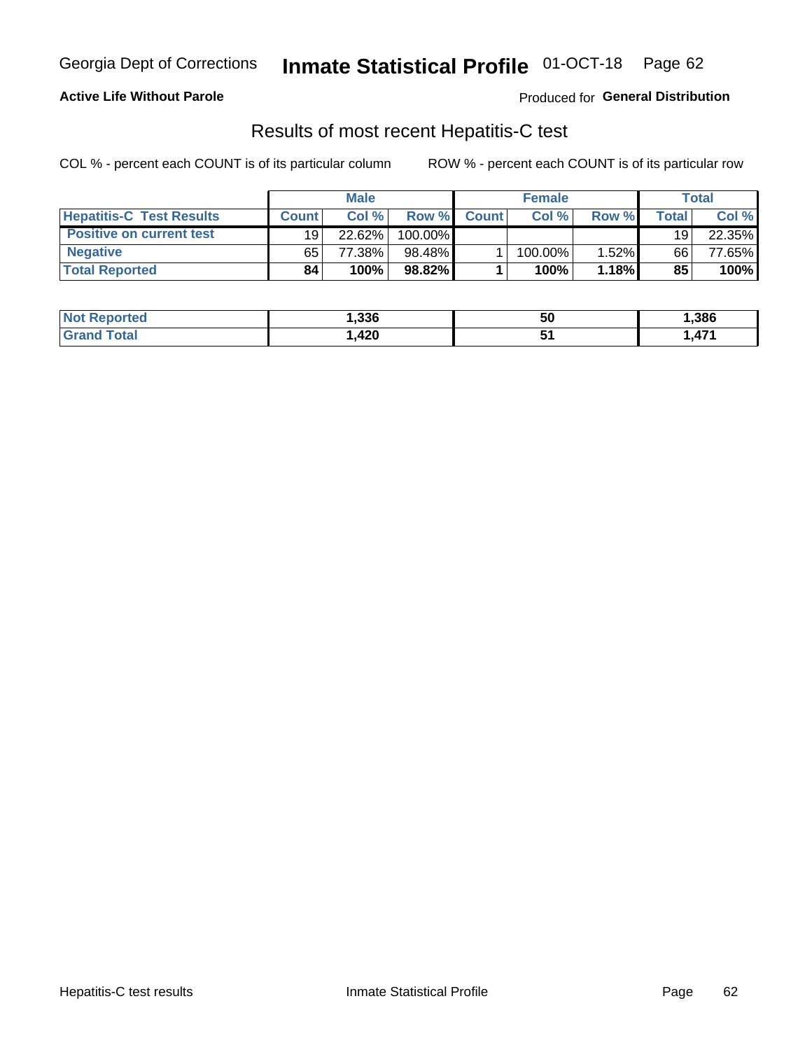Georgia Dept of Corrections **Inmate Statistical Profile** 01-OCT-18

**Active Life Without Parole**

Produced for **General Distribution**

## Results of most recent Hepatitis-C test

COL % - percent each COUNT is of its particular column

ROW % - percent each COUNT is of its particular row

| | Male | | | Female | | | Total | |
|---|---|---|---|---|---|---|---|---|
| **Hepatitis-C Test Results** | **Count** | **Col %** | **Row %** | **Count** | **Col %** | **Row %** | **Total** | **Col %** |
| **Positive on current test** | 19 | 22.62% | 100.00% | | | | 19 | 22.35% |
| **Negative** | 65 | 77.38% | 98.48% | 1 | 100.00% | 1.52% | 66 | 77.65% |
| **Total Reported** | **84** | **100%** | **98.82%** | **1** | **100%** | **1.18%** | **85** | **100%** |

| | Male | Female | Total |
|---|---|---|---|
| **Not Reported** | **1,336** | **50** | **1,386** |
| **Grand Total** | **1,420** | **51** | **1,471** |